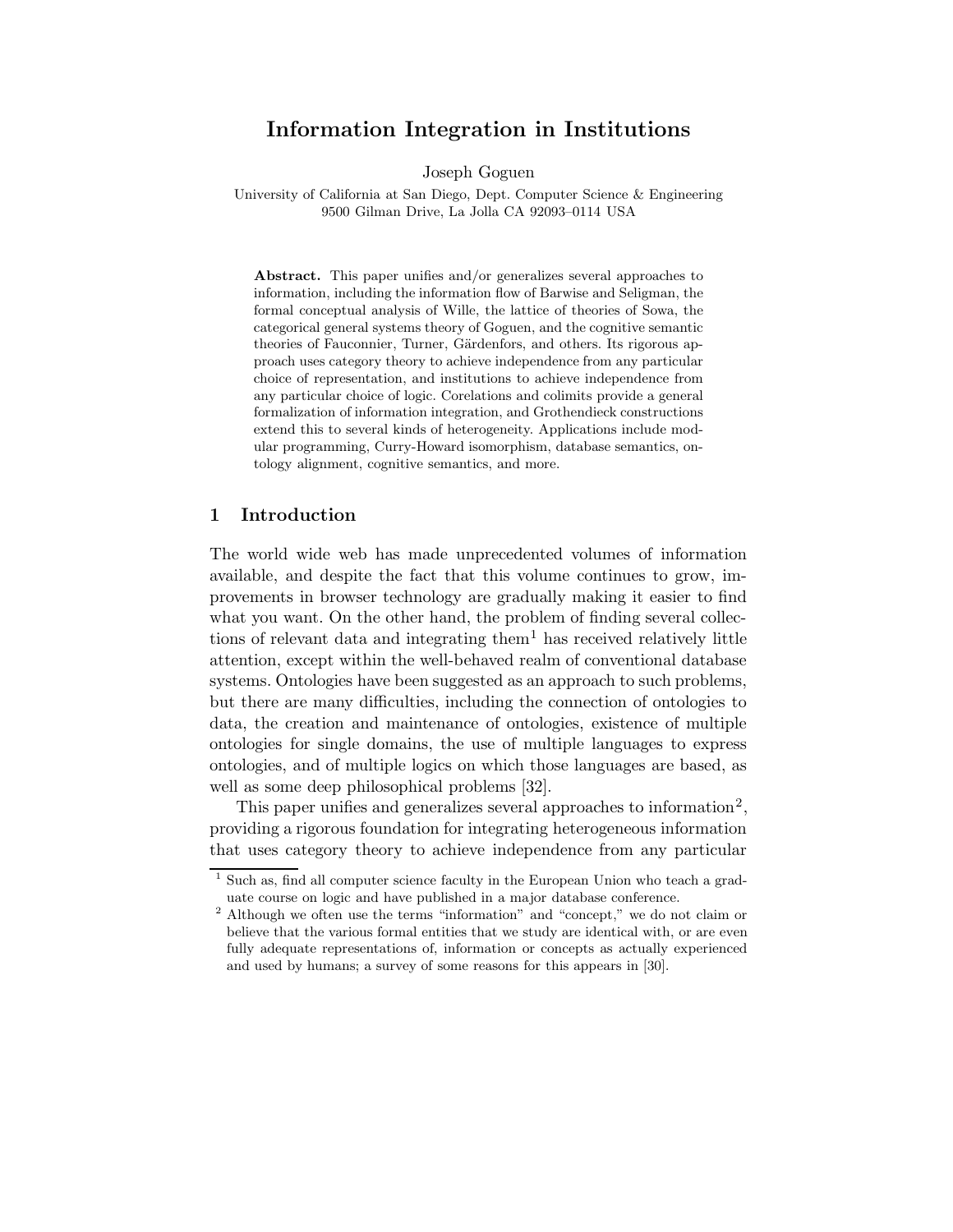# Information Integration in Institutions

Joseph Goguen

University of California at San Diego, Dept. Computer Science & Engineering
9500 Gilman Drive, La Jolla CA 92093–0114 USA

**Abstract.** This paper unifies and/or generalizes several approaches to information, including the information flow of Barwise and Seligman, the formal conceptual analysis of Wille, the lattice of theories of Sowa, the categorical general systems theory of Goguen, and the cognitive semantic theories of Fauconnier, Turner, Gärdenfors, and others. Its rigorous approach uses category theory to achieve independence from any particular choice of representation, and institutions to achieve independence from any particular choice of logic. Corelations and colimits provide a general formalization of information integration, and Grothendieck constructions extend this to several kinds of heterogeneity. Applications include modular programming, Curry-Howard isomorphism, database semantics, ontology alignment, cognitive semantics, and more.

## 1 Introduction

The world wide web has made unprecedented volumes of information available, and despite the fact that this volume continues to grow, improvements in browser technology are gradually making it easier to find what you want. On the other hand, the problem of finding several collections of relevant data and integrating them[1] has received relatively little attention, except within the well-behaved realm of conventional database systems. Ontologies have been suggested as an approach to such problems, but there are many difficulties, including the connection of ontologies to data, the creation and maintenance of ontologies, existence of multiple ontologies for single domains, the use of multiple languages to express ontologies, and of multiple logics on which those languages are based, as well as some deep philosophical problems [32].

This paper unifies and generalizes several approaches to information[2], providing a rigorous foundation for integrating heterogeneous information that uses category theory to achieve independence from any particular

[1] Such as, find all computer science faculty in the European Union who teach a graduate course on logic and have published in a major database conference.

[2] Although we often use the terms "information" and "concept," we do not claim or believe that the various formal entities that we study are identical with, or are even fully adequate representations of, information or concepts as actually experienced and used by humans; a survey of some reasons for this appears in [30].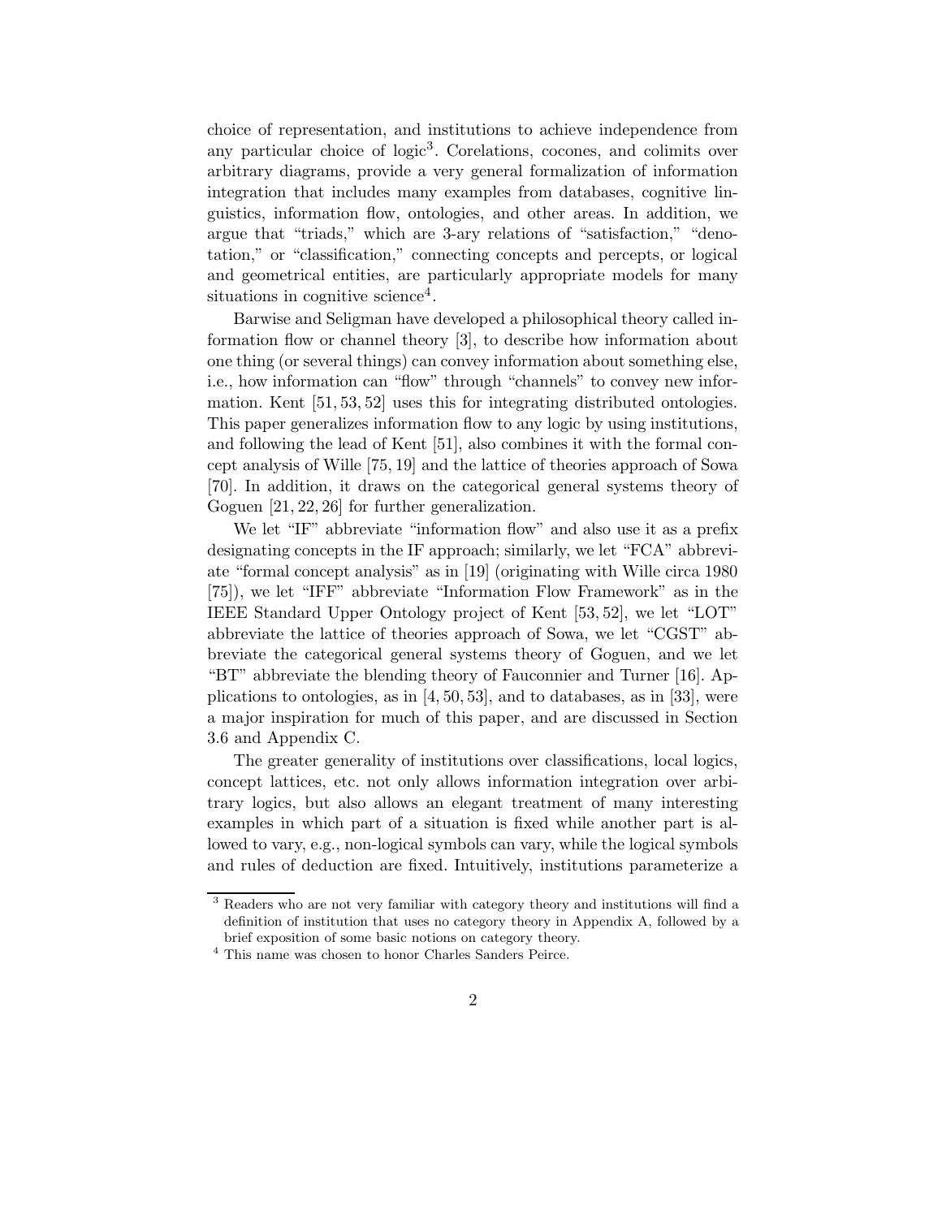choice of representation, and institutions to achieve independence from any particular choice of logic[3]. Corelations, cocones, and colimits over arbitrary diagrams, provide a very general formalization of information integration that includes many examples from databases, cognitive linguistics, information flow, ontologies, and other areas. In addition, we argue that "triads," which are 3-ary relations of "satisfaction," "denotation," or "classification," connecting concepts and percepts, or logical and geometrical entities, are particularly appropriate models for many situations in cognitive science[4].

Barwise and Seligman have developed a philosophical theory called information flow or channel theory [3], to describe how information about one thing (or several things) can convey information about something else, i.e., how information can "flow" through "channels" to convey new information. Kent [51, 53, 52] uses this for integrating distributed ontologies. This paper generalizes information flow to any logic by using institutions, and following the lead of Kent [51], also combines it with the formal concept analysis of Wille [75, 19] and the lattice of theories approach of Sowa [70]. In addition, it draws on the categorical general systems theory of Goguen [21, 22, 26] for further generalization.

We let "IF" abbreviate "information flow" and also use it as a prefix designating concepts in the IF approach; similarly, we let "FCA" abbreviate "formal concept analysis" as in [19] (originating with Wille circa 1980 [75]), we let "IFF" abbreviate "Information Flow Framework" as in the IEEE Standard Upper Ontology project of Kent [53, 52], we let "LOT" abbreviate the lattice of theories approach of Sowa, we let "CGST" abbreviate the categorical general systems theory of Goguen, and we let "BT" abbreviate the blending theory of Fauconnier and Turner [16]. Applications to ontologies, as in [4, 50, 53], and to databases, as in [33], were a major inspiration for much of this paper, and are discussed in Section 3.6 and Appendix C.

The greater generality of institutions over classifications, local logics, concept lattices, etc. not only allows information integration over arbitrary logics, but also allows an elegant treatment of many interesting examples in which part of a situation is fixed while another part is allowed to vary, e.g., non-logical symbols can vary, while the logical symbols and rules of deduction are fixed. Intuitively, institutions parameterize a

[3] Readers who are not very familiar with category theory and institutions will find a definition of institution that uses no category theory in Appendix A, followed by a brief exposition of some basic notions on category theory.

[4] This name was chosen to honor Charles Sanders Peirce.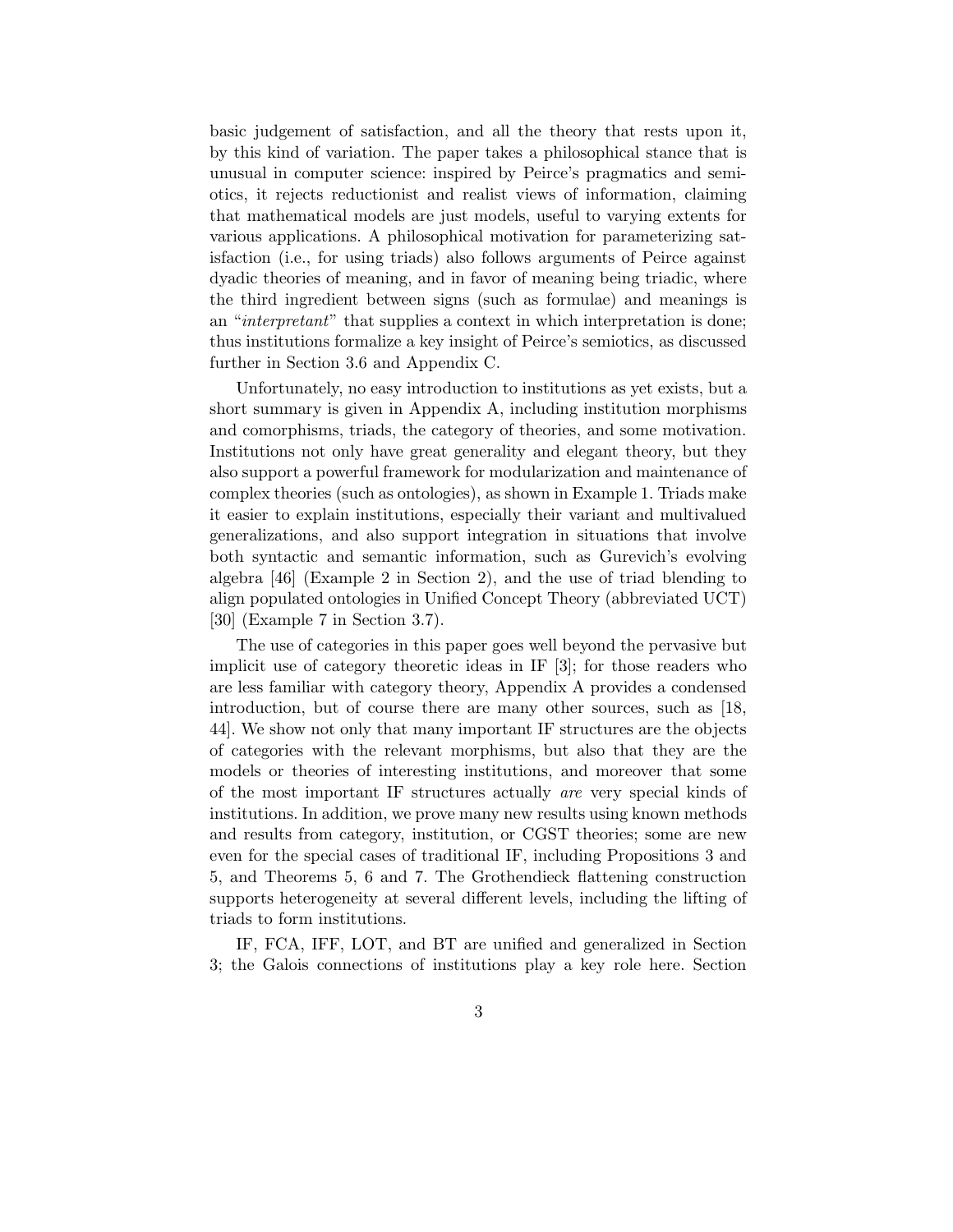basic judgement of satisfaction, and all the theory that rests upon it, by this kind of variation. The paper takes a philosophical stance that is unusual in computer science: inspired by Peirce's pragmatics and semiotics, it rejects reductionist and realist views of information, claiming that mathematical models are just models, useful to varying extents for various applications. A philosophical motivation for parameterizing satisfaction (i.e., for using triads) also follows arguments of Peirce against dyadic theories of meaning, and in favor of meaning being triadic, where the third ingredient between signs (such as formulae) and meanings is an "*interpretant*" that supplies a context in which interpretation is done; thus institutions formalize a key insight of Peirce's semiotics, as discussed further in Section 3.6 and Appendix C.

Unfortunately, no easy introduction to institutions as yet exists, but a short summary is given in Appendix A, including institution morphisms and comorphisms, triads, the category of theories, and some motivation. Institutions not only have great generality and elegant theory, but they also support a powerful framework for modularization and maintenance of complex theories (such as ontologies), as shown in Example 1. Triads make it easier to explain institutions, especially their variant and multivalued generalizations, and also support integration in situations that involve both syntactic and semantic information, such as Gurevich's evolving algebra [46] (Example 2 in Section 2), and the use of triad blending to align populated ontologies in Unified Concept Theory (abbreviated UCT) [30] (Example 7 in Section 3.7).

The use of categories in this paper goes well beyond the pervasive but implicit use of category theoretic ideas in IF [3]; for those readers who are less familiar with category theory, Appendix A provides a condensed introduction, but of course there are many other sources, such as [18, 44]. We show not only that many important IF structures are the objects of categories with the relevant morphisms, but also that they are the models or theories of interesting institutions, and moreover that some of the most important IF structures actually *are* very special kinds of institutions. In addition, we prove many new results using known methods and results from category, institution, or CGST theories; some are new even for the special cases of traditional IF, including Propositions 3 and 5, and Theorems 5, 6 and 7. The Grothendieck flattening construction supports heterogeneity at several different levels, including the lifting of triads to form institutions.

IF, FCA, IFF, LOT, and BT are unified and generalized in Section 3; the Galois connections of institutions play a key role here. Section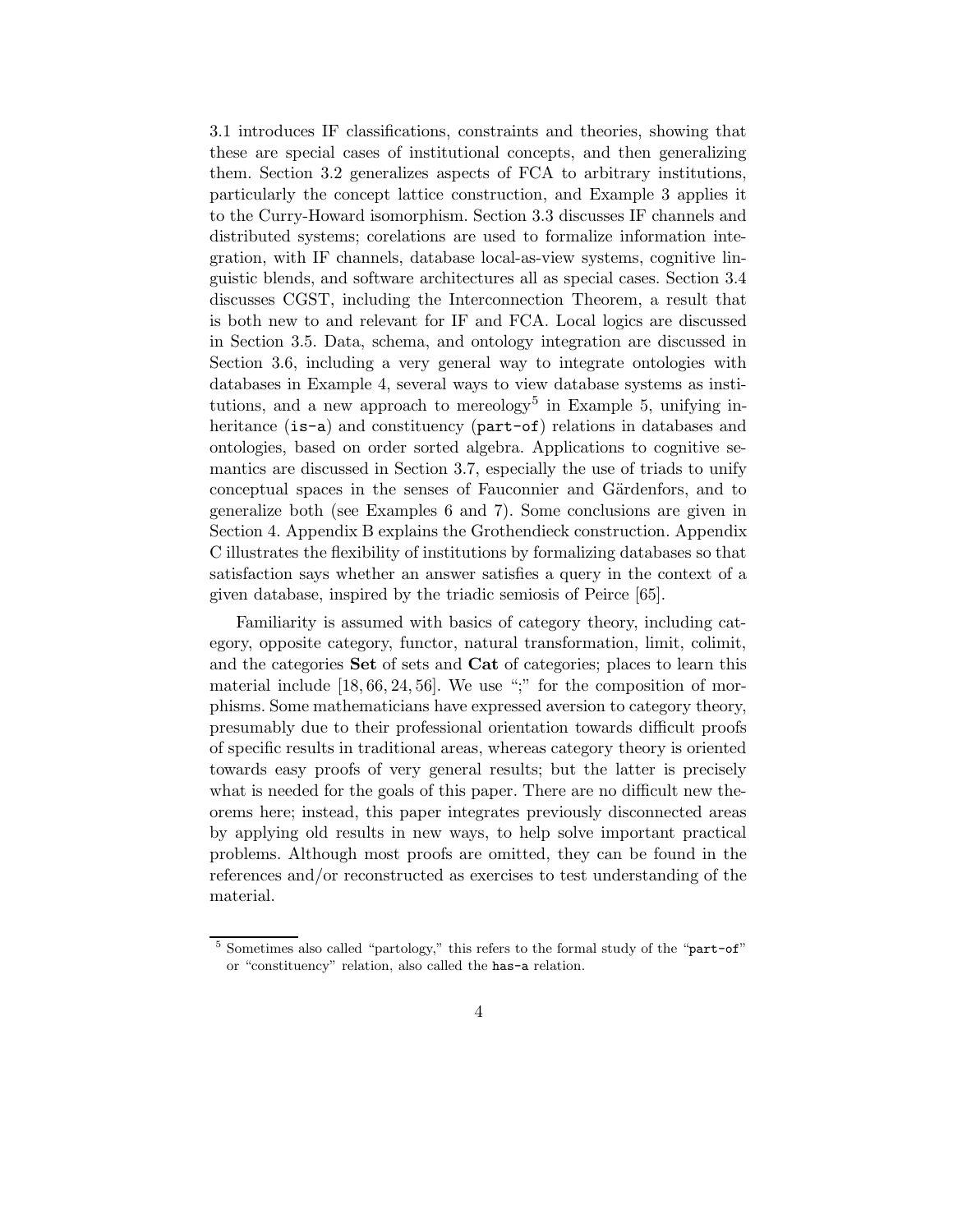3.1 introduces IF classifications, constraints and theories, showing that these are special cases of institutional concepts, and then generalizing them. Section 3.2 generalizes aspects of FCA to arbitrary institutions, particularly the concept lattice construction, and Example 3 applies it to the Curry-Howard isomorphism. Section 3.3 discusses IF channels and distributed systems; corelations are used to formalize information integration, with IF channels, database local-as-view systems, cognitive linguistic blends, and software architectures all as special cases. Section 3.4 discusses CGST, including the Interconnection Theorem, a result that is both new to and relevant for IF and FCA. Local logics are discussed in Section 3.5. Data, schema, and ontology integration are discussed in Section 3.6, including a very general way to integrate ontologies with databases in Example 4, several ways to view database systems as institutions, and a new approach to mereology[5] in Example 5, unifying inheritance (`is-a`) and constituency (`part-of`) relations in databases and ontologies, based on order sorted algebra. Applications to cognitive semantics are discussed in Section 3.7, especially the use of triads to unify conceptual spaces in the senses of Fauconnier and Gärdenfors, and to generalize both (see Examples 6 and 7). Some conclusions are given in Section 4. Appendix B explains the Grothendieck construction. Appendix C illustrates the flexibility of institutions by formalizing databases so that satisfaction says whether an answer satisfies a query in the context of a given database, inspired by the triadic semiosis of Peirce [65].

Familiarity is assumed with basics of category theory, including category, opposite category, functor, natural transformation, limit, colimit, and the categories **Set** of sets and **Cat** of categories; places to learn this material include [18, 66, 24, 56]. We use ";" for the composition of morphisms. Some mathematicians have expressed aversion to category theory, presumably due to their professional orientation towards difficult proofs of specific results in traditional areas, whereas category theory is oriented towards easy proofs of very general results; but the latter is precisely what is needed for the goals of this paper. There are no difficult new theorems here; instead, this paper integrates previously disconnected areas by applying old results in new ways, to help solve important practical problems. Although most proofs are omitted, they can be found in the references and/or reconstructed as exercises to test understanding of the material.

[5] Sometimes also called "partology," this refers to the formal study of the "`part-of`" or "constituency" relation, also called the `has-a` relation.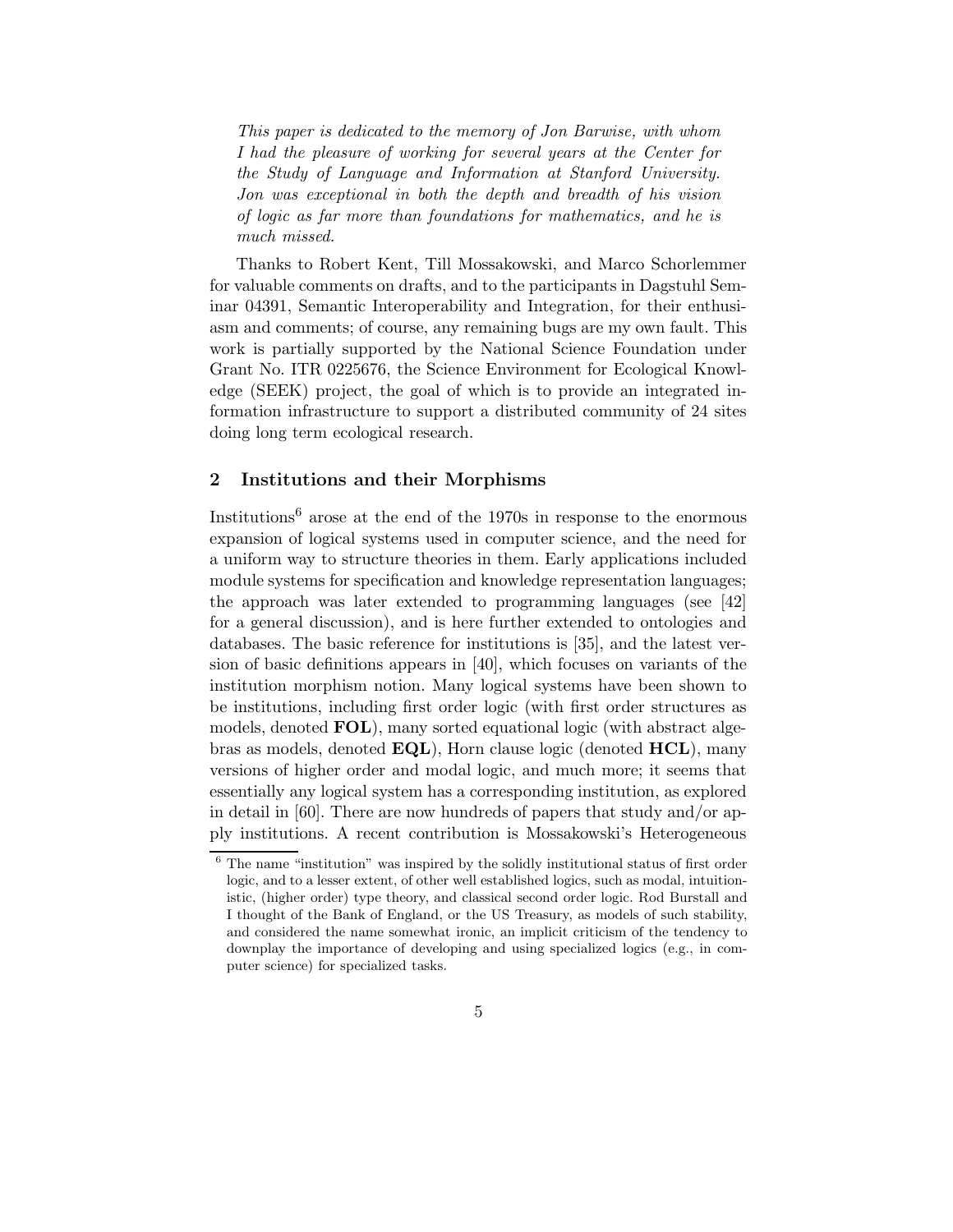*This paper is dedicated to the memory of Jon Barwise, with whom I had the pleasure of working for several years at the Center for the Study of Language and Information at Stanford University. Jon was exceptional in both the depth and breadth of his vision of logic as far more than foundations for mathematics, and he is much missed.*

Thanks to Robert Kent, Till Mossakowski, and Marco Schorlemmer for valuable comments on drafts, and to the participants in Dagstuhl Seminar 04391, Semantic Interoperability and Integration, for their enthusiasm and comments; of course, any remaining bugs are my own fault. This work is partially supported by the National Science Foundation under Grant No. ITR 0225676, the Science Environment for Ecological Knowledge (SEEK) project, the goal of which is to provide an integrated information infrastructure to support a distributed community of 24 sites doing long term ecological research.

## 2 Institutions and their Morphisms

Institutions[6] arose at the end of the 1970s in response to the enormous expansion of logical systems used in computer science, and the need for a uniform way to structure theories in them. Early applications included module systems for specification and knowledge representation languages; the approach was later extended to programming languages (see [42] for a general discussion), and is here further extended to ontologies and databases. The basic reference for institutions is [35], and the latest version of basic definitions appears in [40], which focuses on variants of the institution morphism notion. Many logical systems have been shown to be institutions, including first order logic (with first order structures as models, denoted **FOL**), many sorted equational logic (with abstract algebras as models, denoted **EQL**), Horn clause logic (denoted **HCL**), many versions of higher order and modal logic, and much more; it seems that essentially any logical system has a corresponding institution, as explored in detail in [60]. There are now hundreds of papers that study and/or apply institutions. A recent contribution is Mossakowski's Heterogeneous

[6] The name "institution" was inspired by the solidly institutional status of first order logic, and to a lesser extent, of other well established logics, such as modal, intuitionistic, (higher order) type theory, and classical second order logic. Rod Burstall and I thought of the Bank of England, or the US Treasury, as models of such stability, and considered the name somewhat ironic, an implicit criticism of the tendency to downplay the importance of developing and using specialized logics (e.g., in computer science) for specialized tasks.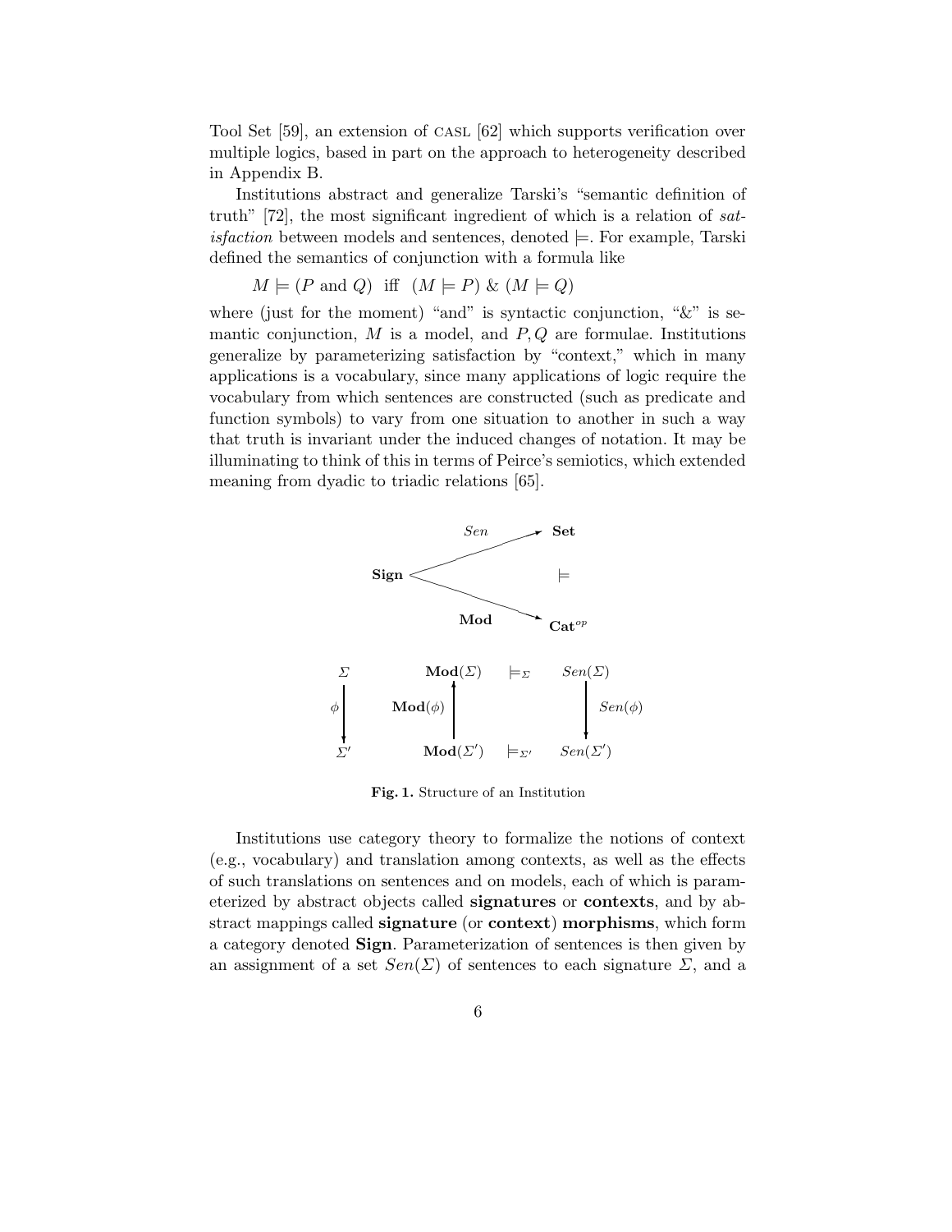Tool Set [59], an extension of CASL [62] which supports verification over multiple logics, based in part on the approach to heterogeneity described in Appendix B.

Institutions abstract and generalize Tarski's "semantic definition of truth" [72], the most significant ingredient of which is a relation of *satisfaction* between models and sentences, denoted $\models$. For example, Tarski defined the semantics of conjunction with a formula like

$$M \models (P \text{ and } Q) \;\text{ iff }\; (M \models P) \;\&\; (M \models Q)$$

where (just for the moment) "and" is syntactic conjunction, "&" is semantic conjunction, $M$ is a model, and $P, Q$ are formulae. Institutions generalize by parameterizing satisfaction by "context," which in many applications is a vocabulary, since many applications of logic require the vocabulary from which sentences are constructed (such as predicate and function symbols) to vary from one situation to another in such a way that truth is invariant under the induced changes of notation. It may be illuminating to think of this in terms of Peirce's semiotics, which extended meaning from dyadic to triadic relations [65].

$$\mathbf{Sign} \xrightarrow{Sen} \mathbf{Set} \qquad \models \qquad \mathbf{Sign} \xrightarrow{\mathbf{Mod}} \mathbf{Cat}^{op}$$

$$\begin{array}{ccccc}
\Sigma & \mathbf{Mod}(\Sigma) & \models_\Sigma & Sen(\Sigma) \\
\phi \downarrow & \mathbf{Mod}(\phi) \uparrow & & \downarrow Sen(\phi) \\
\Sigma' & \mathbf{Mod}(\Sigma') & \models_{\Sigma'} & Sen(\Sigma')
\end{array}$$

**Fig. 1.** Structure of an Institution

Institutions use category theory to formalize the notions of context (e.g., vocabulary) and translation among contexts, as well as the effects of such translations on sentences and on models, each of which is parameterized by abstract objects called **signatures** or **contexts**, and by abstract mappings called **signature** (or **context**) **morphisms**, which form a category denoted **Sign**. Parameterization of sentences is then given by an assignment of a set $Sen(\Sigma)$ of sentences to each signature $\Sigma$, and a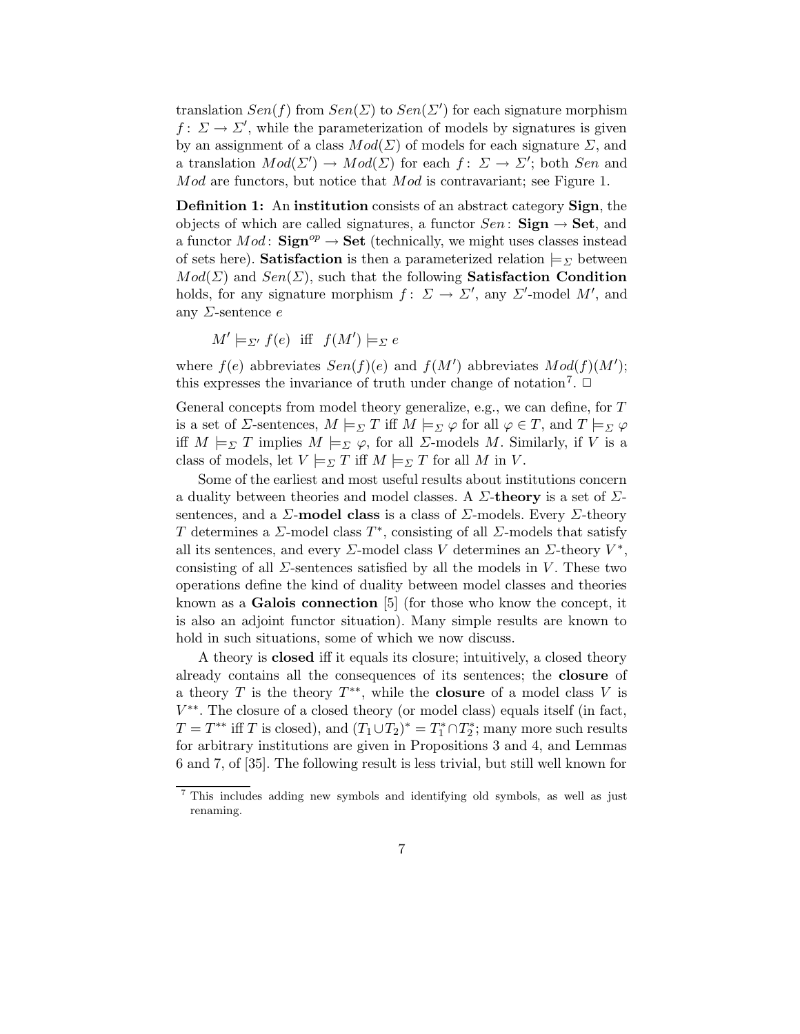translation $Sen(f)$ from $Sen(\Sigma)$ to $Sen(\Sigma')$ for each signature morphism $f\colon \Sigma \to \Sigma'$, while the parameterization of models by signatures is given by an assignment of a class $Mod(\Sigma)$ of models for each signature $\Sigma$, and a translation $Mod(\Sigma') \to Mod(\Sigma)$ for each $f\colon \Sigma \to \Sigma'$; both $Sen$ and $Mod$ are functors, but notice that $Mod$ is contravariant; see Figure 1.

**Definition 1:** An **institution** consists of an abstract category **Sign**, the objects of which are called signatures, a functor $Sen\colon \mathbf{Sign} \to \mathbf{Set}$, and a functor $Mod\colon \mathbf{Sign}^{op} \to \mathbf{Set}$ (technically, we might uses classes instead of sets here). **Satisfaction** is then a parameterized relation $\models_\Sigma$ between $Mod(\Sigma)$ and $Sen(\Sigma)$, such that the following **Satisfaction Condition** holds, for any signature morphism $f\colon \Sigma \to \Sigma'$, any $\Sigma'$-model $M'$, and any $\Sigma$-sentence $e$

$$M' \models_{\Sigma'} f(e) \;\text{ iff }\; f(M') \models_\Sigma e$$

where $f(e)$ abbreviates $Sen(f)(e)$ and $f(M')$ abbreviates $Mod(f)(M')$; this expresses the invariance of truth under change of notation[7]. □

General concepts from model theory generalize, e.g., we can define, for $T$ is a set of $\Sigma$-sentences, $M \models_\Sigma T$ iff $M \models_\Sigma \varphi$ for all $\varphi \in T$, and $T \models_\Sigma \varphi$ iff $M \models_\Sigma T$ implies $M \models_\Sigma \varphi$, for all $\Sigma$-models $M$. Similarly, if $V$ is a class of models, let $V \models_\Sigma T$ iff $M \models_\Sigma T$ for all $M$ in $V$.

Some of the earliest and most useful results about institutions concern a duality between theories and model classes. A $\Sigma$-**theory** is a set of $\Sigma$-sentences, and a $\Sigma$-**model class** is a class of $\Sigma$-models. Every $\Sigma$-theory $T$ determines a $\Sigma$-model class $T^*$, consisting of all $\Sigma$-models that satisfy all its sentences, and every $\Sigma$-model class $V$ determines an $\Sigma$-theory $V^*$, consisting of all $\Sigma$-sentences satisfied by all the models in $V$. These two operations define the kind of duality between model classes and theories known as a **Galois connection** [5] (for those who know the concept, it is also an adjoint functor situation). Many simple results are known to hold in such situations, some of which we now discuss.

A theory is **closed** iff it equals its closure; intuitively, a closed theory already contains all the consequences of its sentences; the **closure** of a theory $T$ is the theory $T^{**}$, while the **closure** of a model class $V$ is $V^{**}$. The closure of a closed theory (or model class) equals itself (in fact, $T = T^{**}$ iff $T$ is closed), and $(T_1 \cup T_2)^* = T_1^* \cap T_2^*$; many more such results for arbitrary institutions are given in Propositions 3 and 4, and Lemmas 6 and 7, of [35]. The following result is less trivial, but still well known for

[7] This includes adding new symbols and identifying old symbols, as well as just renaming.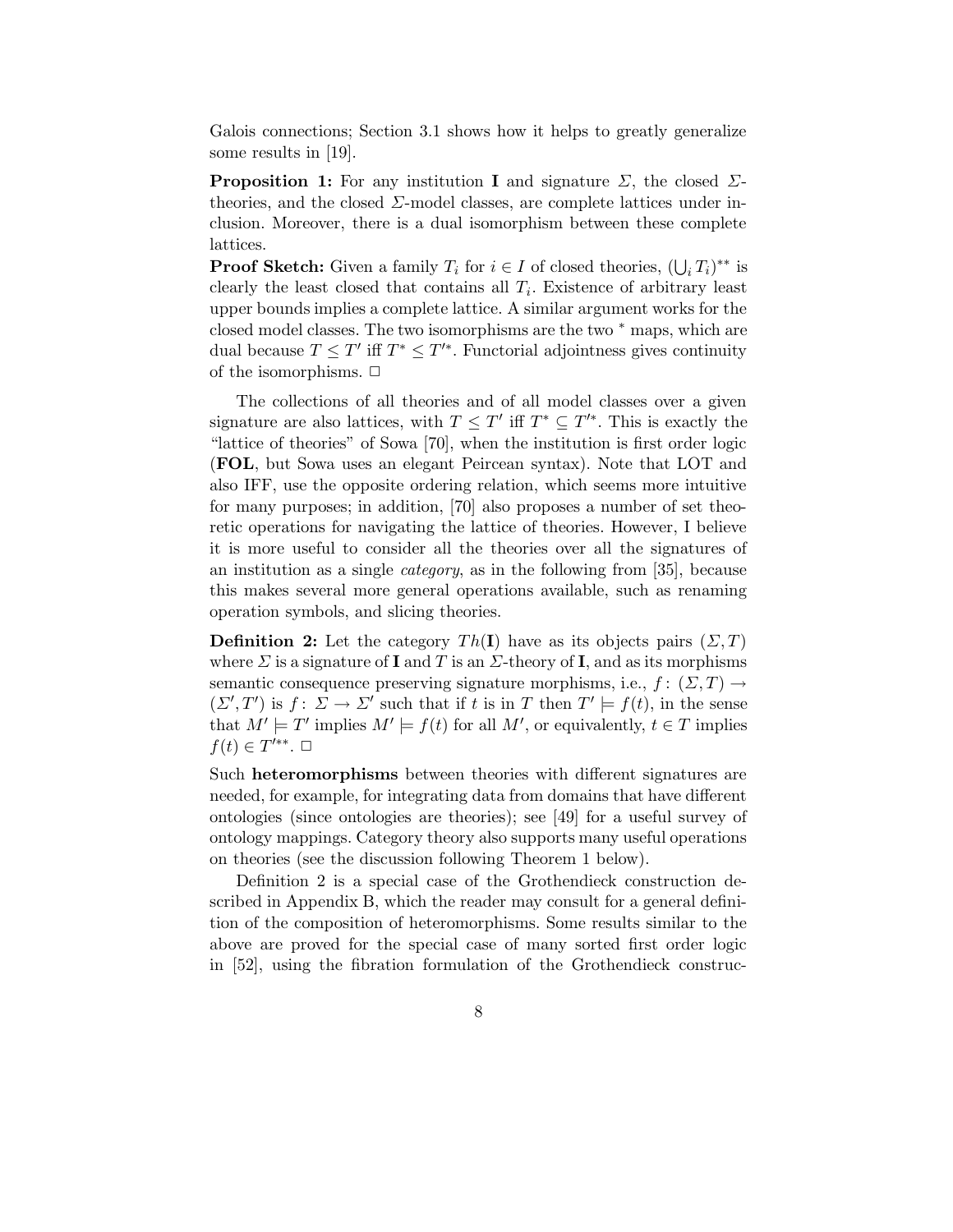Galois connections; Section 3.1 shows how it helps to greatly generalize some results in [19].

**Proposition 1:** For any institution **I** and signature $\Sigma$, the closed $\Sigma$-theories, and the closed $\Sigma$-model classes, are complete lattices under inclusion. Moreover, there is a dual isomorphism between these complete lattices.

**Proof Sketch:** Given a family $T_i$ for $i \in I$ of closed theories, $(\bigcup_i T_i)^{**}$ is clearly the least closed that contains all $T_i$. Existence of arbitrary least upper bounds implies a complete lattice. A similar argument works for the closed model classes. The two isomorphisms are the two $^*$ maps, which are dual because $T \leq T'$ iff $T^* \leq T'^*$. Functorial adjointness gives continuity of the isomorphisms. $\Box$

The collections of all theories and of all model classes over a given signature are also lattices, with $T \leq T'$ iff $T^* \subseteq T'^*$. This is exactly the "lattice of theories" of Sowa [70], when the institution is first order logic (**FOL**, but Sowa uses an elegant Peircean syntax). Note that LOT and also IFF, use the opposite ordering relation, which seems more intuitive for many purposes; in addition, [70] also proposes a number of set theoretic operations for navigating the lattice of theories. However, I believe it is more useful to consider all the theories over all the signatures of an institution as a single *category*, as in the following from [35], because this makes several more general operations available, such as renaming operation symbols, and slicing theories.

**Definition 2:** Let the category $Th(\mathbf{I})$ have as its objects pairs $(\Sigma, T)$ where $\Sigma$ is a signature of **I** and $T$ is an $\Sigma$-theory of **I**, and as its morphisms semantic consequence preserving signature morphisms, i.e., $f\colon (\Sigma, T) \to (\Sigma', T')$ is $f\colon \Sigma \to \Sigma'$ such that if $t$ is in $T$ then $T' \models f(t)$, in the sense that $M' \models T'$ implies $M' \models f(t)$ for all $M'$, or equivalently, $t \in T$ implies $f(t) \in T'^{**}$. $\Box$

Such **heteromorphisms** between theories with different signatures are needed, for example, for integrating data from domains that have different ontologies (since ontologies are theories); see [49] for a useful survey of ontology mappings. Category theory also supports many useful operations on theories (see the discussion following Theorem 1 below).

Definition 2 is a special case of the Grothendieck construction described in Appendix B, which the reader may consult for a general definition of the composition of heteromorphisms. Some results similar to the above are proved for the special case of many sorted first order logic in [52], using the fibration formulation of the Grothendieck construc-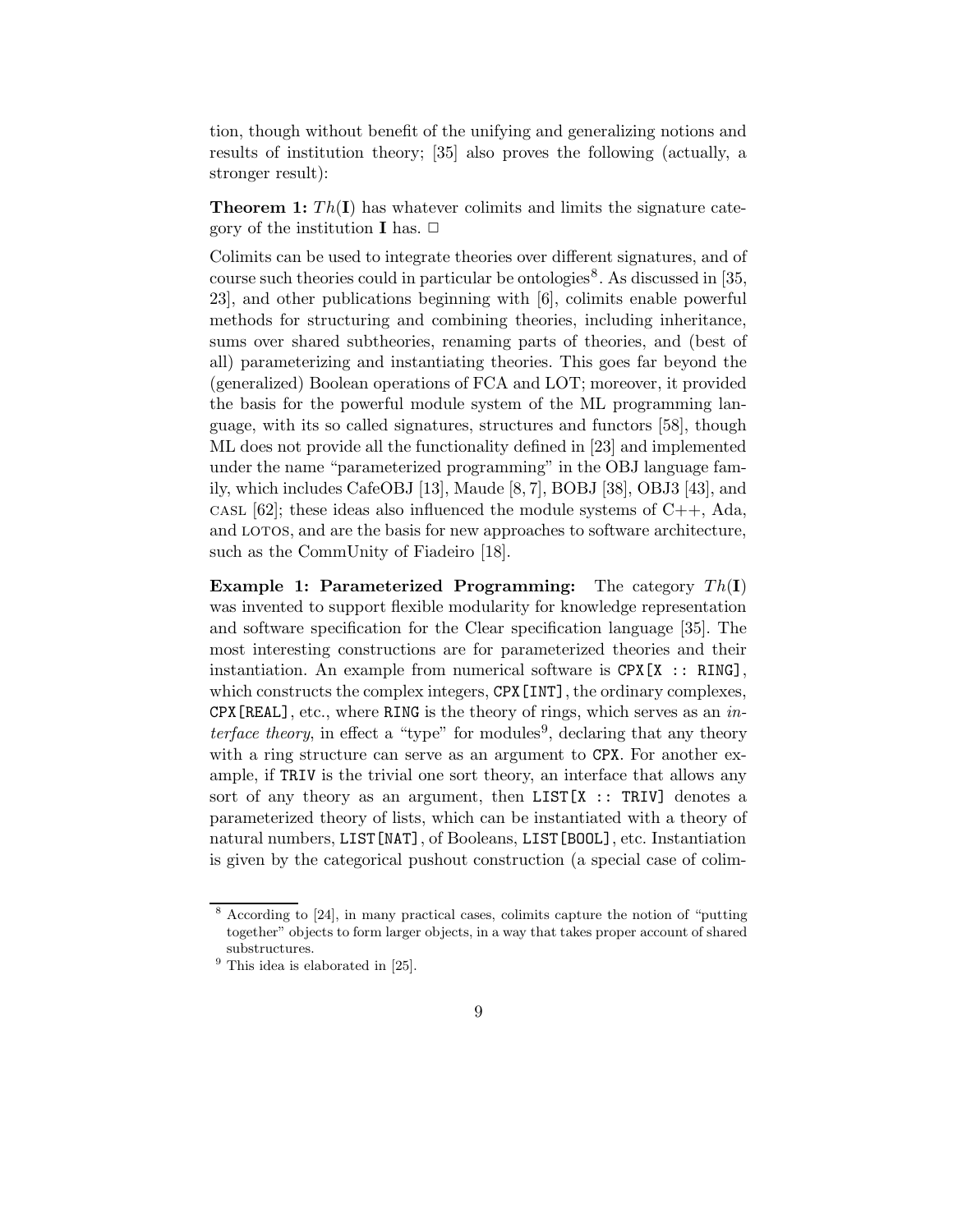tion, though without benefit of the unifying and generalizing notions and results of institution theory; [35] also proves the following (actually, a stronger result):

**Theorem 1:** $Th(\mathbf{I})$ has whatever colimits and limits the signature category of the institution $\mathbf{I}$ has. $\Box$

Colimits can be used to integrate theories over different signatures, and of course such theories could in particular be ontologies[8]. As discussed in [35, 23], and other publications beginning with [6], colimits enable powerful methods for structuring and combining theories, including inheritance, sums over shared subtheories, renaming parts of theories, and (best of all) parameterizing and instantiating theories. This goes far beyond the (generalized) Boolean operations of FCA and LOT; moreover, it provided the basis for the powerful module system of the ML programming language, with its so called signatures, structures and functors [58], though ML does not provide all the functionality defined in [23] and implemented under the name "parameterized programming" in the OBJ language family, which includes CafeOBJ [13], Maude [8, 7], BOBJ [38], OBJ3 [43], and CASL [62]; these ideas also influenced the module systems of C++, Ada, and LOTOS, and are the basis for new approaches to software architecture, such as the CommUnity of Fiadeiro [18].

**Example 1: Parameterized Programming:** The category $Th(\mathbf{I})$ was invented to support flexible modularity for knowledge representation and software specification for the Clear specification language [35]. The most interesting constructions are for parameterized theories and their instantiation. An example from numerical software is `CPX[X :: RING]`, which constructs the complex integers, `CPX[INT]`, the ordinary complexes, `CPX[REAL]`, etc., where `RING` is the theory of rings, which serves as an *interface theory*, in effect a "type" for modules[9], declaring that any theory with a ring structure can serve as an argument to `CPX`. For another example, if `TRIV` is the trivial one sort theory, an interface that allows any sort of any theory as an argument, then `LIST[X :: TRIV]` denotes a parameterized theory of lists, which can be instantiated with a theory of natural numbers, `LIST[NAT]`, of Booleans, `LIST[BOOL]`, etc. Instantiation is given by the categorical pushout construction (a special case of colim-

---

[8] According to [24], in many practical cases, colimits capture the notion of "putting together" objects to form larger objects, in a way that takes proper account of shared substructures.

[9] This idea is elaborated in [25].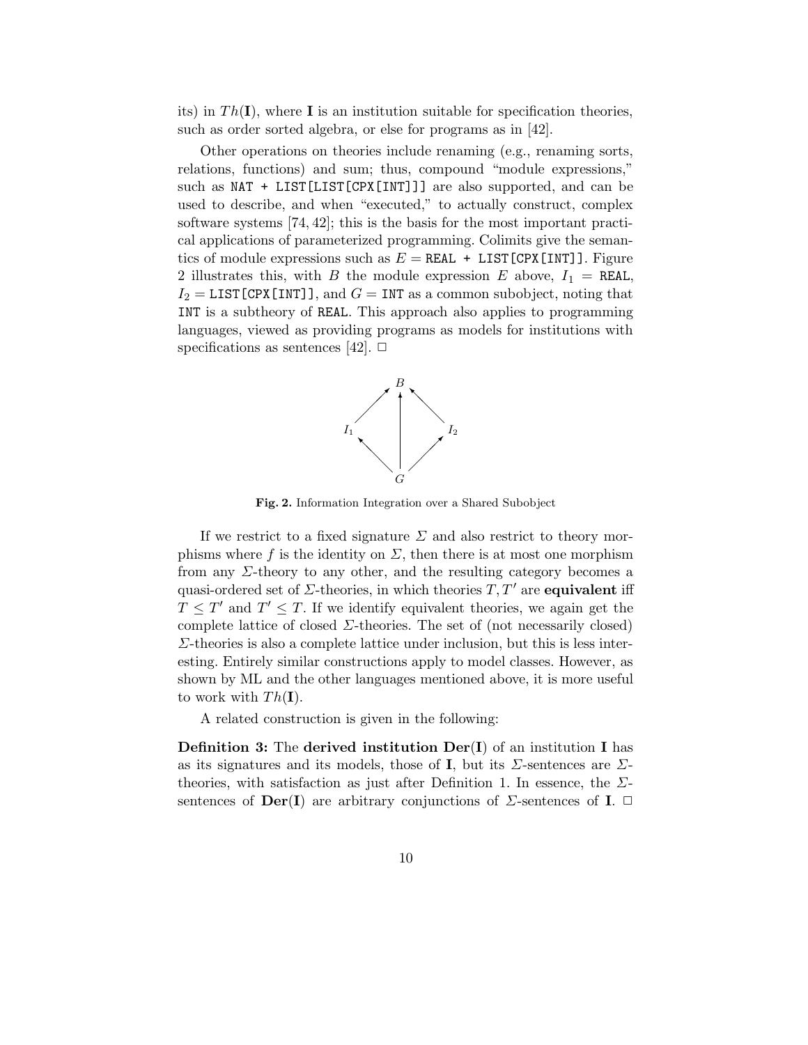its) in $Th(\mathbf{I})$, where $\mathbf{I}$ is an institution suitable for specification theories, such as order sorted algebra, or else for programs as in [42].

Other operations on theories include renaming (e.g., renaming sorts, relations, functions) and sum; thus, compound "module expressions," such as `NAT + LIST[LIST[CPX[INT]]]` are also supported, and can be used to describe, and when "executed," to actually construct, complex software systems [74, 42]; this is the basis for the most important practical applications of parameterized programming. Colimits give the semantics of module expressions such as $E =$ `REAL + LIST[CPX[INT]]`. Figure 2 illustrates this, with $B$ the module expression $E$ above, $I_1 =$ `REAL`, $I_2 =$ `LIST[CPX[INT]]`, and $G =$ `INT` as a common subobject, noting that `INT` is a subtheory of `REAL`. This approach also applies to programming languages, viewed as providing programs as models for institutions with specifications as sentences [42]. □

**Fig. 2.** Information Integration over a Shared Subobject

If we restrict to a fixed signature $\Sigma$ and also restrict to theory morphisms where $f$ is the identity on $\Sigma$, then there is at most one morphism from any $\Sigma$-theory to any other, and the resulting category becomes a quasi-ordered set of $\Sigma$-theories, in which theories $T, T'$ are **equivalent** iff $T \leq T'$ and $T' \leq T$. If we identify equivalent theories, we again get the complete lattice of closed $\Sigma$-theories. The set of (not necessarily closed) $\Sigma$-theories is also a complete lattice under inclusion, but this is less interesting. Entirely similar constructions apply to model classes. However, as shown by ML and the other languages mentioned above, it is more useful to work with $Th(\mathbf{I})$.

A related construction is given in the following:

**Definition 3:** The **derived institution** $\mathbf{Der}(\mathbf{I})$ of an institution $\mathbf{I}$ has as its signatures and its models, those of $\mathbf{I}$, but its $\Sigma$-sentences are $\Sigma$-theories, with satisfaction as just after Definition 1. In essence, the $\Sigma$-sentences of $\mathbf{Der}(\mathbf{I})$ are arbitrary conjunctions of $\Sigma$-sentences of $\mathbf{I}$. □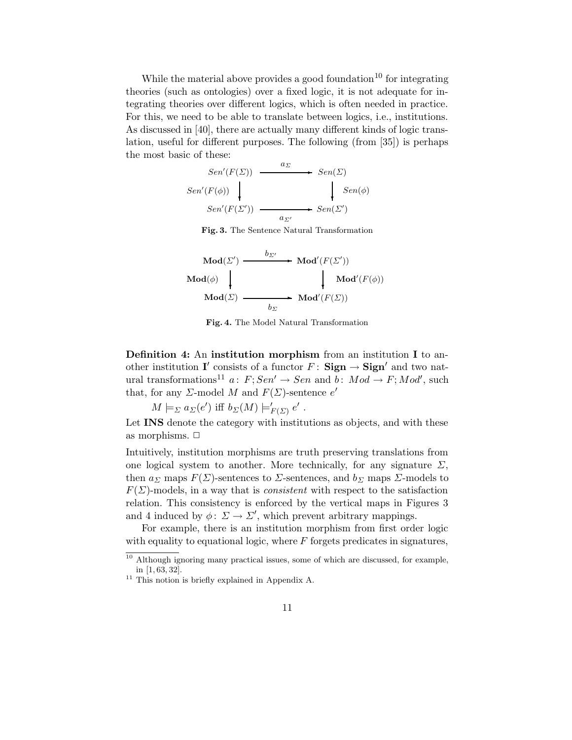While the material above provides a good foundation[10] for integrating theories (such as ontologies) over a fixed logic, it is not adequate for integrating theories over different logics, which is often needed in practice. For this, we need to be able to translate between logics, i.e., institutions. As discussed in [40], there are actually many different kinds of logic translation, useful for different purposes. The following (from [35]) is perhaps the most basic of these:

$$
\begin{array}{ccc}
Sen'(F(\Sigma)) & \xrightarrow{a_\Sigma} & Sen(\Sigma) \\
{\scriptstyle Sen'(F(\phi))}\downarrow & & \downarrow{\scriptstyle Sen(\phi)} \\
Sen'(F(\Sigma')) & \xrightarrow[a_{\Sigma'}]{} & Sen(\Sigma')
\end{array}
$$

**Fig. 3.** The Sentence Natural Transformation

$$
\begin{array}{ccc}
\mathbf{Mod}(\Sigma') & \xrightarrow{b_{\Sigma'}} & \mathbf{Mod}'(F(\Sigma')) \\
{\scriptstyle \mathbf{Mod}(\phi)}\downarrow & & \downarrow{\scriptstyle \mathbf{Mod}'(F(\phi))} \\
\mathbf{Mod}(\Sigma) & \xrightarrow[b_{\Sigma}]{} & \mathbf{Mod}'(F(\Sigma))
\end{array}
$$

**Fig. 4.** The Model Natural Transformation

**Definition 4:** An **institution morphism** from an institution $\mathbf{I}$ to another institution $\mathbf{I'}$ consists of a functor $F\colon \mathbf{Sign} \to \mathbf{Sign'}$ and two natural transformations[11] $a\colon F;Sen' \to Sen$ and $b\colon Mod \to F;Mod'$, such that, for any $\Sigma$-model $M$ and $F(\Sigma)$-sentence $e'$

$M \models_\Sigma a_\Sigma(e')$ iff $b_\Sigma(M) \models'_{F(\Sigma)} e'$ .

Let $\mathbf{INS}$ denote the category with institutions as objects, and with these as morphisms. $\Box$

Intuitively, institution morphisms are truth preserving translations from one logical system to another. More technically, for any signature $\Sigma$, then $a_\Sigma$ maps $F(\Sigma)$-sentences to $\Sigma$-sentences, and $b_\Sigma$ maps $\Sigma$-models to $F(\Sigma)$-models, in a way that is *consistent* with respect to the satisfaction relation. This consistency is enforced by the vertical maps in Figures 3 and 4 induced by $\phi\colon \Sigma \to \Sigma'$, which prevent arbitrary mappings.

For example, there is an institution morphism from first order logic with equality to equational logic, where $F$ forgets predicates in signatures,

---

[10] Although ignoring many practical issues, some of which are discussed, for example, in [1, 63, 32].

[11] This notion is briefly explained in Appendix A.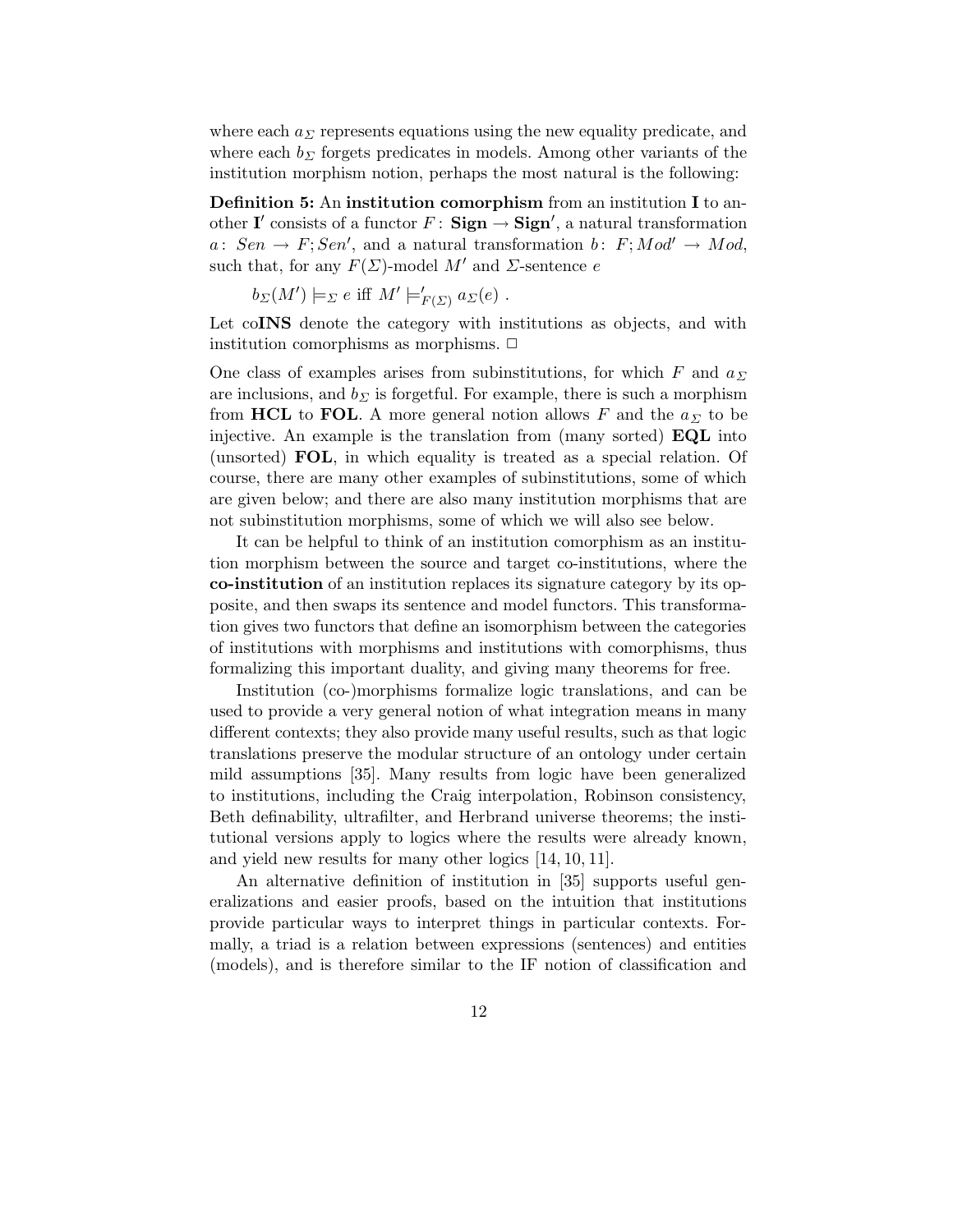where each $a_\Sigma$ represents equations using the new equality predicate, and where each $b_\Sigma$ forgets predicates in models. Among other variants of the institution morphism notion, perhaps the most natural is the following:

**Definition 5:** An **institution comorphism** from an institution $\mathbf{I}$ to another $\mathbf{I}'$ consists of a functor $F\colon \mathbf{Sign} \to \mathbf{Sign}'$, a natural transformation $a\colon\ Sen \to F; Sen'$, and a natural transformation $b\colon\ F; Mod' \to Mod$, such that, for any $F(\Sigma)$-model $M'$ and $\Sigma$-sentence $e$

$$b_\Sigma(M') \models_\Sigma e \text{ iff } M' \models'_{F(\Sigma)} a_\Sigma(e) \ .$$

Let co**INS** denote the category with institutions as objects, and with institution comorphisms as morphisms. $\Box$

One class of examples arises from subinstitutions, for which $F$ and $a_\Sigma$ are inclusions, and $b_\Sigma$ is forgetful. For example, there is such a morphism from **HCL** to **FOL**. A more general notion allows $F$ and the $a_\Sigma$ to be injective. An example is the translation from (many sorted) **EQL** into (unsorted) **FOL**, in which equality is treated as a special relation. Of course, there are many other examples of subinstitutions, some of which are given below; and there are also many institution morphisms that are not subinstitution morphisms, some of which we will also see below.

It can be helpful to think of an institution comorphism as an institution morphism between the source and target co-institutions, where the **co-institution** of an institution replaces its signature category by its opposite, and then swaps its sentence and model functors. This transformation gives two functors that define an isomorphism between the categories of institutions with morphisms and institutions with comorphisms, thus formalizing this important duality, and giving many theorems for free.

Institution (co-)morphisms formalize logic translations, and can be used to provide a very general notion of what integration means in many different contexts; they also provide many useful results, such as that logic translations preserve the modular structure of an ontology under certain mild assumptions [35]. Many results from logic have been generalized to institutions, including the Craig interpolation, Robinson consistency, Beth definability, ultrafilter, and Herbrand universe theorems; the institutional versions apply to logics where the results were already known, and yield new results for many other logics [14, 10, 11].

An alternative definition of institution in [35] supports useful generalizations and easier proofs, based on the intuition that institutions provide particular ways to interpret things in particular contexts. Formally, a triad is a relation between expressions (sentences) and entities (models), and is therefore similar to the IF notion of classification and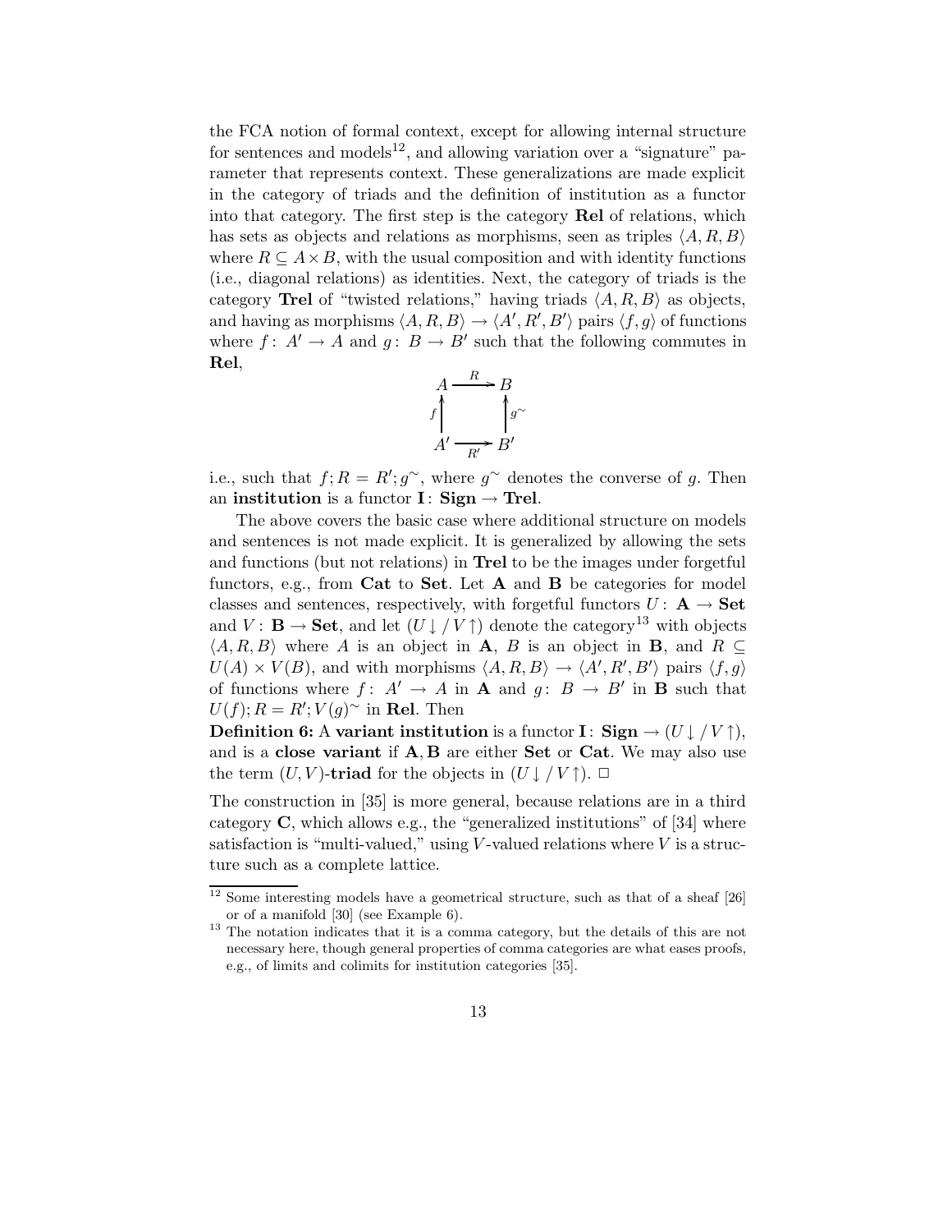the FCA notion of formal context, except for allowing internal structure for sentences and models[12], and allowing variation over a "signature" parameter that represents context. These generalizations are made explicit in the category of triads and the definition of institution as a functor into that category. The first step is the category **Rel** of relations, which has sets as objects and relations as morphisms, seen as triples $\langle A, R, B\rangle$ where $R \subseteq A \times B$, with the usual composition and with identity functions (i.e., diagonal relations) as identities. Next, the category of triads is the category **Trel** of "twisted relations," having triads $\langle A, R, B\rangle$ as objects, and having as morphisms $\langle A, R, B\rangle \to \langle A', R', B'\rangle$ pairs $\langle f, g\rangle$ of functions where $f\colon A' \to A$ and $g\colon B \to B'$ such that the following commutes in **Rel**,

$$\begin{array}{ccc} A & \xrightarrow{R} & B \\ {\scriptstyle f}\uparrow & & \uparrow{\scriptstyle g^{\sim}} \\ A' & \xrightarrow[R']{} & B' \end{array}$$

i.e., such that $f; R = R'; g^{\sim}$, where $g^{\sim}$ denotes the converse of $g$. Then an **institution** is a functor $\mathbf{I}\colon \mathbf{Sign} \to \mathbf{Trel}$.

The above covers the basic case where additional structure on models and sentences is not made explicit. It is generalized by allowing the sets and functions (but not relations) in **Trel** to be the images under forgetful functors, e.g., from **Cat** to **Set**. Let $\mathbf{A}$ and $\mathbf{B}$ be categories for model classes and sentences, respectively, with forgetful functors $U\colon \mathbf{A} \to \mathbf{Set}$ and $V\colon \mathbf{B} \to \mathbf{Set}$, and let $(U\!\downarrow / V\!\uparrow)$ denote the category[13] with objects $\langle A, R, B\rangle$ where $A$ is an object in $\mathbf{A}$, $B$ is an object in $\mathbf{B}$, and $R \subseteq U(A) \times V(B)$, and with morphisms $\langle A, R, B\rangle \to \langle A', R', B'\rangle$ pairs $\langle f, g\rangle$ of functions where $f\colon A' \to A$ in $\mathbf{A}$ and $g\colon B \to B'$ in $\mathbf{B}$ such that $U(f); R = R'; V(g)^{\sim}$ in **Rel**. Then

**Definition 6:** A **variant institution** is a functor $\mathbf{I}\colon \mathbf{Sign} \to (U\!\downarrow / V\!\uparrow)$, and is a **close variant** if $\mathbf{A}, \mathbf{B}$ are either **Set** or **Cat**. We may also use the term $(U, V)$-**triad** for the objects in $(U\!\downarrow / V\!\uparrow)$. □

The construction in [35] is more general, because relations are in a third category $\mathbf{C}$, which allows e.g., the "generalized institutions" of [34] where satisfaction is "multi-valued," using $V$-valued relations where $V$ is a structure such as a complete lattice.

---

[12] Some interesting models have a geometrical structure, such as that of a sheaf [26] or of a manifold [30] (see Example 6).

[13] The notation indicates that it is a comma category, but the details of this are not necessary here, though general properties of comma categories are what eases proofs, e.g., of limits and colimits for institution categories [35].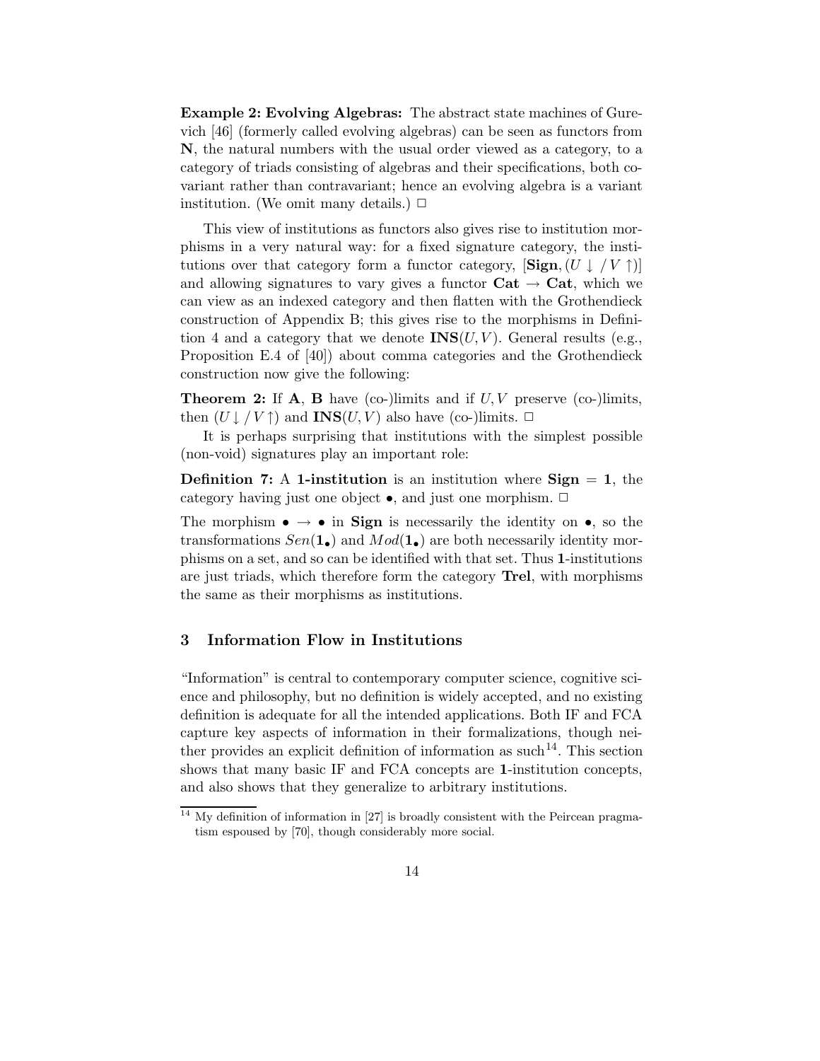**Example 2: Evolving Algebras:** The abstract state machines of Gurevich [46] (formerly called evolving algebras) can be seen as functors from **N**, the natural numbers with the usual order viewed as a category, to a category of triads consisting of algebras and their specifications, both covariant rather than contravariant; hence an evolving algebra is a variant institution. (We omit many details.) □

This view of institutions as functors also gives rise to institution morphisms in a very natural way: for a fixed signature category, the institutions over that category form a functor category, $[\mathbf{Sign}, (U \downarrow / V \uparrow)]$ and allowing signatures to vary gives a functor $\mathbf{Cat} \to \mathbf{Cat}$, which we can view as an indexed category and then flatten with the Grothendieck construction of Appendix B; this gives rise to the morphisms in Definition 4 and a category that we denote $\mathbf{INS}(U, V)$. General results (e.g., Proposition E.4 of [40]) about comma categories and the Grothendieck construction now give the following:

**Theorem 2:** If **A**, **B** have (co-)limits and if $U, V$ preserve (co-)limits, then $(U \downarrow / V \uparrow)$ and $\mathbf{INS}(U, V)$ also have (co-)limits. □

It is perhaps surprising that institutions with the simplest possible (non-void) signatures play an important role:

**Definition 7:** A **1-institution** is an institution where $\mathbf{Sign} = \mathbf{1}$, the category having just one object $\bullet$, and just one morphism. □

The morphism $\bullet \to \bullet$ in **Sign** is necessarily the identity on $\bullet$, so the transformations $Sen(\mathbf{1}_\bullet)$ and $Mod(\mathbf{1}_\bullet)$ are both necessarily identity morphisms on a set, and so can be identified with that set. Thus **1**-institutions are just triads, which therefore form the category **Trel**, with morphisms the same as their morphisms as institutions.

## 3 Information Flow in Institutions

"Information" is central to contemporary computer science, cognitive science and philosophy, but no definition is widely accepted, and no existing definition is adequate for all the intended applications. Both IF and FCA capture key aspects of information in their formalizations, though neither provides an explicit definition of information as such[14]. This section shows that many basic IF and FCA concepts are **1**-institution concepts, and also shows that they generalize to arbitrary institutions.

[14] My definition of information in [27] is broadly consistent with the Peircean pragmatism espoused by [70], though considerably more social.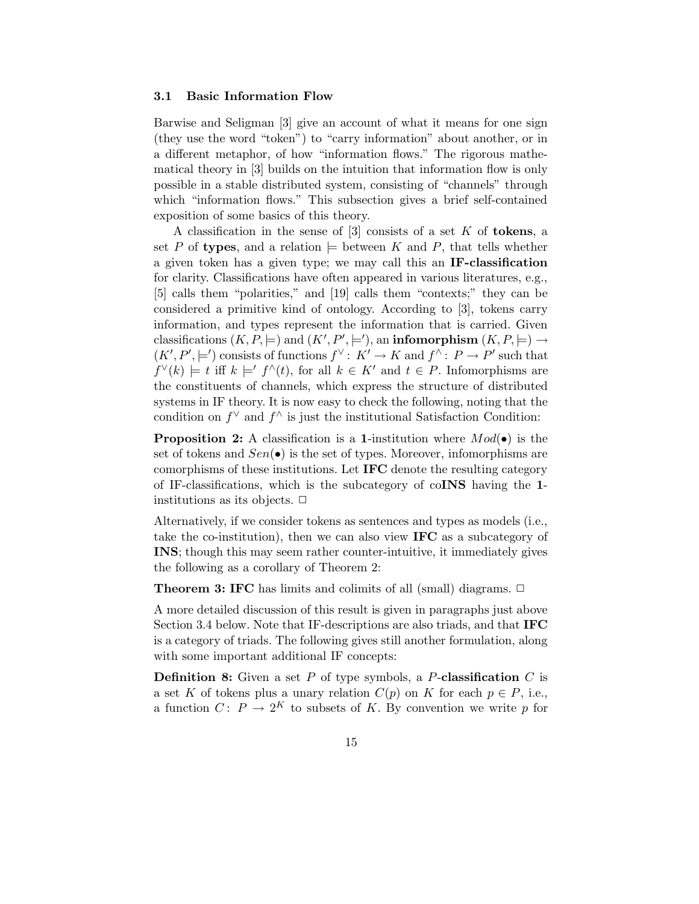### 3.1 Basic Information Flow

Barwise and Seligman [3] give an account of what it means for one sign (they use the word "token") to "carry information" about another, or in a different metaphor, of how "information flows." The rigorous mathematical theory in [3] builds on the intuition that information flow is only possible in a stable distributed system, consisting of "channels" through which "information flows." This subsection gives a brief self-contained exposition of some basics of this theory.

A classification in the sense of [3] consists of a set $K$ of **tokens**, a set $P$ of **types**, and a relation $\models$ between $K$ and $P$, that tells whether a given token has a given type; we may call this an **IF-classification** for clarity. Classifications have often appeared in various literatures, e.g., [5] calls them "polarities," and [19] calls them "contexts;" they can be considered a primitive kind of ontology. According to [3], tokens carry information, and types represent the information that is carried. Given classifications $(K, P, \models)$ and $(K', P', \models')$, an **infomorphism** $(K, P, \models) \rightarrow (K', P', \models')$ consists of functions $f^\vee \colon K' \rightarrow K$ and $f^\wedge \colon P \rightarrow P'$ such that $f^\vee(k) \models t$ iff $k \models' f^\wedge(t)$, for all $k \in K'$ and $t \in P$. Infomorphisms are the constituents of channels, which express the structure of distributed systems in IF theory. It is now easy to check the following, noting that the condition on $f^\vee$ and $f^\wedge$ is just the institutional Satisfaction Condition:

**Proposition 2:** A classification is a **1**-institution where $Mod(\bullet)$ is the set of tokens and $Sen(\bullet)$ is the set of types. Moreover, infomorphisms are comorphisms of these institutions. Let **IFC** denote the resulting category of IF-classifications, which is the subcategory of co**INS** having the **1**-institutions as its objects. □

Alternatively, if we consider tokens as sentences and types as models (i.e., take the co-institution), then we can also view **IFC** as a subcategory of **INS**; though this may seem rather counter-intuitive, it immediately gives the following as a corollary of Theorem 2:

**Theorem 3: IFC** has limits and colimits of all (small) diagrams. □

A more detailed discussion of this result is given in paragraphs just above Section 3.4 below. Note that IF-descriptions are also triads, and that **IFC** is a category of triads. The following gives still another formulation, along with some important additional IF concepts:

**Definition 8:** Given a set $P$ of type symbols, a $P$-**classification** $C$ is a set $K$ of tokens plus a unary relation $C(p)$ on $K$ for each $p \in P$, i.e., a function $C \colon P \rightarrow 2^K$ to subsets of $K$. By convention we write $p$ for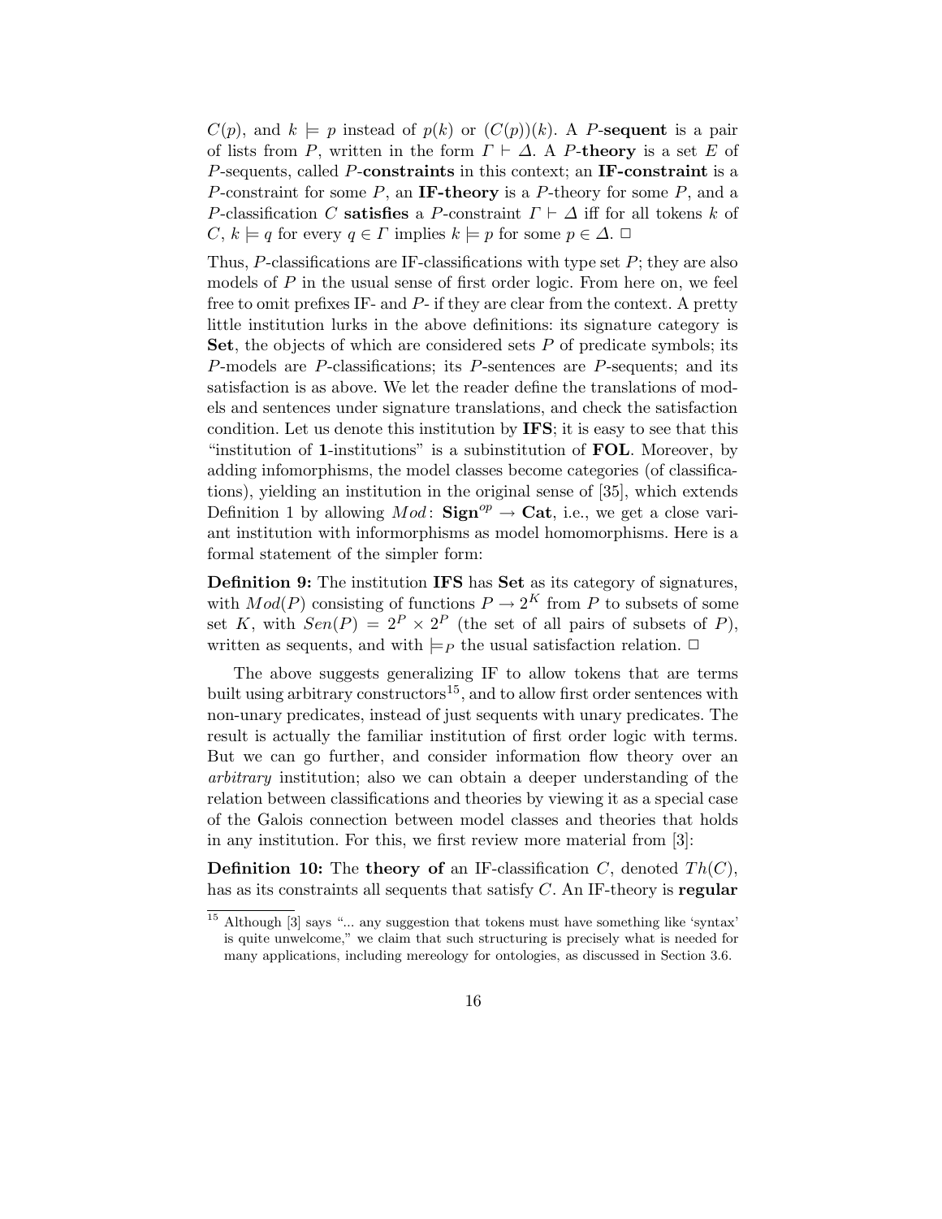$C(p)$, and $k \models p$ instead of $p(k)$ or $(C(p))(k)$. A $P$-**sequent** is a pair of lists from $P$, written in the form $\Gamma \vdash \Delta$. A $P$-**theory** is a set $E$ of $P$-sequents, called $P$-**constraints** in this context; an **IF-constraint** is a $P$-constraint for some $P$, an **IF-theory** is a $P$-theory for some $P$, and a $P$-classification $C$ **satisfies** a $P$-constraint $\Gamma \vdash \Delta$ iff for all tokens $k$ of $C$, $k \models q$ for every $q \in \Gamma$ implies $k \models p$ for some $p \in \Delta$. □

Thus, $P$-classifications are IF-classifications with type set $P$; they are also models of $P$ in the usual sense of first order logic. From here on, we feel free to omit prefixes IF- and $P$- if they are clear from the context. A pretty little institution lurks in the above definitions: its signature category is **Set**, the objects of which are considered sets $P$ of predicate symbols; its $P$-models are $P$-classifications; its $P$-sentences are $P$-sequents; and its satisfaction is as above. We let the reader define the translations of models and sentences under signature translations, and check the satisfaction condition. Let us denote this institution by **IFS**; it is easy to see that this "institution of **1**-institutions" is a subinstitution of **FOL**. Moreover, by adding infomorphisms, the model classes become categories (of classifications), yielding an institution in the original sense of [35], which extends Definition 1 by allowing $Mod\colon \mathbf{Sign}^{op} \to \mathbf{Cat}$, i.e., we get a close variant institution with informorphisms as model homomorphisms. Here is a formal statement of the simpler form:

**Definition 9:** The institution **IFS** has **Set** as its category of signatures, with $Mod(P)$ consisting of functions $P \to 2^K$ from $P$ to subsets of some set $K$, with $Sen(P) = 2^P \times 2^P$ (the set of all pairs of subsets of $P$), written as sequents, and with $\models_P$ the usual satisfaction relation. □

The above suggests generalizing IF to allow tokens that are terms built using arbitrary constructors[15], and to allow first order sentences with non-unary predicates, instead of just sequents with unary predicates. The result is actually the familiar institution of first order logic with terms. But we can go further, and consider information flow theory over an *arbitrary* institution; also we can obtain a deeper understanding of the relation between classifications and theories by viewing it as a special case of the Galois connection between model classes and theories that holds in any institution. For this, we first review more material from [3]:

**Definition 10:** The **theory of** an IF-classification $C$, denoted $Th(C)$, has as its constraints all sequents that satisfy $C$. An IF-theory is **regular**

[15] Although [3] says "... any suggestion that tokens must have something like 'syntax' is quite unwelcome," we claim that such structuring is precisely what is needed for many applications, including mereology for ontologies, as discussed in Section 3.6.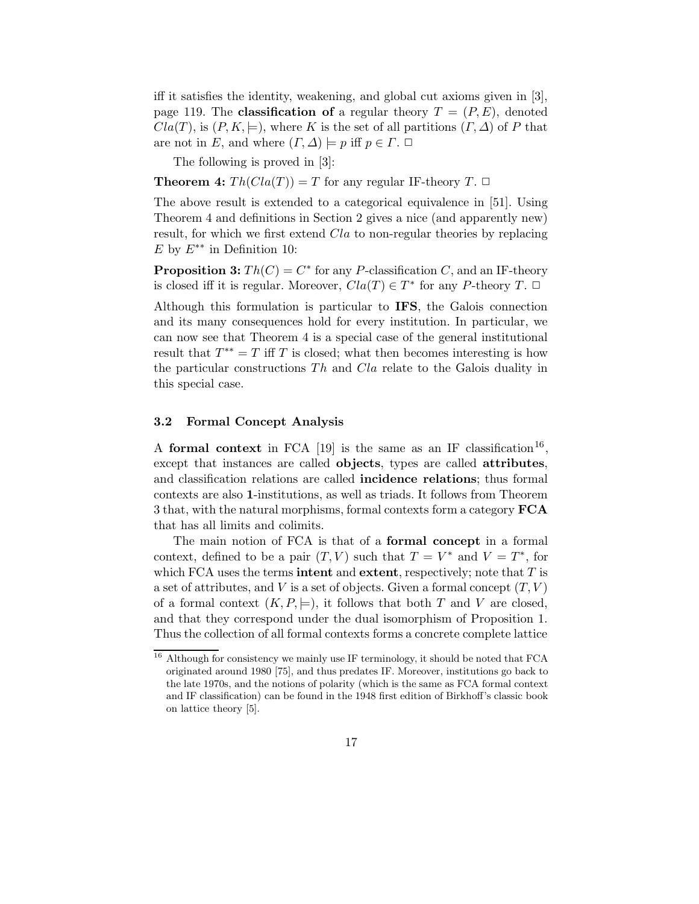iff it satisfies the identity, weakening, and global cut axioms given in [3], page 119. The **classification of** a regular theory $T = (P, E)$, denoted $Cla(T)$, is $(P, K, \models)$, where $K$ is the set of all partitions $(\Gamma, \Delta)$ of $P$ that are not in $E$, and where $(\Gamma, \Delta) \models p$ iff $p \in \Gamma$. □

The following is proved in [3]:

**Theorem 4:** $Th(Cla(T)) = T$ for any regular IF-theory $T$. □

The above result is extended to a categorical equivalence in [51]. Using Theorem 4 and definitions in Section 2 gives a nice (and apparently new) result, for which we first extend $Cla$ to non-regular theories by replacing $E$ by $E^{**}$ in Definition 10:

**Proposition 3:** $Th(C) = C^*$ for any $P$-classification $C$, and an IF-theory is closed iff it is regular. Moreover, $Cla(T) \in T^*$ for any $P$-theory $T$. □

Although this formulation is particular to **IFS**, the Galois connection and its many consequences hold for every institution. In particular, we can now see that Theorem 4 is a special case of the general institutional result that $T^{**} = T$ iff $T$ is closed; what then becomes interesting is how the particular constructions $Th$ and $Cla$ relate to the Galois duality in this special case.

### 3.2 Formal Concept Analysis

A **formal context** in FCA [19] is the same as an IF classification[16], except that instances are called **objects**, types are called **attributes**, and classification relations are called **incidence relations**; thus formal contexts are also **1**-institutions, as well as triads. It follows from Theorem 3 that, with the natural morphisms, formal contexts form a category **FCA** that has all limits and colimits.

The main notion of FCA is that of a **formal concept** in a formal context, defined to be a pair $(T, V)$ such that $T = V^*$ and $V = T^*$, for which FCA uses the terms **intent** and **extent**, respectively; note that $T$ is a set of attributes, and $V$ is a set of objects. Given a formal concept $(T, V)$ of a formal context $(K, P, \models)$, it follows that both $T$ and $V$ are closed, and that they correspond under the dual isomorphism of Proposition 1. Thus the collection of all formal contexts forms a concrete complete lattice

[16] Although for consistency we mainly use IF terminology, it should be noted that FCA originated around 1980 [75], and thus predates IF. Moreover, institutions go back to the late 1970s, and the notions of polarity (which is the same as FCA formal context and IF classification) can be found in the 1948 first edition of Birkhoff's classic book on lattice theory [5].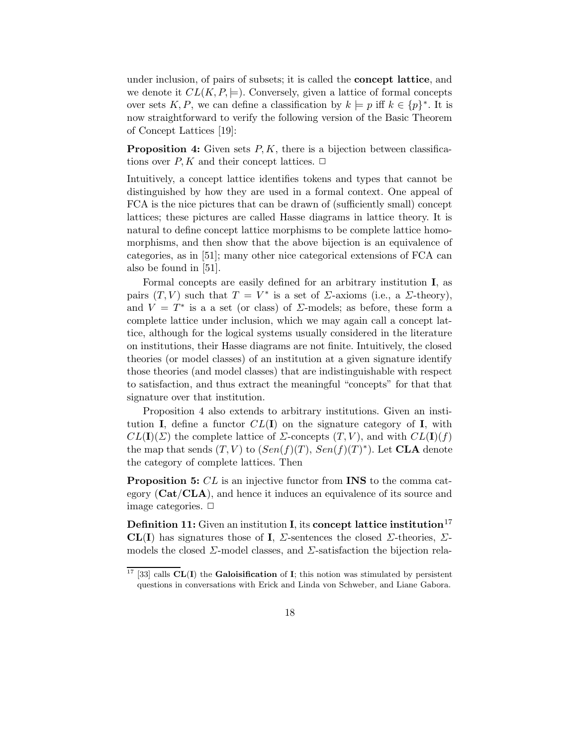under inclusion, of pairs of subsets; it is called the **concept lattice**, and we denote it $CL(K, P, \models)$. Conversely, given a lattice of formal concepts over sets $K, P$, we can define a classification by $k \models p$ iff $k \in \{p\}^*$. It is now straightforward to verify the following version of the Basic Theorem of Concept Lattices [19]:

**Proposition 4:** Given sets $P, K$, there is a bijection between classifications over $P, K$ and their concept lattices. □

Intuitively, a concept lattice identifies tokens and types that cannot be distinguished by how they are used in a formal context. One appeal of FCA is the nice pictures that can be drawn of (sufficiently small) concept lattices; these pictures are called Hasse diagrams in lattice theory. It is natural to define concept lattice morphisms to be complete lattice homomorphisms, and then show that the above bijection is an equivalence of categories, as in [51]; many other nice categorical extensions of FCA can also be found in [51].

Formal concepts are easily defined for an arbitrary institution **I**, as pairs $(T, V)$ such that $T = V^*$ is a set of $\Sigma$-axioms (i.e., a $\Sigma$-theory), and $V = T^*$ is a a set (or class) of $\Sigma$-models; as before, these form a complete lattice under inclusion, which we may again call a concept lattice, although for the logical systems usually considered in the literature on institutions, their Hasse diagrams are not finite. Intuitively, the closed theories (or model classes) of an institution at a given signature identify those theories (and model classes) that are indistinguishable with respect to satisfaction, and thus extract the meaningful "concepts" for that that signature over that institution.

Proposition 4 also extends to arbitrary institutions. Given an institution **I**, define a functor $CL(\mathbf{I})$ on the signature category of **I**, with $CL(\mathbf{I})(\Sigma)$ the complete lattice of $\Sigma$-concepts $(T, V)$, and with $CL(\mathbf{I})(f)$ the map that sends $(T, V)$ to $(Sen(f)(T),\ Sen(f)(T)^*)$. Let **CLA** denote the category of complete lattices. Then

**Proposition 5:** $CL$ is an injective functor from **INS** to the comma category $(\mathbf{Cat}/\mathbf{CLA})$, and hence it induces an equivalence of its source and image categories. □

**Definition 11:** Given an institution **I**, its **concept lattice institution**[17] **CL(I)** has signatures those of **I**, $\Sigma$-sentences the closed $\Sigma$-theories, $\Sigma$-models the closed $\Sigma$-model classes, and $\Sigma$-satisfaction the bijection rela-

[17] [33] calls **CL(I)** the **Galoisification** of **I**; this notion was stimulated by persistent questions in conversations with Erick and Linda von Schweber, and Liane Gabora.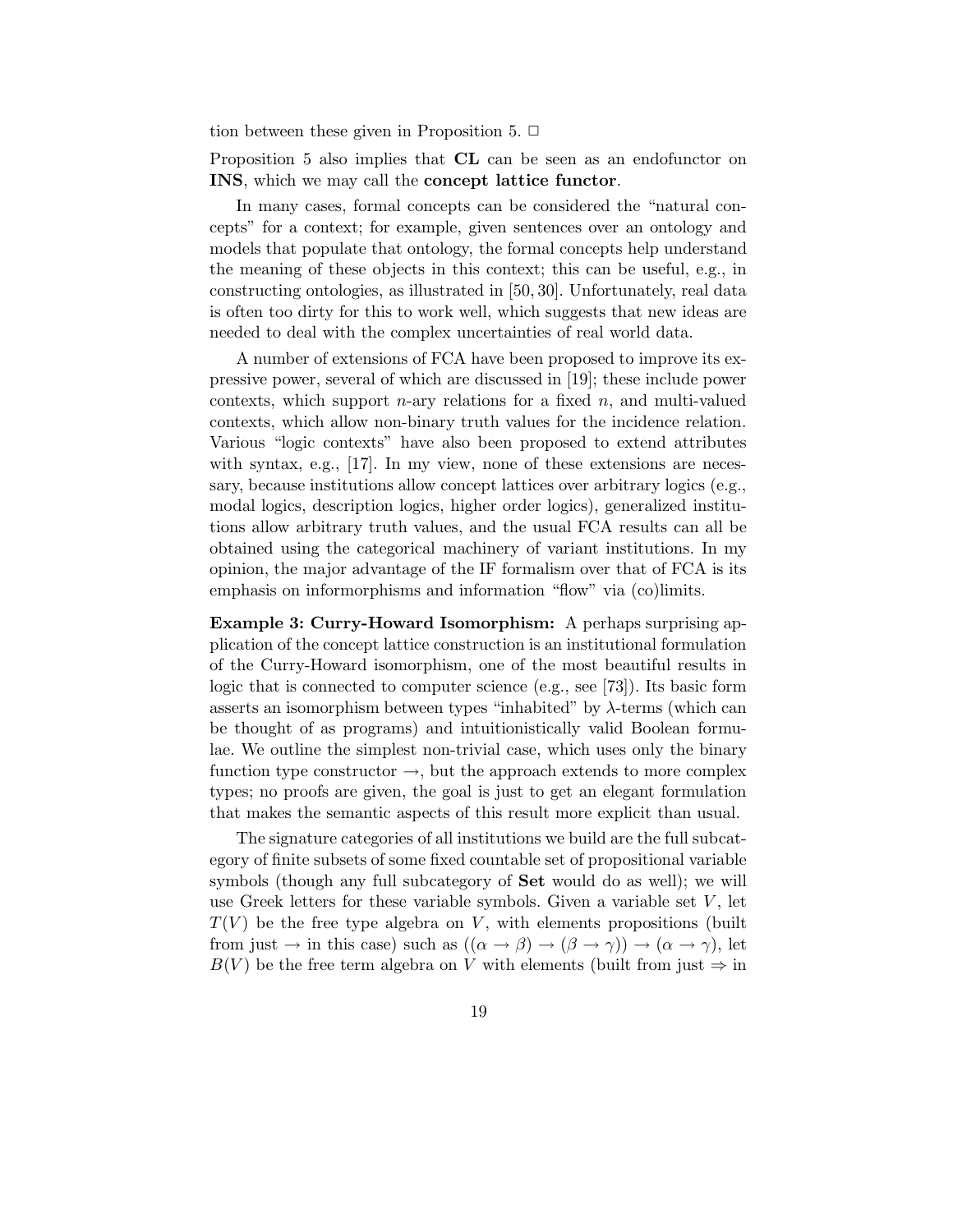tion between these given in Proposition 5. □

Proposition 5 also implies that **CL** can be seen as an endofunctor on **INS**, which we may call the **concept lattice functor**.

In many cases, formal concepts can be considered the "natural concepts" for a context; for example, given sentences over an ontology and models that populate that ontology, the formal concepts help understand the meaning of these objects in this context; this can be useful, e.g., in constructing ontologies, as illustrated in [50, 30]. Unfortunately, real data is often too dirty for this to work well, which suggests that new ideas are needed to deal with the complex uncertainties of real world data.

A number of extensions of FCA have been proposed to improve its expressive power, several of which are discussed in [19]; these include power contexts, which support $n$-ary relations for a fixed $n$, and multi-valued contexts, which allow non-binary truth values for the incidence relation. Various "logic contexts" have also been proposed to extend attributes with syntax, e.g., [17]. In my view, none of these extensions are necessary, because institutions allow concept lattices over arbitrary logics (e.g., modal logics, description logics, higher order logics), generalized institutions allow arbitrary truth values, and the usual FCA results can all be obtained using the categorical machinery of variant institutions. In my opinion, the major advantage of the IF formalism over that of FCA is its emphasis on informorphisms and information "flow" via (co)limits.

**Example 3: Curry-Howard Isomorphism:** A perhaps surprising application of the concept lattice construction is an institutional formulation of the Curry-Howard isomorphism, one of the most beautiful results in logic that is connected to computer science (e.g., see [73]). Its basic form asserts an isomorphism between types "inhabited" by $\lambda$-terms (which can be thought of as programs) and intuitionistically valid Boolean formulae. We outline the simplest non-trivial case, which uses only the binary function type constructor $\rightarrow$, but the approach extends to more complex types; no proofs are given, the goal is just to get an elegant formulation that makes the semantic aspects of this result more explicit than usual.

The signature categories of all institutions we build are the full subcategory of finite subsets of some fixed countable set of propositional variable symbols (though any full subcategory of **Set** would do as well); we will use Greek letters for these variable symbols. Given a variable set $V$, let $T(V)$ be the free type algebra on $V$, with elements propositions (built from just $\rightarrow$ in this case) such as $((\alpha \rightarrow \beta) \rightarrow (\beta \rightarrow \gamma)) \rightarrow (\alpha \rightarrow \gamma)$, let $B(V)$ be the free term algebra on $V$ with elements (built from just $\Rightarrow$ in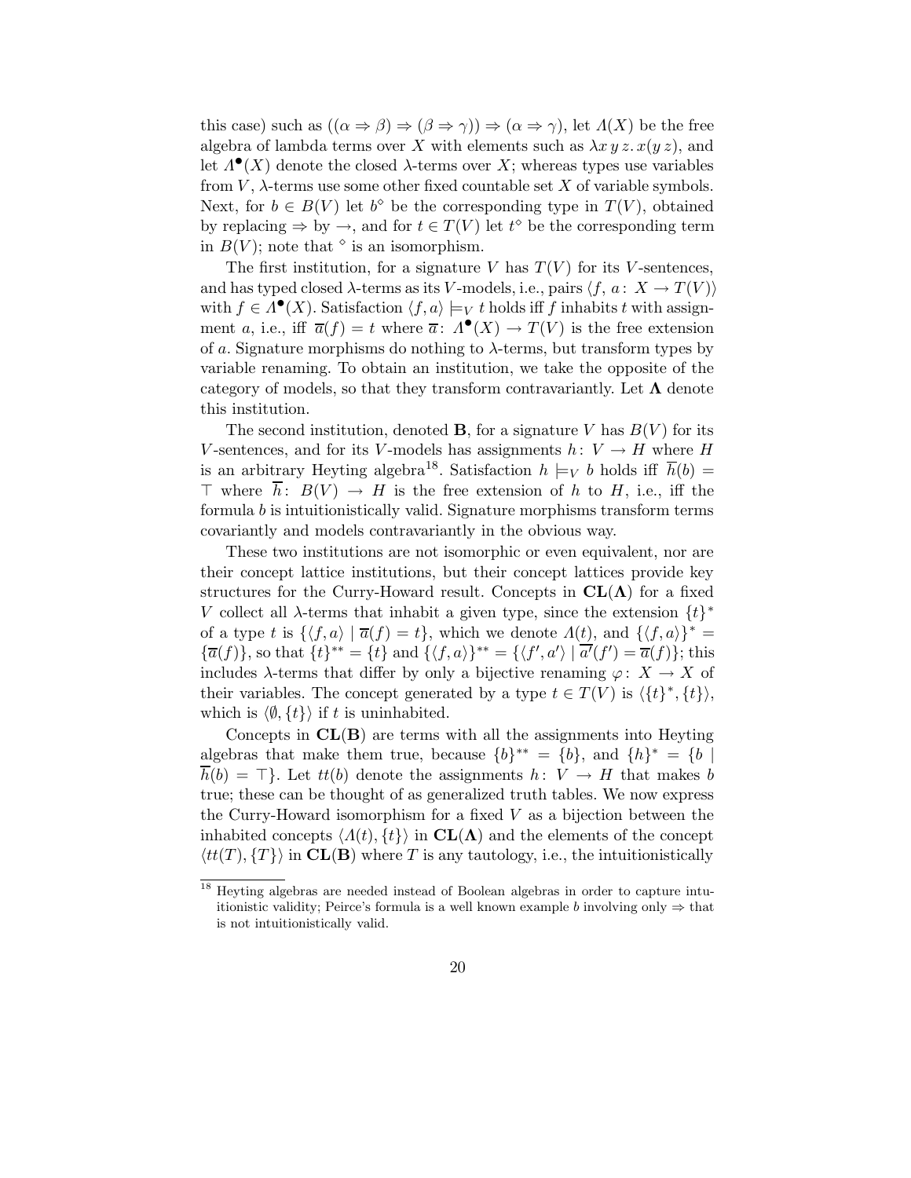this case) such as $((\alpha \Rightarrow \beta) \Rightarrow (\beta \Rightarrow \gamma)) \Rightarrow (\alpha \Rightarrow \gamma)$, let $\Lambda(X)$ be the free algebra of lambda terms over $X$ with elements such as $\lambda x\, y\, z.\, x(y\, z)$, and let $\Lambda^{\bullet}(X)$ denote the closed $\lambda$-terms over $X$; whereas types use variables from $V$, $\lambda$-terms use some other fixed countable set $X$ of variable symbols. Next, for $b \in B(V)$ let $b^{\diamond}$ be the corresponding type in $T(V)$, obtained by replacing $\Rightarrow$ by $\rightarrow$, and for $t \in T(V)$ let $t^{\diamond}$ be the corresponding term in $B(V)$; note that $^{\diamond}$ is an isomorphism.

The first institution, for a signature $V$ has $T(V)$ for its $V$-sentences, and has typed closed $\lambda$-terms as its $V$-models, i.e., pairs $\langle f,\, a\colon\, X \rightarrow T(V)\rangle$ with $f \in \Lambda^{\bullet}(X)$. Satisfaction $\langle f, a\rangle \models_V t$ holds iff $f$ inhabits $t$ with assignment $a$, i.e., iff $\overline{a}(f) = t$ where $\overline{a}\colon\, \Lambda^{\bullet}(X) \rightarrow T(V)$ is the free extension of $a$. Signature morphisms do nothing to $\lambda$-terms, but transform types by variable renaming. To obtain an institution, we take the opposite of the category of models, so that they transform contravariantly. Let $\mathbf{\Lambda}$ denote this institution.

The second institution, denoted $\mathbf{B}$, for a signature $V$ has $B(V)$ for its $V$-sentences, and for its $V$-models has assignments $h\colon\, V \rightarrow H$ where $H$ is an arbitrary Heyting algebra[18]. Satisfaction $h \models_V b$ holds iff $\overline{h}(b) = \top$ where $\overline{h}\colon\, B(V) \rightarrow H$ is the free extension of $h$ to $H$, i.e., iff the formula $b$ is intuitionistically valid. Signature morphisms transform terms covariantly and models contravariantly in the obvious way.

These two institutions are not isomorphic or even equivalent, nor are their concept lattice institutions, but their concept lattices provide key structures for the Curry-Howard result. Concepts in $\mathbf{CL}(\mathbf{\Lambda})$ for a fixed $V$ collect all $\lambda$-terms that inhabit a given type, since the extension $\{t\}^{*}$ of a type $t$ is $\{\langle f, a\rangle \mid \overline{a}(f) = t\}$, which we denote $\Lambda(t)$, and $\{\langle f, a\rangle\}^{*} = \{\overline{a}(f)\}$, so that $\{t\}^{**} = \{t\}$ and $\{\langle f, a\rangle\}^{**} = \{\langle f', a'\rangle \mid \overline{a'}(f') = \overline{a}(f)\}$; this includes $\lambda$-terms that differ by only a bijective renaming $\varphi\colon\, X \rightarrow X$ of their variables. The concept generated by a type $t \in T(V)$ is $\langle \{t\}^{*}, \{t\}\rangle$, which is $\langle \emptyset, \{t\}\rangle$ if $t$ is uninhabited.

Concepts in $\mathbf{CL}(\mathbf{B})$ are terms with all the assignments into Heyting algebras that make them true, because $\{b\}^{**} = \{b\}$, and $\{h\}^{*} = \{b \mid \overline{h}(b) = \top\}$. Let $tt(b)$ denote the assignments $h\colon\, V \rightarrow H$ that makes $b$ true; these can be thought of as generalized truth tables. We now express the Curry-Howard isomorphism for a fixed $V$ as a bijection between the inhabited concepts $\langle \Lambda(t), \{t\}\rangle$ in $\mathbf{CL}(\mathbf{\Lambda})$ and the elements of the concept $\langle tt(T), \{T\}\rangle$ in $\mathbf{CL}(\mathbf{B})$ where $T$ is any tautology, i.e., the intuitionistically

[18] Heyting algebras are needed instead of Boolean algebras in order to capture intuitionistic validity; Peirce's formula is a well known example $b$ involving only $\Rightarrow$ that is not intuitionistically valid.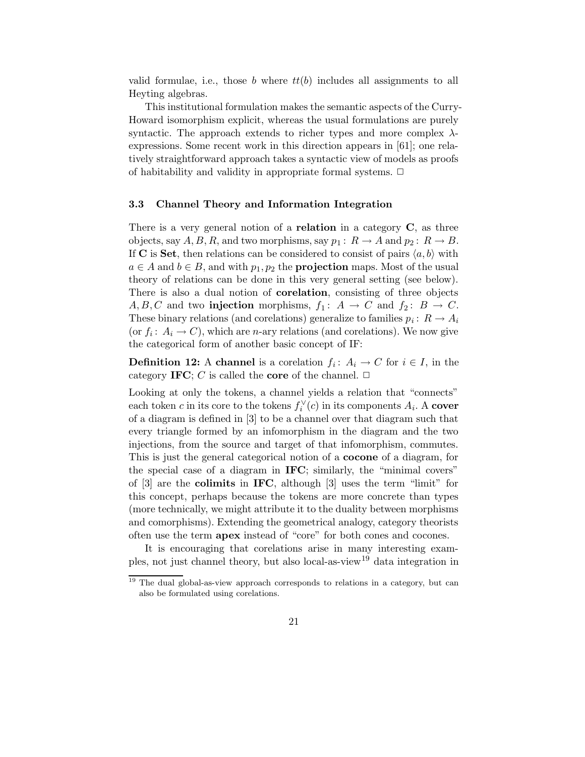valid formulae, i.e., those $b$ where $tt(b)$ includes all assignments to all Heyting algebras.

This institutional formulation makes the semantic aspects of the Curry-Howard isomorphism explicit, whereas the usual formulations are purely syntactic. The approach extends to richer types and more complex $\lambda$-expressions. Some recent work in this direction appears in [61]; one relatively straightforward approach takes a syntactic view of models as proofs of habitability and validity in appropriate formal systems. □

### 3.3 Channel Theory and Information Integration

There is a very general notion of a **relation** in a category $\mathbf{C}$, as three objects, say $A, B, R$, and two morphisms, say $p_1\colon R \to A$ and $p_2\colon R \to B$. If $\mathbf{C}$ is $\mathbf{Set}$, then relations can be considered to consist of pairs $\langle a, b\rangle$ with $a \in A$ and $b \in B$, and with $p_1, p_2$ the **projection** maps. Most of the usual theory of relations can be done in this very general setting (see below). There is also a dual notion of **corelation**, consisting of three objects $A, B, C$ and two **injection** morphisms, $f_1\colon A \to C$ and $f_2\colon B \to C$. These binary relations (and corelations) generalize to families $p_i\colon R \to A_i$ (or $f_i\colon A_i \to C$), which are $n$-ary relations (and corelations). We now give the categorical form of another basic concept of IF:

**Definition 12:** A **channel** is a corelation $f_i\colon A_i \to C$ for $i \in I$, in the category $\mathbf{IFC}$; $C$ is called the **core** of the channel. □

Looking at only the tokens, a channel yields a relation that "connects" each token $c$ in its core to the tokens $f_i^\vee(c)$ in its components $A_i$. A **cover** of a diagram is defined in [3] to be a channel over that diagram such that every triangle formed by an infomorphism in the diagram and the two injections, from the source and target of that infomorphism, commutes. This is just the general categorical notion of a **cocone** of a diagram, for the special case of a diagram in $\mathbf{IFC}$; similarly, the "minimal covers" of [3] are the **colimits** in $\mathbf{IFC}$, although [3] uses the term "limit" for this concept, perhaps because the tokens are more concrete than types (more technically, we might attribute it to the duality between morphisms and comorphisms). Extending the geometrical analogy, category theorists often use the term **apex** instead of "core" for both cones and cocones.

It is encouraging that corelations arise in many interesting examples, not just channel theory, but also local-as-view[19] data integration in

[19] The dual global-as-view approach corresponds to relations in a category, but can also be formulated using corelations.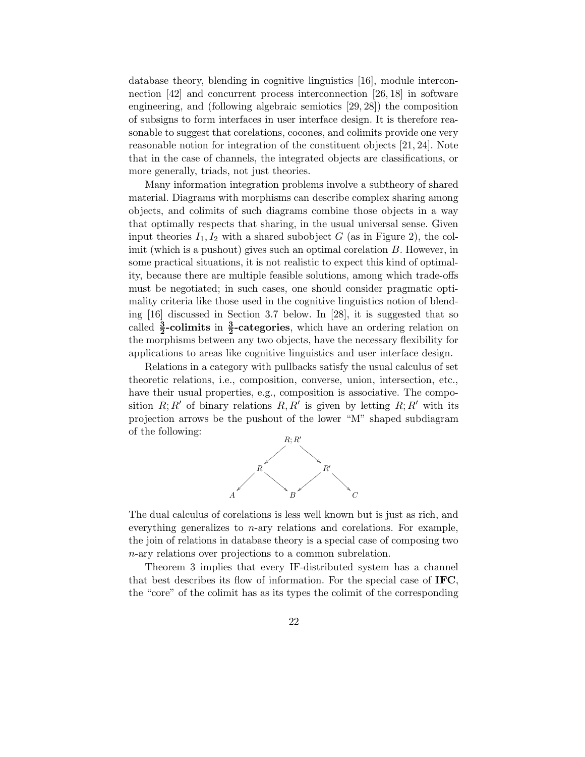database theory, blending in cognitive linguistics [16], module interconnection [42] and concurrent process interconnection [26, 18] in software engineering, and (following algebraic semiotics [29, 28]) the composition of subsigns to form interfaces in user interface design. It is therefore reasonable to suggest that corelations, cocones, and colimits provide one very reasonable notion for integration of the constituent objects [21, 24]. Note that in the case of channels, the integrated objects are classifications, or more generally, triads, not just theories.

Many information integration problems involve a subtheory of shared material. Diagrams with morphisms can describe complex sharing among objects, and colimits of such diagrams combine those objects in a way that optimally respects that sharing, in the usual universal sense. Given input theories $I_1, I_2$ with a shared subobject $G$ (as in Figure 2), the colimit (which is a pushout) gives such an optimal corelation $B$. However, in some practical situations, it is not realistic to expect this kind of optimality, because there are multiple feasible solutions, among which trade-offs must be negotiated; in such cases, one should consider pragmatic optimality criteria like those used in the cognitive linguistics notion of blending [16] discussed in Section 3.7 below. In [28], it is suggested that so called **$\frac{3}{2}$-colimits** in **$\frac{3}{2}$-categories**, which have an ordering relation on the morphisms between any two objects, have the necessary flexibility for applications to areas like cognitive linguistics and user interface design.

Relations in a category with pullbacks satisfy the usual calculus of set theoretic relations, i.e., composition, converse, union, intersection, etc., have their usual properties, e.g., composition is associative. The composition $R; R'$ of binary relations $R, R'$ is given by letting $R; R'$ with its projection arrows be the pushout of the lower "M" shaped subdiagram of the following:

$$
\begin{array}{ccccccc}
 & & & R;R' & & & \\
 & & \swarrow & & \searrow & & \\
 & R & & & & R' & \\
 \swarrow & & \searrow & & \swarrow & & \searrow \\
A & & & B & & & C
\end{array}
$$

The dual calculus of corelations is less well known but is just as rich, and everything generalizes to $n$-ary relations and corelations. For example, the join of relations in database theory is a special case of composing two $n$-ary relations over projections to a common subrelation.

Theorem 3 implies that every IF-distributed system has a channel that best describes its flow of information. For the special case of **IFC**, the "core" of the colimit has as its types the colimit of the corresponding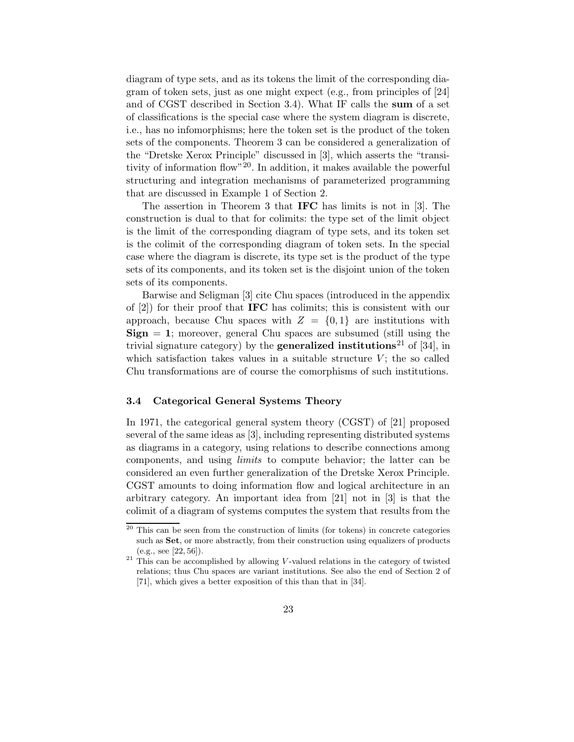diagram of type sets, and as its tokens the limit of the corresponding diagram of token sets, just as one might expect (e.g., from principles of [24] and of CGST described in Section 3.4). What IF calls the **sum** of a set of classifications is the special case where the system diagram is discrete, i.e., has no infomorphisms; here the token set is the product of the token sets of the components. Theorem 3 can be considered a generalization of the "Dretske Xerox Principle" discussed in [3], which asserts the "transitivity of information flow"[20]. In addition, it makes available the powerful structuring and integration mechanisms of parameterized programming that are discussed in Example 1 of Section 2.

The assertion in Theorem 3 that **IFC** has limits is not in [3]. The construction is dual to that for colimits: the type set of the limit object is the limit of the corresponding diagram of type sets, and its token set is the colimit of the corresponding diagram of token sets. In the special case where the diagram is discrete, its type set is the product of the type sets of its components, and its token set is the disjoint union of the token sets of its components.

Barwise and Seligman [3] cite Chu spaces (introduced in the appendix of [2]) for their proof that **IFC** has colimits; this is consistent with our approach, because Chu spaces with $Z = \{0, 1\}$ are institutions with $\mathbf{Sign} = \mathbf{1}$; moreover, general Chu spaces are subsumed (still using the trivial signature category) by the **generalized institutions**[21] of [34], in which satisfaction takes values in a suitable structure $V$; the so called Chu transformations are of course the comorphisms of such institutions.

### 3.4 Categorical General Systems Theory

In 1971, the categorical general system theory (CGST) of [21] proposed several of the same ideas as [3], including representing distributed systems as diagrams in a category, using relations to describe connections among components, and using *limits* to compute behavior; the latter can be considered an even further generalization of the Dretske Xerox Principle. CGST amounts to doing information flow and logical architecture in an arbitrary category. An important idea from [21] not in [3] is that the colimit of a diagram of systems computes the system that results from the

[20] This can be seen from the construction of limits (for tokens) in concrete categories such as **Set**, or more abstractly, from their construction using equalizers of products (e.g., see [22, 56]).

[21] This can be accomplished by allowing $V$-valued relations in the category of twisted relations; thus Chu spaces are variant institutions. See also the end of Section 2 of [71], which gives a better exposition of this than that in [34].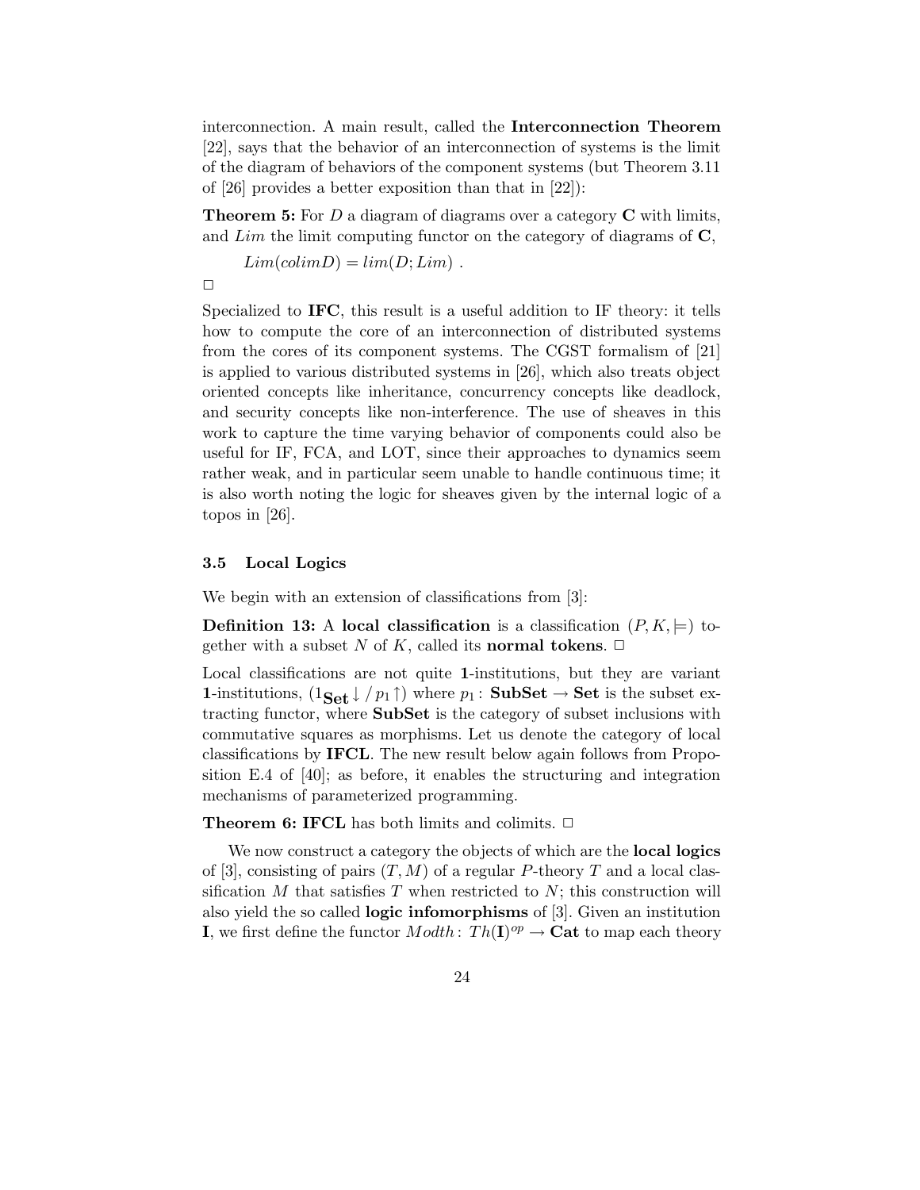interconnection. A main result, called the **Interconnection Theorem** [22], says that the behavior of an interconnection of systems is the limit of the diagram of behaviors of the component systems (but Theorem 3.11 of [26] provides a better exposition than that in [22]):

**Theorem 5:** For $D$ a diagram of diagrams over a category $\mathbf{C}$ with limits, and $Lim$ the limit computing functor on the category of diagrams of $\mathbf{C}$,

$$Lim(colim D) = lim(D; Lim) \ .$$

$\Box$

Specialized to **IFC**, this result is a useful addition to IF theory: it tells how to compute the core of an interconnection of distributed systems from the cores of its component systems. The CGST formalism of [21] is applied to various distributed systems in [26], which also treats object oriented concepts like inheritance, concurrency concepts like deadlock, and security concepts like non-interference. The use of sheaves in this work to capture the time varying behavior of components could also be useful for IF, FCA, and LOT, since their approaches to dynamics seem rather weak, and in particular seem unable to handle continuous time; it is also worth noting the logic for sheaves given by the internal logic of a topos in [26].

### 3.5 Local Logics

We begin with an extension of classifications from [3]:

**Definition 13:** A **local classification** is a classification $(P, K, \models)$ together with a subset $N$ of $K$, called its **normal tokens**. $\Box$

Local classifications are not quite **1**-institutions, but they are variant **1**-institutions, $(1_{\mathbf{Set}} \downarrow / p_1 \uparrow)$ where $p_1 \colon \mathbf{SubSet} \to \mathbf{Set}$ is the subset extracting functor, where **SubSet** is the category of subset inclusions with commutative squares as morphisms. Let us denote the category of local classifications by **IFCL**. The new result below again follows from Proposition E.4 of [40]; as before, it enables the structuring and integration mechanisms of parameterized programming.

**Theorem 6: IFCL** has both limits and colimits. $\Box$

We now construct a category the objects of which are the **local logics** of [3], consisting of pairs $(T, M)$ of a regular $P$-theory $T$ and a local classification $M$ that satisfies $T$ when restricted to $N$; this construction will also yield the so called **logic infomorphisms** of [3]. Given an institution $\mathbf{I}$, we first define the functor $Modth \colon Th(\mathbf{I})^{op} \to \mathbf{Cat}$ to map each theory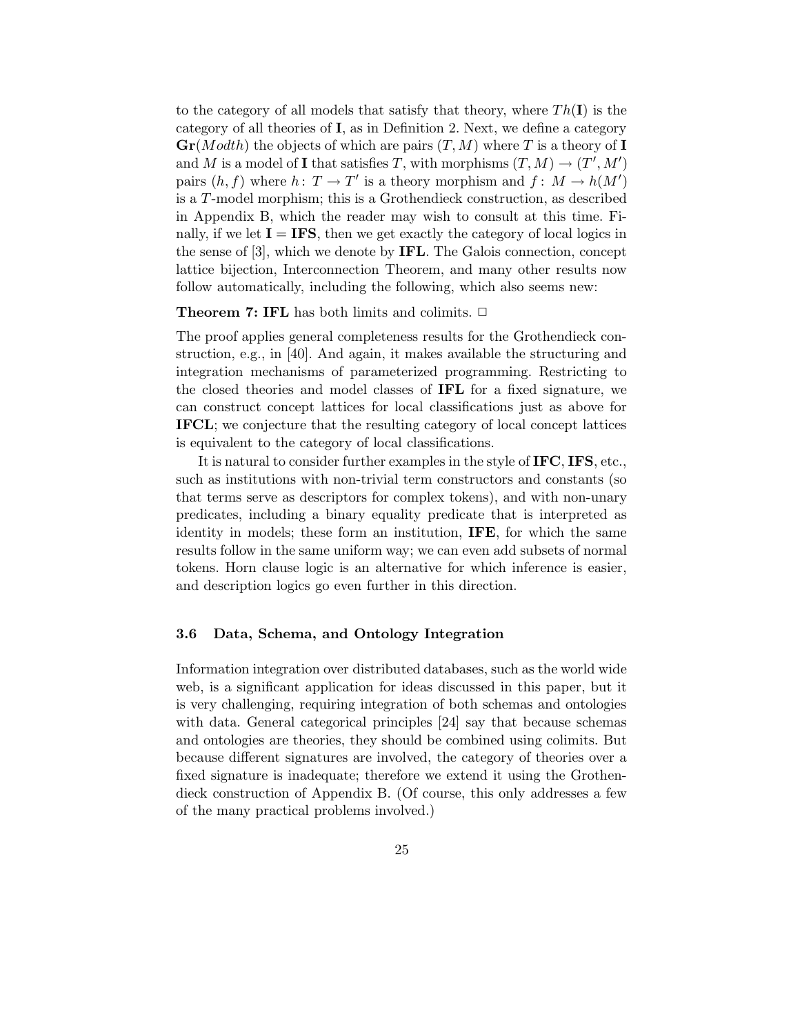to the category of all models that satisfy that theory, where $Th(\mathbf{I})$ is the category of all theories of $\mathbf{I}$, as in Definition 2. Next, we define a category $\mathbf{Gr}(Modth)$ the objects of which are pairs $(T, M)$ where $T$ is a theory of $\mathbf{I}$ and $M$ is a model of $\mathbf{I}$ that satisfies $T$, with morphisms $(T, M) \to (T', M')$ pairs $(h, f)$ where $h\colon T \to T'$ is a theory morphism and $f\colon M \to h(M')$ is a $T$-model morphism; this is a Grothendieck construction, as described in Appendix B, which the reader may wish to consult at this time. Finally, if we let $\mathbf{I} = \mathbf{IFS}$, then we get exactly the category of local logics in the sense of [3], which we denote by **IFL**. The Galois connection, concept lattice bijection, Interconnection Theorem, and many other results now follow automatically, including the following, which also seems new:

**Theorem 7: IFL** has both limits and colimits. $\Box$

The proof applies general completeness results for the Grothendieck construction, e.g., in [40]. And again, it makes available the structuring and integration mechanisms of parameterized programming. Restricting to the closed theories and model classes of **IFL** for a fixed signature, we can construct concept lattices for local classifications just as above for **IFCL**; we conjecture that the resulting category of local concept lattices is equivalent to the category of local classifications.

It is natural to consider further examples in the style of **IFC**, **IFS**, etc., such as institutions with non-trivial term constructors and constants (so that terms serve as descriptors for complex tokens), and with non-unary predicates, including a binary equality predicate that is interpreted as identity in models; these form an institution, **IFE**, for which the same results follow in the same uniform way; we can even add subsets of normal tokens. Horn clause logic is an alternative for which inference is easier, and description logics go even further in this direction.

### 3.6 Data, Schema, and Ontology Integration

Information integration over distributed databases, such as the world wide web, is a significant application for ideas discussed in this paper, but it is very challenging, requiring integration of both schemas and ontologies with data. General categorical principles [24] say that because schemas and ontologies are theories, they should be combined using colimits. But because different signatures are involved, the category of theories over a fixed signature is inadequate; therefore we extend it using the Grothendieck construction of Appendix B. (Of course, this only addresses a few of the many practical problems involved.)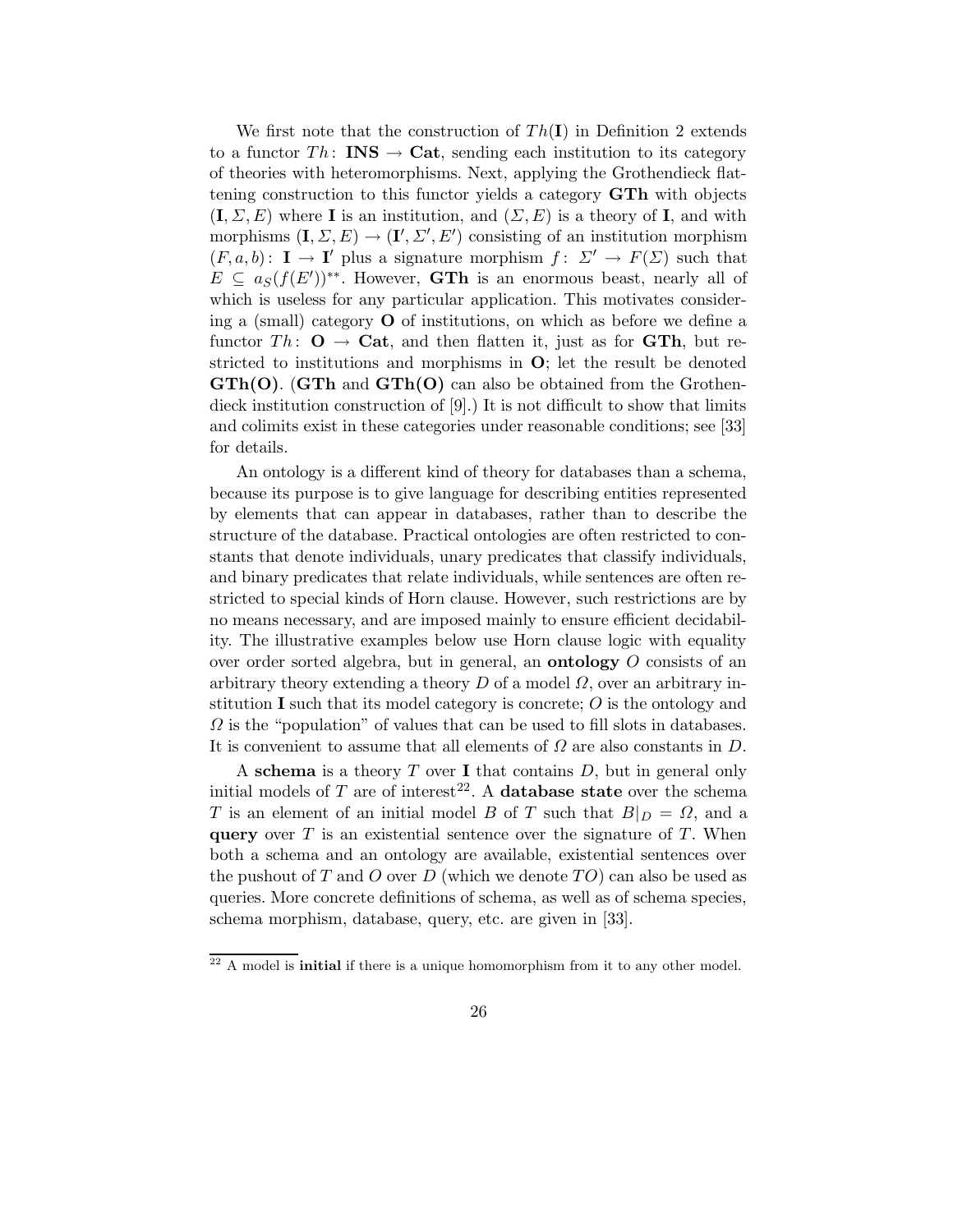We first note that the construction of $Th(\mathbf{I})$ in Definition 2 extends to a functor $Th\colon \mathbf{INS} \to \mathbf{Cat}$, sending each institution to its category of theories with heteromorphisms. Next, applying the Grothendieck flattening construction to this functor yields a category **GTh** with objects $(\mathbf{I}, \Sigma, E)$ where $\mathbf{I}$ is an institution, and $(\Sigma, E)$ is a theory of $\mathbf{I}$, and with morphisms $(\mathbf{I}, \Sigma, E) \to (\mathbf{I}', \Sigma', E')$ consisting of an institution morphism $(F, a, b)\colon \mathbf{I} \to \mathbf{I}'$ plus a signature morphism $f\colon \Sigma' \to F(\Sigma)$ such that $E \subseteq a_S(f(E'))^{**}$. However, **GTh** is an enormous beast, nearly all of which is useless for any particular application. This motivates considering a (small) category $\mathbf{O}$ of institutions, on which as before we define a functor $Th\colon \mathbf{O} \to \mathbf{Cat}$, and then flatten it, just as for **GTh**, but restricted to institutions and morphisms in $\mathbf{O}$; let the result be denoted **GTh(O)**. (**GTh** and **GTh(O)** can also be obtained from the Grothendieck institution construction of [9].) It is not difficult to show that limits and colimits exist in these categories under reasonable conditions; see [33] for details.

An ontology is a different kind of theory for databases than a schema, because its purpose is to give language for describing entities represented by elements that can appear in databases, rather than to describe the structure of the database. Practical ontologies are often restricted to constants that denote individuals, unary predicates that classify individuals, and binary predicates that relate individuals, while sentences are often restricted to special kinds of Horn clause. However, such restrictions are by no means necessary, and are imposed mainly to ensure efficient decidability. The illustrative examples below use Horn clause logic with equality over order sorted algebra, but in general, an **ontology** $O$ consists of an arbitrary theory extending a theory $D$ of a model $\Omega$, over an arbitrary institution $\mathbf{I}$ such that its model category is concrete; $O$ is the ontology and $\Omega$ is the "population" of values that can be used to fill slots in databases. It is convenient to assume that all elements of $\Omega$ are also constants in $D$.

A **schema** is a theory $T$ over $\mathbf{I}$ that contains $D$, but in general only initial models of $T$ are of interest[22]. A **database state** over the schema $T$ is an element of an initial model $B$ of $T$ such that $B|_D = \Omega$, and a **query** over $T$ is an existential sentence over the signature of $T$. When both a schema and an ontology are available, existential sentences over the pushout of $T$ and $O$ over $D$ (which we denote $TO$) can also be used as queries. More concrete definitions of schema, as well as of schema species, schema morphism, database, query, etc. are given in [33].

---

[22] A model is **initial** if there is a unique homomorphism from it to any other model.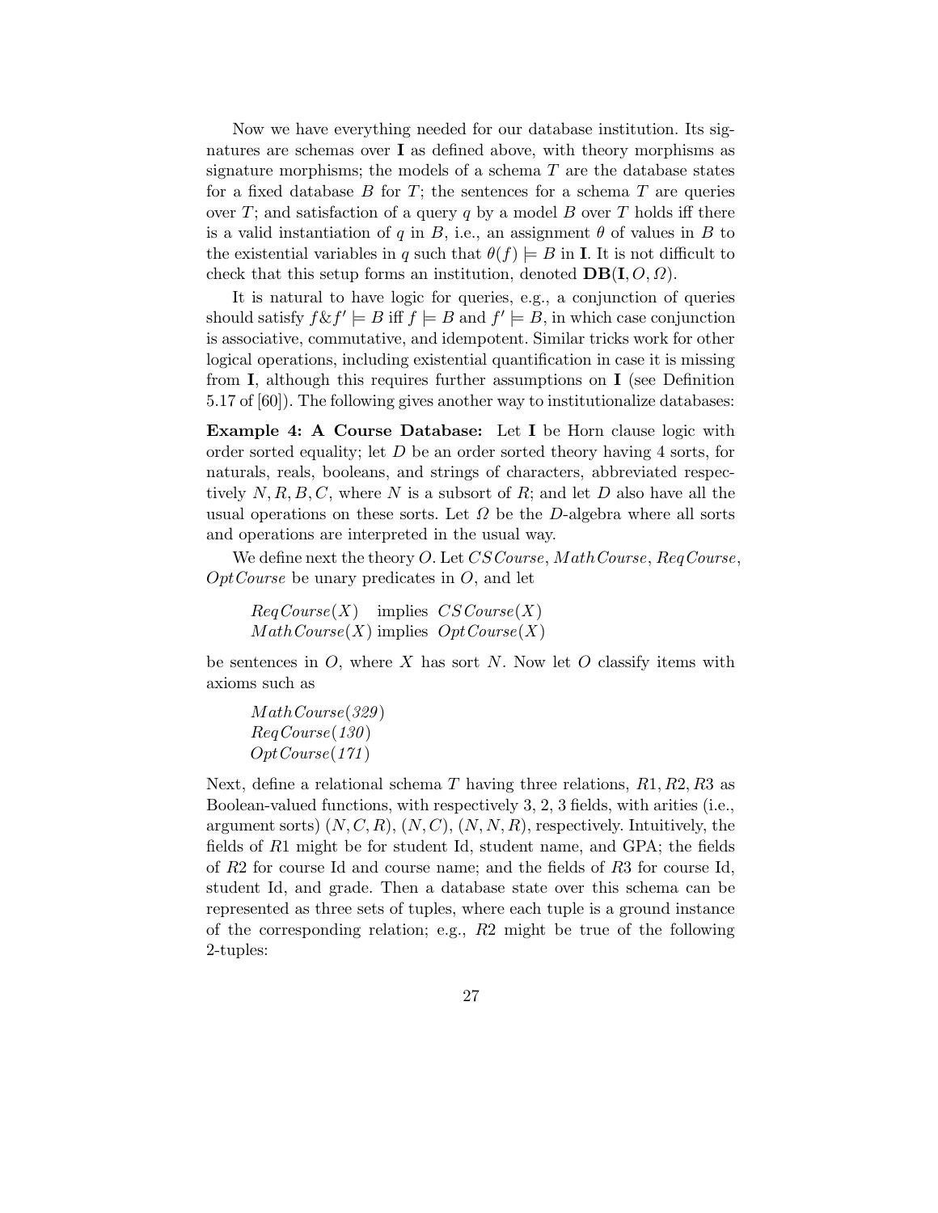Now we have everything needed for our database institution. Its signatures are schemas over **I** as defined above, with theory morphisms as signature morphisms; the models of a schema $T$ are the database states for a fixed database $B$ for $T$; the sentences for a schema $T$ are queries over $T$; and satisfaction of a query $q$ by a model $B$ over $T$ holds iff there is a valid instantiation of $q$ in $B$, i.e., an assignment $\theta$ of values in $B$ to the existential variables in $q$ such that $\theta(f) \models B$ in **I**. It is not difficult to check that this setup forms an institution, denoted $\mathbf{DB}(\mathbf{I}, O, \Omega)$.

It is natural to have logic for queries, e.g., a conjunction of queries should satisfy $f \& f' \models B$ iff $f \models B$ and $f' \models B$, in which case conjunction is associative, commutative, and idempotent. Similar tricks work for other logical operations, including existential quantification in case it is missing from **I**, although this requires further assumptions on **I** (see Definition 5.17 of [60]). The following gives another way to institutionalize databases:

**Example 4: A Course Database:** Let **I** be Horn clause logic with order sorted equality; let $D$ be an order sorted theory having 4 sorts, for naturals, reals, booleans, and strings of characters, abbreviated respectively $N, R, B, C$, where $N$ is a subsort of $R$; and let $D$ also have all the usual operations on these sorts. Let $\Omega$ be the $D$-algebra where all sorts and operations are interpreted in the usual way.

We define next the theory $O$. Let $CSCourse$, $MathCourse$, $ReqCourse$, $OptCourse$ be unary predicates in $O$, and let

$ReqCourse(X)$ implies $CSCourse(X)$
$MathCourse(X)$ implies $OptCourse(X)$

be sentences in $O$, where $X$ has sort $N$. Now let $O$ classify items with axioms such as

$MathCourse(329)$
$ReqCourse(130)$
$OptCourse(171)$

Next, define a relational schema $T$ having three relations, $R1, R2, R3$ as Boolean-valued functions, with respectively 3, 2, 3 fields, with arities (i.e., argument sorts) $(N, C, R)$, $(N, C)$, $(N, N, R)$, respectively. Intuitively, the fields of $R1$ might be for student Id, student name, and GPA; the fields of $R2$ for course Id and course name; and the fields of $R3$ for course Id, student Id, and grade. Then a database state over this schema can be represented as three sets of tuples, where each tuple is a ground instance of the corresponding relation; e.g., $R2$ might be true of the following 2-tuples: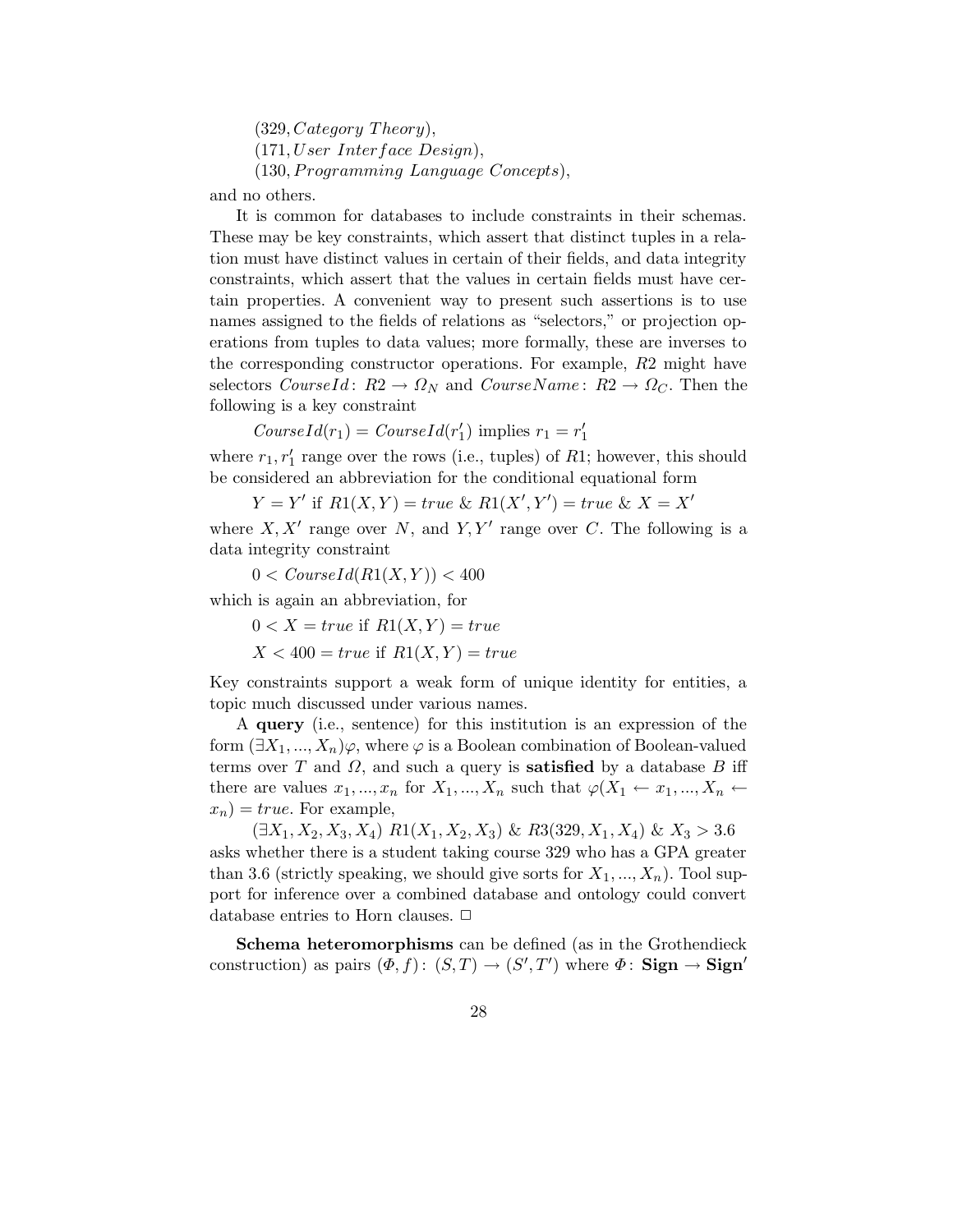$(329, Category\ Theory)$,
$(171, User\ Interface\ Design)$,
$(130, Programming\ Language\ Concepts)$,

and no others.

It is common for databases to include constraints in their schemas. These may be key constraints, which assert that distinct tuples in a relation must have distinct values in certain of their fields, and data integrity constraints, which assert that the values in certain fields must have certain properties. A convenient way to present such assertions is to use names assigned to the fields of relations as "selectors," or projection operations from tuples to data values; more formally, these are inverses to the corresponding constructor operations. For example, $R2$ might have selectors $CourseId\colon R2 \to \Omega_N$ and $CourseName\colon R2 \to \Omega_C$. Then the following is a key constraint

$$CourseId(r_1) = CourseId(r'_1) \text{ implies } r_1 = r'_1$$

where $r_1, r'_1$ range over the rows (i.e., tuples) of $R1$; however, this should be considered an abbreviation for the conditional equational form

$$Y = Y' \text{ if } R1(X, Y) = true \ \&\ R1(X', Y') = true \ \&\ X = X'$$

where $X, X'$ range over $N$, and $Y, Y'$ range over $C$. The following is a data integrity constraint

$$0 < CourseId(R1(X, Y)) < 400$$

which is again an abbreviation, for

$$0 < X = true \text{ if } R1(X, Y) = true$$

$$X < 400 = true \text{ if } R1(X, Y) = true$$

Key constraints support a weak form of unique identity for entities, a topic much discussed under various names.

A **query** (i.e., sentence) for this institution is an expression of the form $(\exists X_1, ..., X_n)\varphi$, where $\varphi$ is a Boolean combination of Boolean-valued terms over $T$ and $\Omega$, and such a query is **satisfied** by a database $B$ iff there are values $x_1, ..., x_n$ for $X_1, ..., X_n$ such that $\varphi(X_1 \leftarrow x_1, ..., X_n \leftarrow x_n) = true$. For example,

$$(\exists X_1, X_2, X_3, X_4)\ R1(X_1, X_2, X_3)\ \&\ R3(329, X_1, X_4)\ \&\ X_3 > 3.6$$

asks whether there is a student taking course 329 who has a GPA greater than 3.6 (strictly speaking, we should give sorts for $X_1, ..., X_n$). Tool support for inference over a combined database and ontology could convert database entries to Horn clauses. □

**Schema heteromorphisms** can be defined (as in the Grothendieck construction) as pairs $(\Phi, f)\colon (S, T) \to (S', T')$ where $\Phi\colon \mathbf{Sign} \to \mathbf{Sign}'$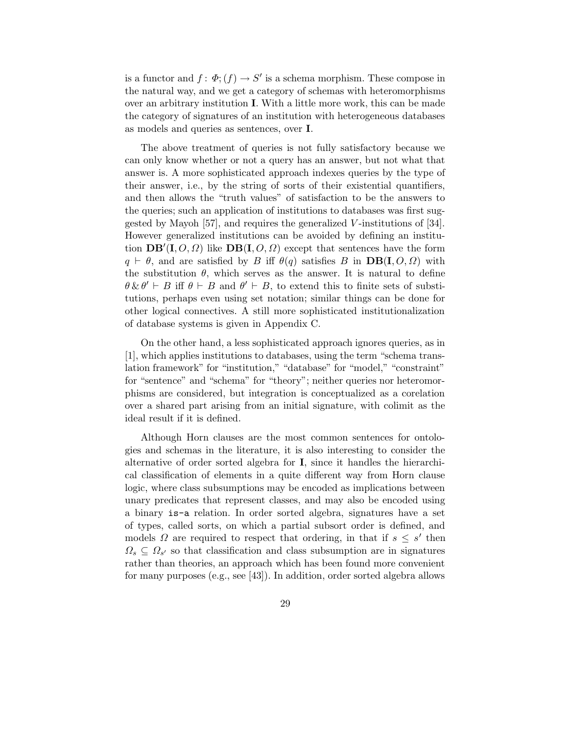is a functor and $f\colon \Phi;(f) \to S'$ is a schema morphism. These compose in the natural way, and we get a category of schemas with heteromorphisms over an arbitrary institution **I**. With a little more work, this can be made the category of signatures of an institution with heterogeneous databases as models and queries as sentences, over **I**.

The above treatment of queries is not fully satisfactory because we can only know whether or not a query has an answer, but not what that answer is. A more sophisticated approach indexes queries by the type of their answer, i.e., by the string of sorts of their existential quantifiers, and then allows the "truth values" of satisfaction to be the answers to the queries; such an application of institutions to databases was first suggested by Mayoh [57], and requires the generalized $V$-institutions of [34]. However generalized institutions can be avoided by defining an institution $\mathbf{DB}'(\mathbf{I}, O, \Omega)$ like $\mathbf{DB}(\mathbf{I}, O, \Omega)$ except that sentences have the form $q \vdash \theta$, and are satisfied by $B$ iff $\theta(q)$ satisfies $B$ in $\mathbf{DB}(\mathbf{I}, O, \Omega)$ with the substitution $\theta$, which serves as the answer. It is natural to define $\theta \,\&\, \theta' \vdash B$ iff $\theta \vdash B$ and $\theta' \vdash B$, to extend this to finite sets of substitutions, perhaps even using set notation; similar things can be done for other logical connectives. A still more sophisticated institutionalization of database systems is given in Appendix C.

On the other hand, a less sophisticated approach ignores queries, as in [1], which applies institutions to databases, using the term "schema translation framework" for "institution," "database" for "model," "constraint" for "sentence" and "schema" for "theory"; neither queries nor heteromorphisms are considered, but integration is conceptualized as a corelation over a shared part arising from an initial signature, with colimit as the ideal result if it is defined.

Although Horn clauses are the most common sentences for ontologies and schemas in the literature, it is also interesting to consider the alternative of order sorted algebra for **I**, since it handles the hierarchical classification of elements in a quite different way from Horn clause logic, where class subsumptions may be encoded as implications between unary predicates that represent classes, and may also be encoded using a binary `is-a` relation. In order sorted algebra, signatures have a set of types, called sorts, on which a partial subsort order is defined, and models $\Omega$ are required to respect that ordering, in that if $s \leq s'$ then $\Omega_s \subseteq \Omega_{s'}$ so that classification and class subsumption are in signatures rather than theories, an approach which has been found more convenient for many purposes (e.g., see [43]). In addition, order sorted algebra allows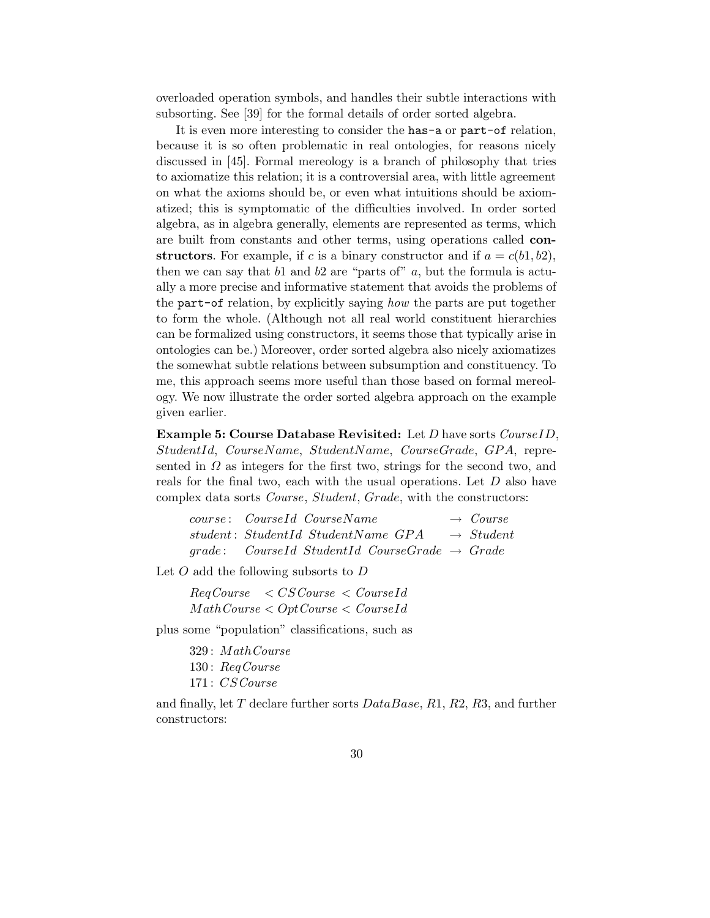overloaded operation symbols, and handles their subtle interactions with subsorting. See [39] for the formal details of order sorted algebra.

It is even more interesting to consider the `has-a` or `part-of` relation, because it is so often problematic in real ontologies, for reasons nicely discussed in [45]. Formal mereology is a branch of philosophy that tries to axiomatize this relation; it is a controversial area, with little agreement on what the axioms should be, or even what intuitions should be axiomatized; this is symptomatic of the difficulties involved. In order sorted algebra, as in algebra generally, elements are represented as terms, which are built from constants and other terms, using operations called **constructors**. For example, if $c$ is a binary constructor and if $a = c(b1, b2)$, then we can say that $b1$ and $b2$ are "parts of" $a$, but the formula is actually a more precise and informative statement that avoids the problems of the `part-of` relation, by explicitly saying *how* the parts are put together to form the whole. (Although not all real world constituent hierarchies can be formalized using constructors, it seems those that typically arise in ontologies can be.) Moreover, order sorted algebra also nicely axiomatizes the somewhat subtle relations between subsumption and constituency. To me, this approach seems more useful than those based on formal mereology. We now illustrate the order sorted algebra approach on the example given earlier.

**Example 5: Course Database Revisited:** Let $D$ have sorts $CourseID$, $StudentId$, $CourseName$, $StudentName$, $CourseGrade$, $GPA$, represented in $\Omega$ as integers for the first two, strings for the second two, and reals for the final two, each with the usual operations. Let $D$ also have complex data sorts $Course$, $Student$, $Grade$, with the constructors:

$$
\begin{array}{lll}
course\colon & CourseId\ CourseName & \to\ Course \\
student\colon & StudentId\ StudentName\ GPA & \to\ Student \\
grade\colon & CourseId\ StudentId\ CourseGrade & \to\ Grade
\end{array}
$$

Let $O$ add the following subsorts to $D$

$$
\begin{array}{l}
ReqCourse\ \ < CSCourse < CourseId \\
MathCourse < OptCourse < CourseId
\end{array}
$$

plus some "population" classifications, such as

$$
\begin{array}{l}
329\colon MathCourse \\
130\colon ReqCourse \\
171\colon CSCourse
\end{array}
$$

and finally, let $T$ declare further sorts $DataBase$, $R1$, $R2$, $R3$, and further constructors: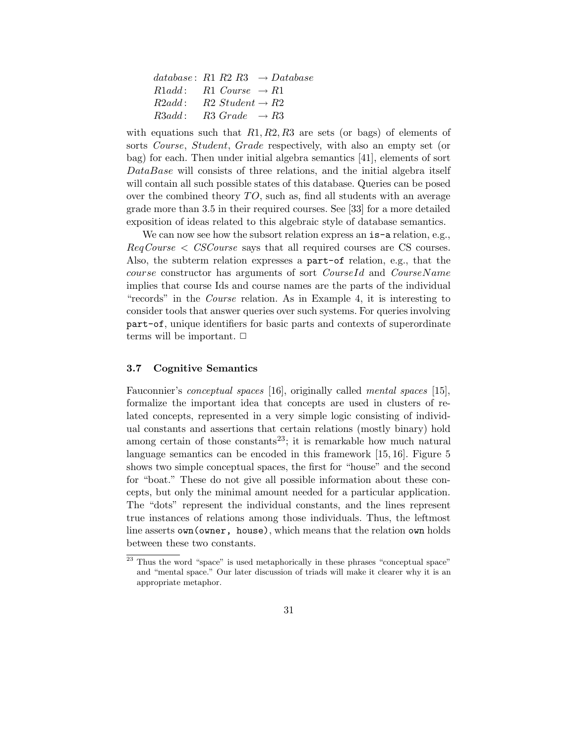$$
\begin{array}{lll}
database: & R1\ R2\ R3 & \to Database \\
R1add: & R1\ Course & \to R1 \\
R2add: & R2\ Student & \to R2 \\
R3add: & R3\ Grade & \to R3
\end{array}
$$

with equations such that $R1, R2, R3$ are sets (or bags) of elements of sorts *Course*, *Student*, *Grade* respectively, with also an empty set (or bag) for each. Then under initial algebra semantics [41], elements of sort *DataBase* will consists of three relations, and the initial algebra itself will contain all such possible states of this database. Queries can be posed over the combined theory $TO$, such as, find all students with an average grade more than 3.5 in their required courses. See [33] for a more detailed exposition of ideas related to this algebraic style of database semantics.

We can now see how the subsort relation express an `is-a` relation, e.g., $ReqCourse < CSCourse$ says that all required courses are CS courses. Also, the subterm relation expresses a `part-of` relation, e.g., that the *course* constructor has arguments of sort *CourseId* and *CourseName* implies that course Ids and course names are the parts of the individual "records" in the *Course* relation. As in Example 4, it is interesting to consider tools that answer queries over such systems. For queries involving `part-of`, unique identifiers for basic parts and contexts of superordinate terms will be important. □

### 3.7 Cognitive Semantics

Fauconnier's *conceptual spaces* [16], originally called *mental spaces* [15], formalize the important idea that concepts are used in clusters of related concepts, represented in a very simple logic consisting of individual constants and assertions that certain relations (mostly binary) hold among certain of those constants[23]; it is remarkable how much natural language semantics can be encoded in this framework [15, 16]. Figure 5 shows two simple conceptual spaces, the first for "house" and the second for "boat." These do not give all possible information about these concepts, but only the minimal amount needed for a particular application. The "dots" represent the individual constants, and the lines represent true instances of relations among those individuals. Thus, the leftmost line asserts `own(owner, house)`, which means that the relation `own` holds between these two constants.

[23] Thus the word "space" is used metaphorically in these phrases "conceptual space" and "mental space." Our later discussion of triads will make it clearer why it is an appropriate metaphor.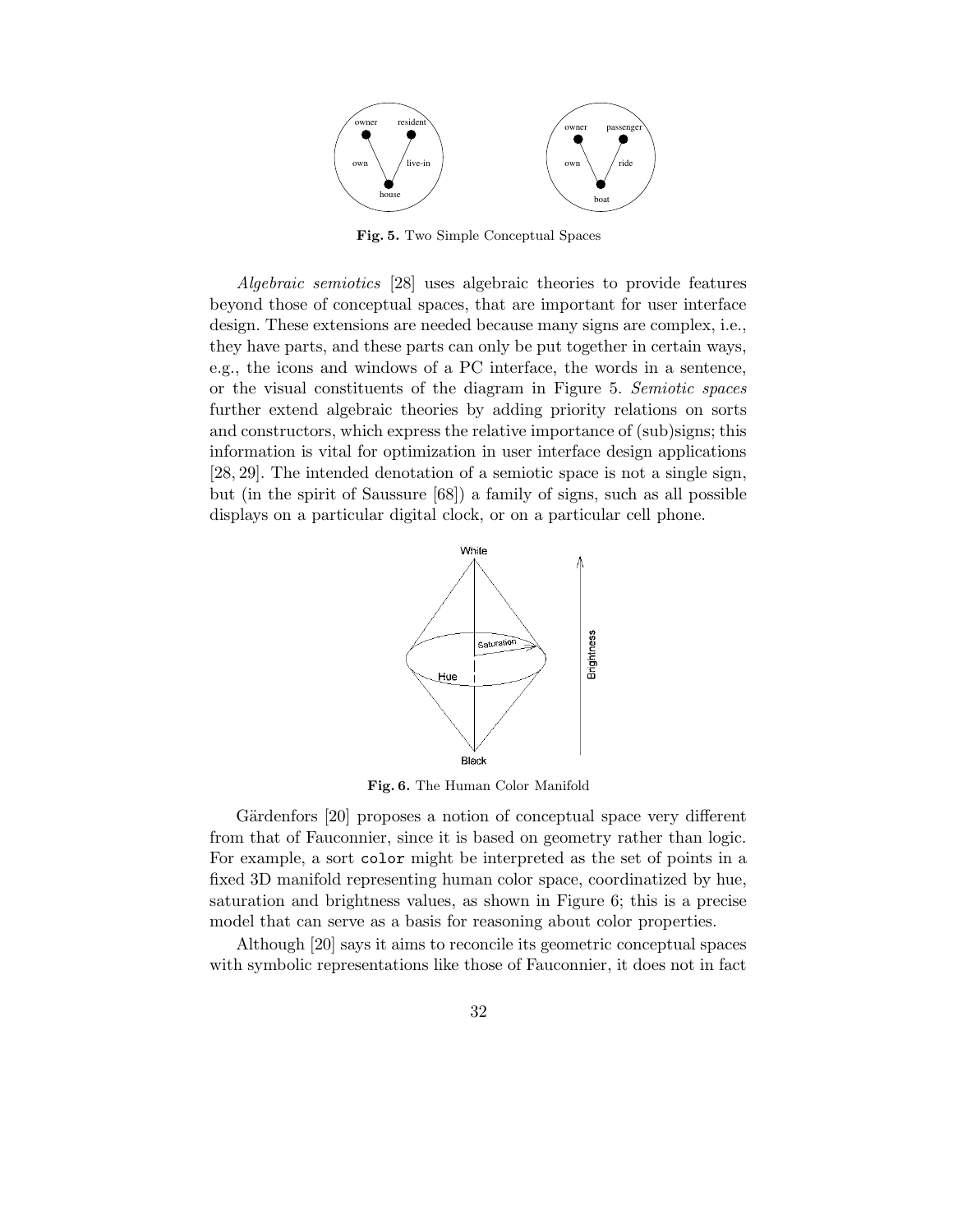**Fig. 5.** Two Simple Conceptual Spaces

*Algebraic semiotics* [28] uses algebraic theories to provide features beyond those of conceptual spaces, that are important for user interface design. These extensions are needed because many signs are complex, i.e., they have parts, and these parts can only be put together in certain ways, e.g., the icons and windows of a PC interface, the words in a sentence, or the visual constituents of the diagram in Figure 5. *Semiotic spaces* further extend algebraic theories by adding priority relations on sorts and constructors, which express the relative importance of (sub)signs; this information is vital for optimization in user interface design applications [28, 29]. The intended denotation of a semiotic space is not a single sign, but (in the spirit of Saussure [68]) a family of signs, such as all possible displays on a particular digital clock, or on a particular cell phone.

**Fig. 6.** The Human Color Manifold

Gärdenfors [20] proposes a notion of conceptual space very different from that of Fauconnier, since it is based on geometry rather than logic. For example, a sort `color` might be interpreted as the set of points in a fixed 3D manifold representing human color space, coordinatized by hue, saturation and brightness values, as shown in Figure 6; this is a precise model that can serve as a basis for reasoning about color properties.

Although [20] says it aims to reconcile its geometric conceptual spaces with symbolic representations like those of Fauconnier, it does not in fact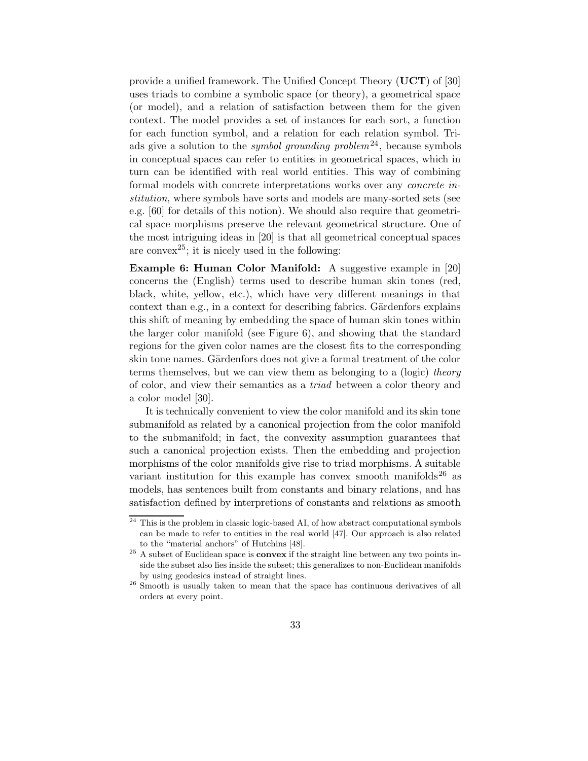provide a unified framework. The Unified Concept Theory (**UCT**) of [30] uses triads to combine a symbolic space (or theory), a geometrical space (or model), and a relation of satisfaction between them for the given context. The model provides a set of instances for each sort, a function for each function symbol, and a relation for each relation symbol. Triads give a solution to the *symbol grounding problem*[24], because symbols in conceptual spaces can refer to entities in geometrical spaces, which in turn can be identified with real world entities. This way of combining formal models with concrete interpretations works over any *concrete institution*, where symbols have sorts and models are many-sorted sets (see e.g. [60] for details of this notion). We should also require that geometrical space morphisms preserve the relevant geometrical structure. One of the most intriguing ideas in [20] is that all geometrical conceptual spaces are convex[25]; it is nicely used in the following:

**Example 6: Human Color Manifold:** A suggestive example in [20] concerns the (English) terms used to describe human skin tones (red, black, white, yellow, etc.), which have very different meanings in that context than e.g., in a context for describing fabrics. Gärdenfors explains this shift of meaning by embedding the space of human skin tones within the larger color manifold (see Figure 6), and showing that the standard regions for the given color names are the closest fits to the corresponding skin tone names. Gärdenfors does not give a formal treatment of the color terms themselves, but we can view them as belonging to a (logic) *theory* of color, and view their semantics as a *triad* between a color theory and a color model [30].

It is technically convenient to view the color manifold and its skin tone submanifold as related by a canonical projection from the color manifold to the submanifold; in fact, the convexity assumption guarantees that such a canonical projection exists. Then the embedding and projection morphisms of the color manifolds give rise to triad morphisms. A suitable variant institution for this example has convex smooth manifolds[26] as models, has sentences built from constants and binary relations, and has satisfaction defined by interpretions of constants and relations as smooth

---

[24] This is the problem in classic logic-based AI, of how abstract computational symbols can be made to refer to entities in the real world [47]. Our approach is also related to the "material anchors" of Hutchins [48].

[25] A subset of Euclidean space is **convex** if the straight line between any two points inside the subset also lies inside the subset; this generalizes to non-Euclidean manifolds by using geodesics instead of straight lines.

[26] Smooth is usually taken to mean that the space has continuous derivatives of all orders at every point.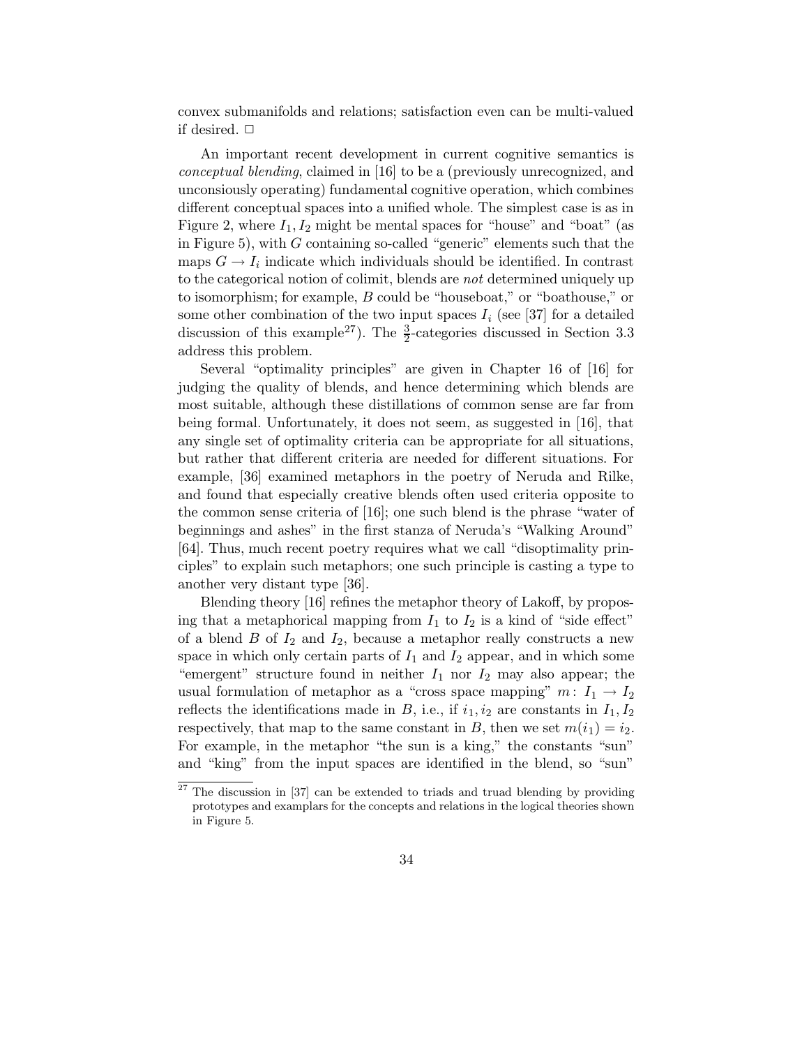convex submanifolds and relations; satisfaction even can be multi-valued if desired. □

An important recent development in current cognitive semantics is *conceptual blending*, claimed in [16] to be a (previously unrecognized, and unconsiously operating) fundamental cognitive operation, which combines different conceptual spaces into a unified whole. The simplest case is as in Figure 2, where $I_1, I_2$ might be mental spaces for "house" and "boat" (as in Figure 5), with $G$ containing so-called "generic" elements such that the maps $G \to I_i$ indicate which individuals should be identified. In contrast to the categorical notion of colimit, blends are *not* determined uniquely up to isomorphism; for example, $B$ could be "houseboat," or "boathouse," or some other combination of the two input spaces $I_i$ (see [37] for a detailed discussion of this example[27]). The $\frac{3}{2}$-categories discussed in Section 3.3 address this problem.

Several "optimality principles" are given in Chapter 16 of [16] for judging the quality of blends, and hence determining which blends are most suitable, although these distillations of common sense are far from being formal. Unfortunately, it does not seem, as suggested in [16], that any single set of optimality criteria can be appropriate for all situations, but rather that different criteria are needed for different situations. For example, [36] examined metaphors in the poetry of Neruda and Rilke, and found that especially creative blends often used criteria opposite to the common sense criteria of [16]; one such blend is the phrase "water of beginnings and ashes" in the first stanza of Neruda's "Walking Around" [64]. Thus, much recent poetry requires what we call "disoptimality principles" to explain such metaphors; one such principle is casting a type to another very distant type [36].

Blending theory [16] refines the metaphor theory of Lakoff, by proposing that a metaphorical mapping from $I_1$ to $I_2$ is a kind of "side effect" of a blend $B$ of $I_2$ and $I_2$, because a metaphor really constructs a new space in which only certain parts of $I_1$ and $I_2$ appear, and in which some "emergent" structure found in neither $I_1$ nor $I_2$ may also appear; the usual formulation of metaphor as a "cross space mapping" $m\colon I_1 \to I_2$ reflects the identifications made in $B$, i.e., if $i_1, i_2$ are constants in $I_1, I_2$ respectively, that map to the same constant in $B$, then we set $m(i_1) = i_2$. For example, in the metaphor "the sun is a king," the constants "sun" and "king" from the input spaces are identified in the blend, so "sun"

[27] The discussion in [37] can be extended to triads and truad blending by providing prototypes and examplars for the concepts and relations in the logical theories shown in Figure 5.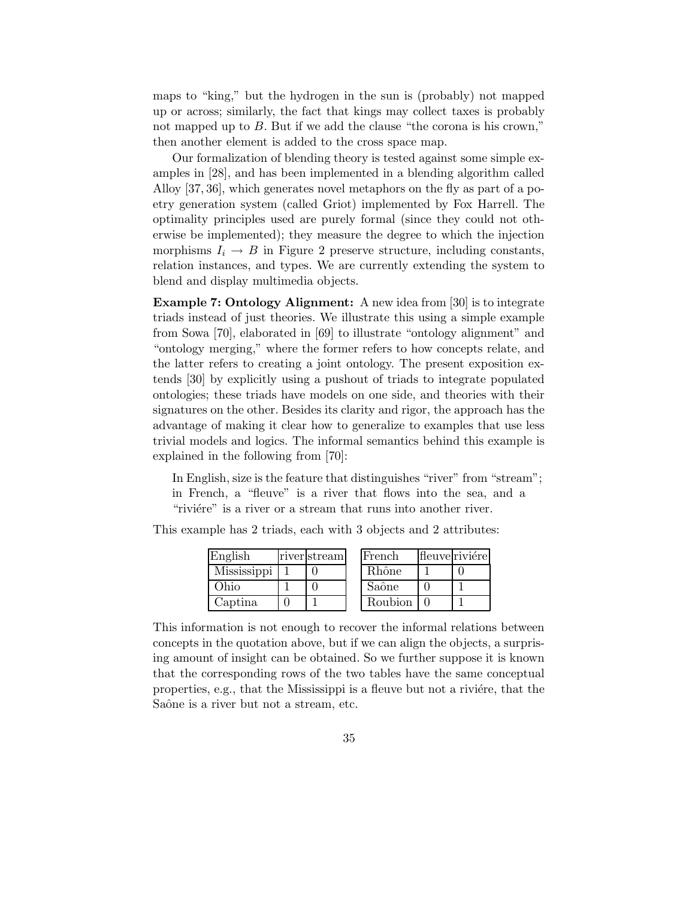maps to "king," but the hydrogen in the sun is (probably) not mapped up or across; similarly, the fact that kings may collect taxes is probably not mapped up to $B$. But if we add the clause "the corona is his crown," then another element is added to the cross space map.

Our formalization of blending theory is tested against some simple examples in [28], and has been implemented in a blending algorithm called Alloy [37, 36], which generates novel metaphors on the fly as part of a poetry generation system (called Griot) implemented by Fox Harrell. The optimality principles used are purely formal (since they could not otherwise be implemented); they measure the degree to which the injection morphisms $I_i \to B$ in Figure 2 preserve structure, including constants, relation instances, and types. We are currently extending the system to blend and display multimedia objects.

**Example 7: Ontology Alignment:** A new idea from [30] is to integrate triads instead of just theories. We illustrate this using a simple example from Sowa [70], elaborated in [69] to illustrate "ontology alignment" and "ontology merging," where the former refers to how concepts relate, and the latter refers to creating a joint ontology. The present exposition extends [30] by explicitly using a pushout of triads to integrate populated ontologies; these triads have models on one side, and theories with their signatures on the other. Besides its clarity and rigor, the approach has the advantage of making it clear how to generalize to examples that use less trivial models and logics. The informal semantics behind this example is explained in the following from [70]:

> In English, size is the feature that distinguishes "river" from "stream"; in French, a "fleuve" is a river that flows into the sea, and a "riviére" is a river or a stream that runs into another river.

This example has 2 triads, each with 3 objects and 2 attributes:

| English | river | stream |
|---|---|---|
| Mississippi | 1 | 0 |
| Ohio | 1 | 0 |
| Captina | 0 | 1 |

| French | fleuve | riviére |
|---|---|---|
| Rhône | 1 | 0 |
| Saône | 0 | 1 |
| Roubion | 0 | 1 |

This information is not enough to recover the informal relations between concepts in the quotation above, but if we can align the objects, a surprising amount of insight can be obtained. So we further suppose it is known that the corresponding rows of the two tables have the same conceptual properties, e.g., that the Mississippi is a fleuve but not a riviére, that the Saône is a river but not a stream, etc.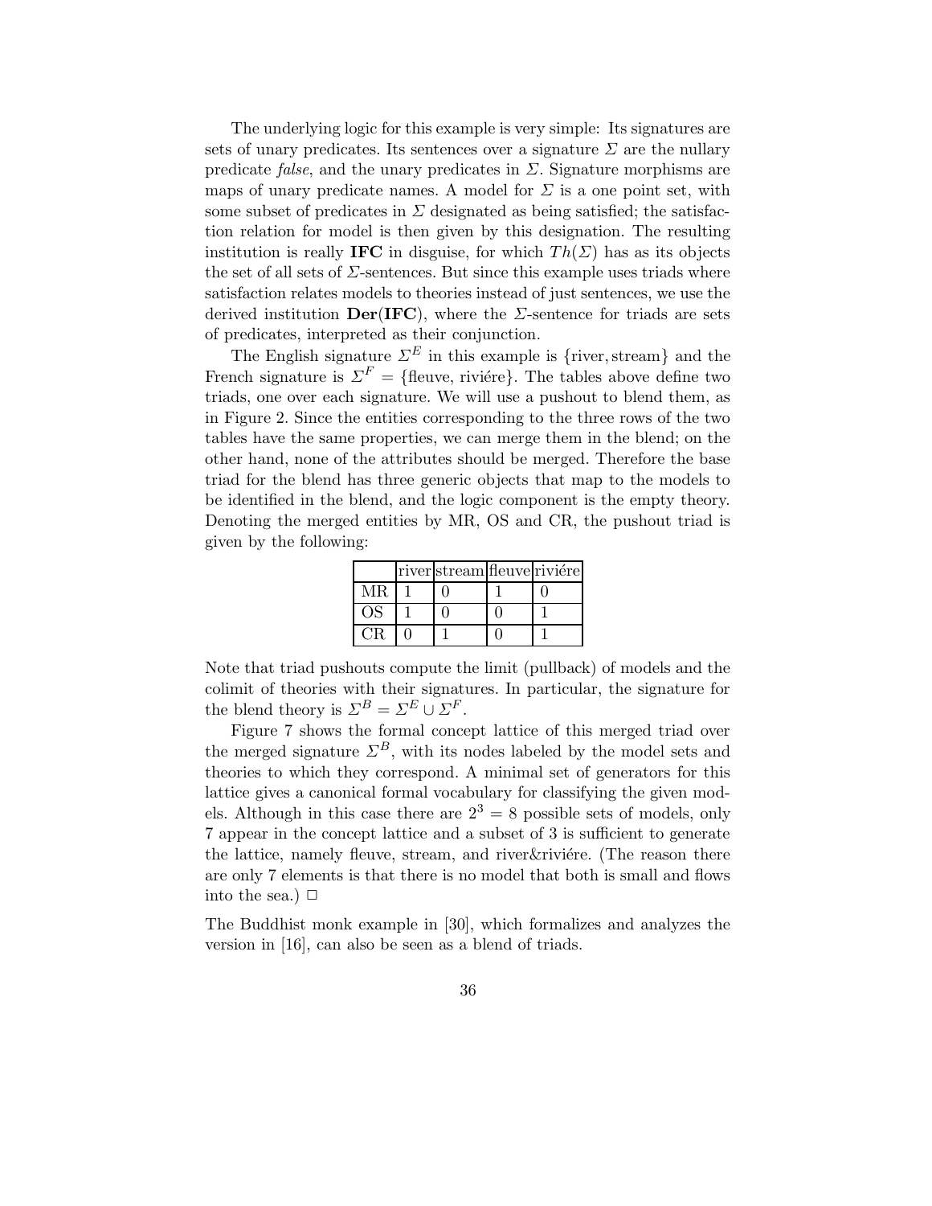The underlying logic for this example is very simple: Its signatures are sets of unary predicates. Its sentences over a signature $\Sigma$ are the nullary predicate *false*, and the unary predicates in $\Sigma$. Signature morphisms are maps of unary predicate names. A model for $\Sigma$ is a one point set, with some subset of predicates in $\Sigma$ designated as being satisfied; the satisfaction relation for model is then given by this designation. The resulting institution is really **IFC** in disguise, for which $Th(\Sigma)$ has as its objects the set of all sets of $\Sigma$-sentences. But since this example uses triads where satisfaction relates models to theories instead of just sentences, we use the derived institution **Der**(**IFC**), where the $\Sigma$-sentence for triads are sets of predicates, interpreted as their conjunction.

The English signature $\Sigma^E$ in this example is {river, stream} and the French signature is $\Sigma^F$ = {fleuve, riviére}. The tables above define two triads, one over each signature. We will use a pushout to blend them, as in Figure 2. Since the entities corresponding to the three rows of the two tables have the same properties, we can merge them in the blend; on the other hand, none of the attributes should be merged. Therefore the base triad for the blend has three generic objects that map to the models to be identified in the blend, and the logic component is the empty theory. Denoting the merged entities by MR, OS and CR, the pushout triad is given by the following:

| | river | stream | fleuve | riviére |
|---|---|---|---|---|
| MR | 1 | 0 | 1 | 0 |
| OS | 1 | 0 | 0 | 1 |
| CR | 0 | 1 | 0 | 1 |

Note that triad pushouts compute the limit (pullback) of models and the colimit of theories with their signatures. In particular, the signature for the blend theory is $\Sigma^B = \Sigma^E \cup \Sigma^F$.

Figure 7 shows the formal concept lattice of this merged triad over the merged signature $\Sigma^B$, with its nodes labeled by the model sets and theories to which they correspond. A minimal set of generators for this lattice gives a canonical formal vocabulary for classifying the given models. Although in this case there are $2^3 = 8$ possible sets of models, only 7 appear in the concept lattice and a subset of 3 is sufficient to generate the lattice, namely fleuve, stream, and river&riviére. (The reason there are only 7 elements is that there is no model that both is small and flows into the sea.) □

The Buddhist monk example in [30], which formalizes and analyzes the version in [16], can also be seen as a blend of triads.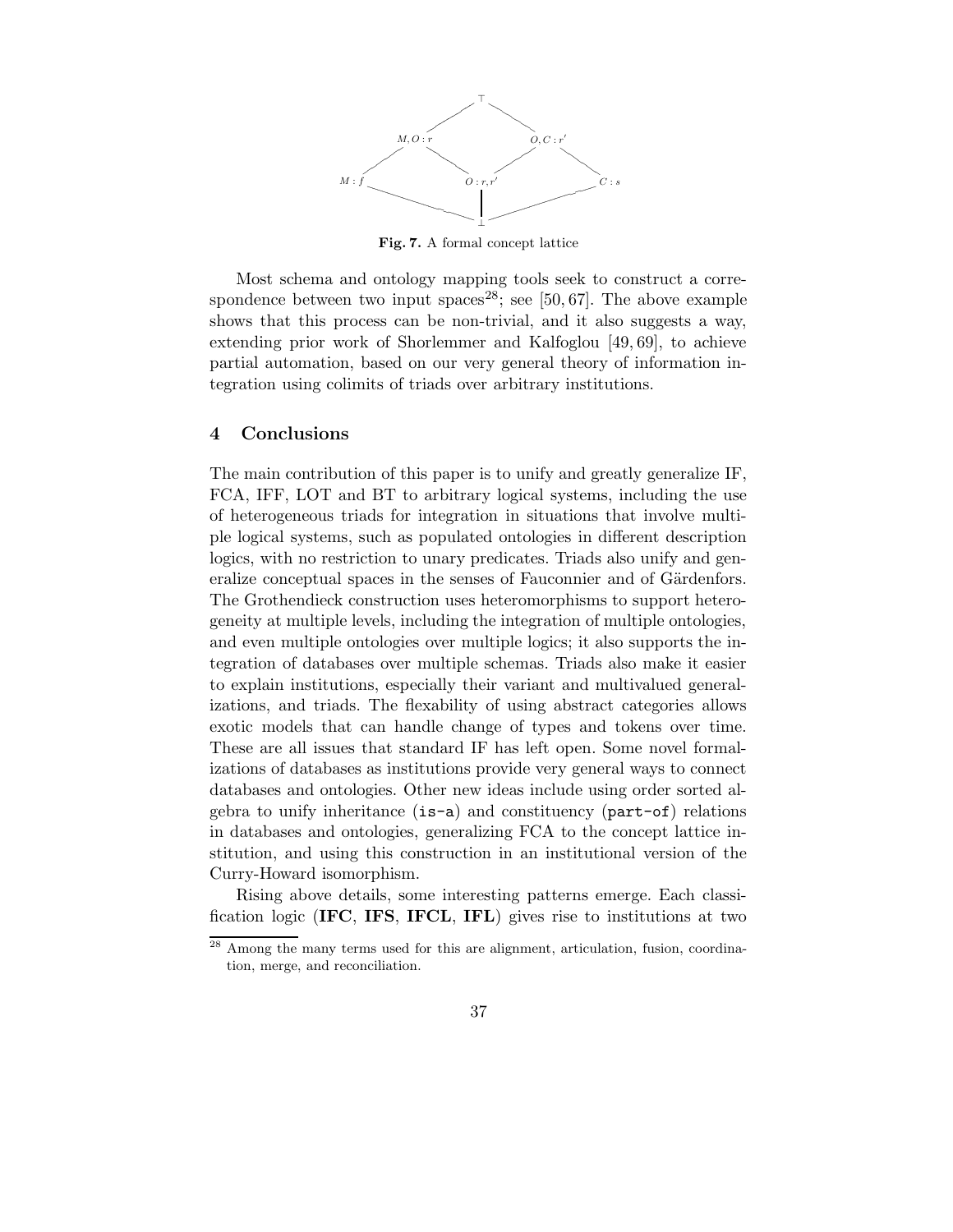Fig. 7. A formal concept lattice

Most schema and ontology mapping tools seek to construct a correspondence between two input spaces[28]; see [50, 67]. The above example shows that this process can be non-trivial, and it also suggests a way, extending prior work of Shorlemmer and Kalfoglou [49, 69], to achieve partial automation, based on our very general theory of information integration using colimits of triads over arbitrary institutions.

## 4 Conclusions

The main contribution of this paper is to unify and greatly generalize IF, FCA, IFF, LOT and BT to arbitrary logical systems, including the use of heterogeneous triads for integration in situations that involve multiple logical systems, such as populated ontologies in different description logics, with no restriction to unary predicates. Triads also unify and generalize conceptual spaces in the senses of Fauconnier and of Gärdenfors. The Grothendieck construction uses heteromorphisms to support heterogeneity at multiple levels, including the integration of multiple ontologies, and even multiple ontologies over multiple logics; it also supports the integration of databases over multiple schemas. Triads also make it easier to explain institutions, especially their variant and multivalued generalizations, and triads. The flexability of using abstract categories allows exotic models that can handle change of types and tokens over time. These are all issues that standard IF has left open. Some novel formalizations of databases as institutions provide very general ways to connect databases and ontologies. Other new ideas include using order sorted algebra to unify inheritance (`is-a`) and constituency (`part-of`) relations in databases and ontologies, generalizing FCA to the concept lattice institution, and using this construction in an institutional version of the Curry-Howard isomorphism.

Rising above details, some interesting patterns emerge. Each classification logic (**IFC**, **IFS**, **IFCL**, **IFL**) gives rise to institutions at two

[28] Among the many terms used for this are alignment, articulation, fusion, coordination, merge, and reconciliation.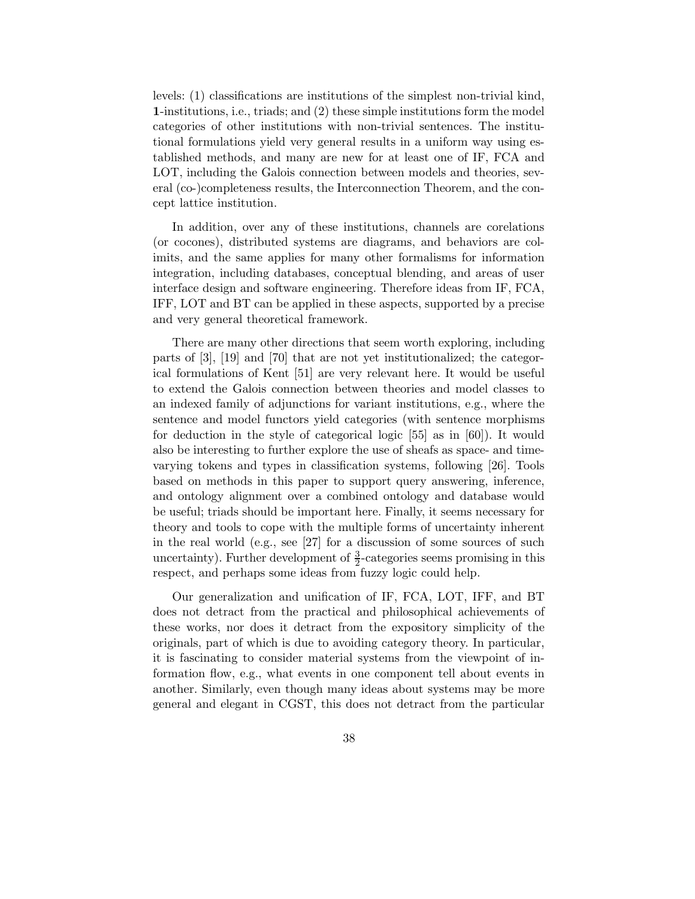levels: (1) classifications are institutions of the simplest non-trivial kind, **1**-institutions, i.e., triads; and (2) these simple institutions form the model categories of other institutions with non-trivial sentences. The institutional formulations yield very general results in a uniform way using established methods, and many are new for at least one of IF, FCA and LOT, including the Galois connection between models and theories, several (co-)completeness results, the Interconnection Theorem, and the concept lattice institution.

In addition, over any of these institutions, channels are corelations (or cocones), distributed systems are diagrams, and behaviors are colimits, and the same applies for many other formalisms for information integration, including databases, conceptual blending, and areas of user interface design and software engineering. Therefore ideas from IF, FCA, IFF, LOT and BT can be applied in these aspects, supported by a precise and very general theoretical framework.

There are many other directions that seem worth exploring, including parts of [3], [19] and [70] that are not yet institutionalized; the categorical formulations of Kent [51] are very relevant here. It would be useful to extend the Galois connection between theories and model classes to an indexed family of adjunctions for variant institutions, e.g., where the sentence and model functors yield categories (with sentence morphisms for deduction in the style of categorical logic [55] as in [60]). It would also be interesting to further explore the use of sheafs as space- and time-varying tokens and types in classification systems, following [26]. Tools based on methods in this paper to support query answering, inference, and ontology alignment over a combined ontology and database would be useful; triads should be important here. Finally, it seems necessary for theory and tools to cope with the multiple forms of uncertainty inherent in the real world (e.g., see [27] for a discussion of some sources of such uncertainty). Further development of $\frac{3}{2}$-categories seems promising in this respect, and perhaps some ideas from fuzzy logic could help.

Our generalization and unification of IF, FCA, LOT, IFF, and BT does not detract from the practical and philosophical achievements of these works, nor does it detract from the expository simplicity of the originals, part of which is due to avoiding category theory. In particular, it is fascinating to consider material systems from the viewpoint of information flow, e.g., what events in one component tell about events in another. Similarly, even though many ideas about systems may be more general and elegant in CGST, this does not detract from the particular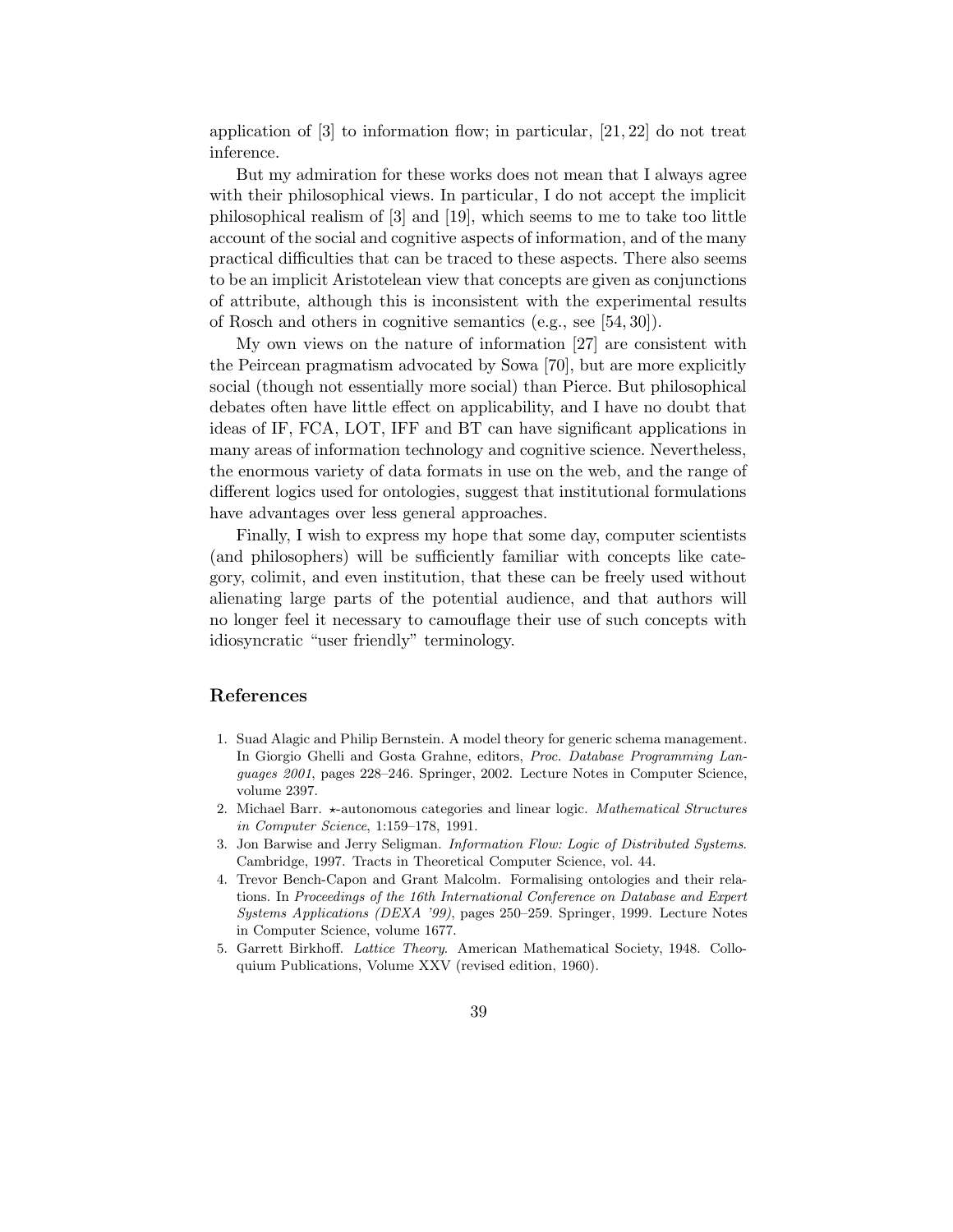application of [3] to information flow; in particular, [21, 22] do not treat inference.

But my admiration for these works does not mean that I always agree with their philosophical views. In particular, I do not accept the implicit philosophical realism of [3] and [19], which seems to me to take too little account of the social and cognitive aspects of information, and of the many practical difficulties that can be traced to these aspects. There also seems to be an implicit Aristotelean view that concepts are given as conjunctions of attribute, although this is inconsistent with the experimental results of Rosch and others in cognitive semantics (e.g., see [54, 30]).

My own views on the nature of information [27] are consistent with the Peircean pragmatism advocated by Sowa [70], but are more explicitly social (though not essentially more social) than Pierce. But philosophical debates often have little effect on applicability, and I have no doubt that ideas of IF, FCA, LOT, IFF and BT can have significant applications in many areas of information technology and cognitive science. Nevertheless, the enormous variety of data formats in use on the web, and the range of different logics used for ontologies, suggest that institutional formulations have advantages over less general approaches.

Finally, I wish to express my hope that some day, computer scientists (and philosophers) will be sufficiently familiar with concepts like category, colimit, and even institution, that these can be freely used without alienating large parts of the potential audience, and that authors will no longer feel it necessary to camouflage their use of such concepts with idiosyncratic "user friendly" terminology.

## References

1. Suad Alagic and Philip Bernstein. A model theory for generic schema management. In Giorgio Ghelli and Gosta Grahne, editors, *Proc. Database Programming Languages 2001*, pages 228–246. Springer, 2002. Lecture Notes in Computer Science, volume 2397.
2. Michael Barr. $\star$-autonomous categories and linear logic. *Mathematical Structures in Computer Science*, 1:159–178, 1991.
3. Jon Barwise and Jerry Seligman. *Information Flow: Logic of Distributed Systems*. Cambridge, 1997. Tracts in Theoretical Computer Science, vol. 44.
4. Trevor Bench-Capon and Grant Malcolm. Formalising ontologies and their relations. In *Proceedings of the 16th International Conference on Database and Expert Systems Applications (DEXA '99)*, pages 250–259. Springer, 1999. Lecture Notes in Computer Science, volume 1677.
5. Garrett Birkhoff. *Lattice Theory*. American Mathematical Society, 1948. Colloquium Publications, Volume XXV (revised edition, 1960).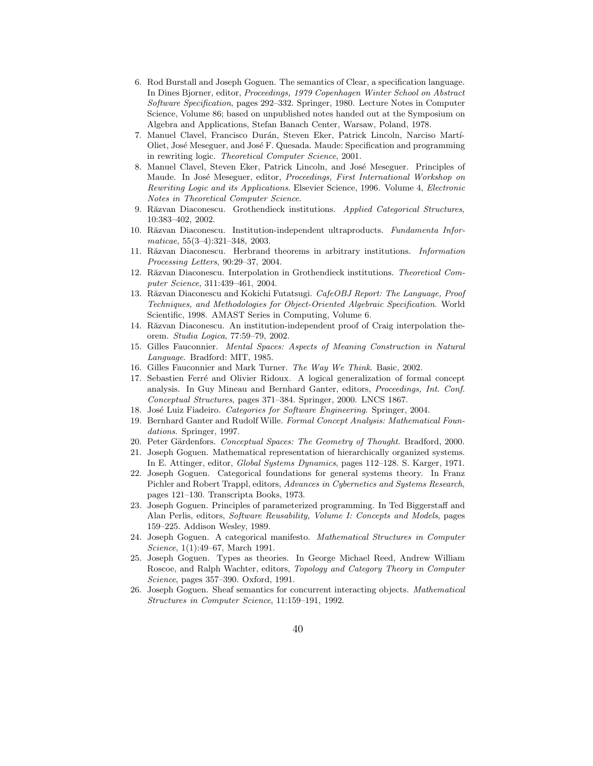6. Rod Burstall and Joseph Goguen. The semantics of Clear, a specification language. In Dines Bjorner, editor, *Proceedings, 1979 Copenhagen Winter School on Abstract Software Specification*, pages 292–332. Springer, 1980. Lecture Notes in Computer Science, Volume 86; based on unpublished notes handed out at the Symposium on Algebra and Applications, Stefan Banach Center, Warsaw, Poland, 1978.
7. Manuel Clavel, Francisco Durán, Steven Eker, Patrick Lincoln, Narciso Martí-Oliet, José Meseguer, and José F. Quesada. Maude: Specification and programming in rewriting logic. *Theoretical Computer Science*, 2001.
8. Manuel Clavel, Steven Eker, Patrick Lincoln, and José Meseguer. Principles of Maude. In José Meseguer, editor, *Proceedings, First International Workshop on Rewriting Logic and its Applications*. Elsevier Science, 1996. Volume 4, *Electronic Notes in Theoretical Computer Science*.
9. Răzvan Diaconescu. Grothendieck institutions. *Applied Categorical Structures*, 10:383–402, 2002.
10. Răzvan Diaconescu. Institution-independent ultraproducts. *Fundamenta Informaticae*, 55(3–4):321–348, 2003.
11. Răzvan Diaconescu. Herbrand theorems in arbitrary institutions. *Information Processing Letters*, 90:29–37, 2004.
12. Răzvan Diaconescu. Interpolation in Grothendieck institutions. *Theoretical Computer Science*, 311:439–461, 2004.
13. Răzvan Diaconescu and Kokichi Futatsugi. *CafeOBJ Report: The Language, Proof Techniques, and Methodologies for Object-Oriented Algebraic Specification*. World Scientific, 1998. AMAST Series in Computing, Volume 6.
14. Răzvan Diaconescu. An institution-independent proof of Craig interpolation theorem. *Studia Logica*, 77:59–79, 2002.
15. Gilles Fauconnier. *Mental Spaces: Aspects of Meaning Construction in Natural Language*. Bradford: MIT, 1985.
16. Gilles Fauconnier and Mark Turner. *The Way We Think*. Basic, 2002.
17. Sebastien Ferré and Olivier Ridoux. A logical generalization of formal concept analysis. In Guy Mineau and Bernhard Ganter, editors, *Proceedings, Int. Conf. Conceptual Structures*, pages 371–384. Springer, 2000. LNCS 1867.
18. José Luiz Fiadeiro. *Categories for Software Engineering*. Springer, 2004.
19. Bernhard Ganter and Rudolf Wille. *Formal Concept Analysis: Mathematical Foundations*. Springer, 1997.
20. Peter Gärdenfors. *Conceptual Spaces: The Geometry of Thought*. Bradford, 2000.
21. Joseph Goguen. Mathematical representation of hierarchically organized systems. In E. Attinger, editor, *Global Systems Dynamics*, pages 112–128. S. Karger, 1971.
22. Joseph Goguen. Categorical foundations for general systems theory. In Franz Pichler and Robert Trappl, editors, *Advances in Cybernetics and Systems Research*, pages 121–130. Transcripta Books, 1973.
23. Joseph Goguen. Principles of parameterized programming. In Ted Biggerstaff and Alan Perlis, editors, *Software Reusability, Volume I: Concepts and Models*, pages 159–225. Addison Wesley, 1989.
24. Joseph Goguen. A categorical manifesto. *Mathematical Structures in Computer Science*, 1(1):49–67, March 1991.
25. Joseph Goguen. Types as theories. In George Michael Reed, Andrew William Roscoe, and Ralph Wachter, editors, *Topology and Category Theory in Computer Science*, pages 357–390. Oxford, 1991.
26. Joseph Goguen. Sheaf semantics for concurrent interacting objects. *Mathematical Structures in Computer Science*, 11:159–191, 1992.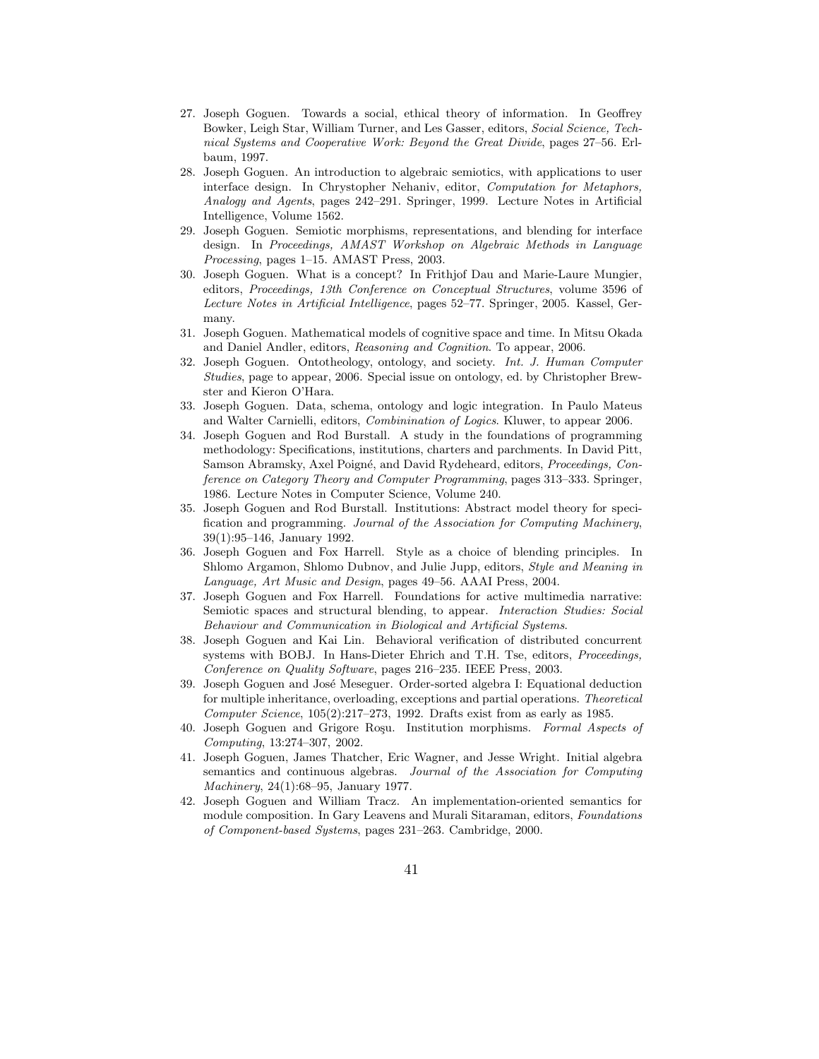27. Joseph Goguen. Towards a social, ethical theory of information. In Geoffrey Bowker, Leigh Star, William Turner, and Les Gasser, editors, *Social Science, Technical Systems and Cooperative Work: Beyond the Great Divide*, pages 27–56. Erlbaum, 1997.
28. Joseph Goguen. An introduction to algebraic semiotics, with applications to user interface design. In Chrystopher Nehaniv, editor, *Computation for Metaphors, Analogy and Agents*, pages 242–291. Springer, 1999. Lecture Notes in Artificial Intelligence, Volume 1562.
29. Joseph Goguen. Semiotic morphisms, representations, and blending for interface design. In *Proceedings, AMAST Workshop on Algebraic Methods in Language Processing*, pages 1–15. AMAST Press, 2003.
30. Joseph Goguen. What is a concept? In Frithjof Dau and Marie-Laure Mungier, editors, *Proceedings, 13th Conference on Conceptual Structures*, volume 3596 of *Lecture Notes in Artificial Intelligence*, pages 52–77. Springer, 2005. Kassel, Germany.
31. Joseph Goguen. Mathematical models of cognitive space and time. In Mitsu Okada and Daniel Andler, editors, *Reasoning and Cognition*. To appear, 2006.
32. Joseph Goguen. Ontotheology, ontology, and society. *Int. J. Human Computer Studies*, page to appear, 2006. Special issue on ontology, ed. by Christopher Brewster and Kieron O'Hara.
33. Joseph Goguen. Data, schema, ontology and logic integration. In Paulo Mateus and Walter Carnielli, editors, *Combinination of Logics*. Kluwer, to appear 2006.
34. Joseph Goguen and Rod Burstall. A study in the foundations of programming methodology: Specifications, institutions, charters and parchments. In David Pitt, Samson Abramsky, Axel Poigné, and David Rydeheard, editors, *Proceedings, Conference on Category Theory and Computer Programming*, pages 313–333. Springer, 1986. Lecture Notes in Computer Science, Volume 240.
35. Joseph Goguen and Rod Burstall. Institutions: Abstract model theory for specification and programming. *Journal of the Association for Computing Machinery*, 39(1):95–146, January 1992.
36. Joseph Goguen and Fox Harrell. Style as a choice of blending principles. In Shlomo Argamon, Shlomo Dubnov, and Julie Jupp, editors, *Style and Meaning in Language, Art Music and Design*, pages 49–56. AAAI Press, 2004.
37. Joseph Goguen and Fox Harrell. Foundations for active multimedia narrative: Semiotic spaces and structural blending, to appear. *Interaction Studies: Social Behaviour and Communication in Biological and Artificial Systems*.
38. Joseph Goguen and Kai Lin. Behavioral verification of distributed concurrent systems with BOBJ. In Hans-Dieter Ehrich and T.H. Tse, editors, *Proceedings, Conference on Quality Software*, pages 216–235. IEEE Press, 2003.
39. Joseph Goguen and José Meseguer. Order-sorted algebra I: Equational deduction for multiple inheritance, overloading, exceptions and partial operations. *Theoretical Computer Science*, 105(2):217–273, 1992. Drafts exist from as early as 1985.
40. Joseph Goguen and Grigore Roşu. Institution morphisms. *Formal Aspects of Computing*, 13:274–307, 2002.
41. Joseph Goguen, James Thatcher, Eric Wagner, and Jesse Wright. Initial algebra semantics and continuous algebras. *Journal of the Association for Computing Machinery*, 24(1):68–95, January 1977.
42. Joseph Goguen and William Tracz. An implementation-oriented semantics for module composition. In Gary Leavens and Murali Sitaraman, editors, *Foundations of Component-based Systems*, pages 231–263. Cambridge, 2000.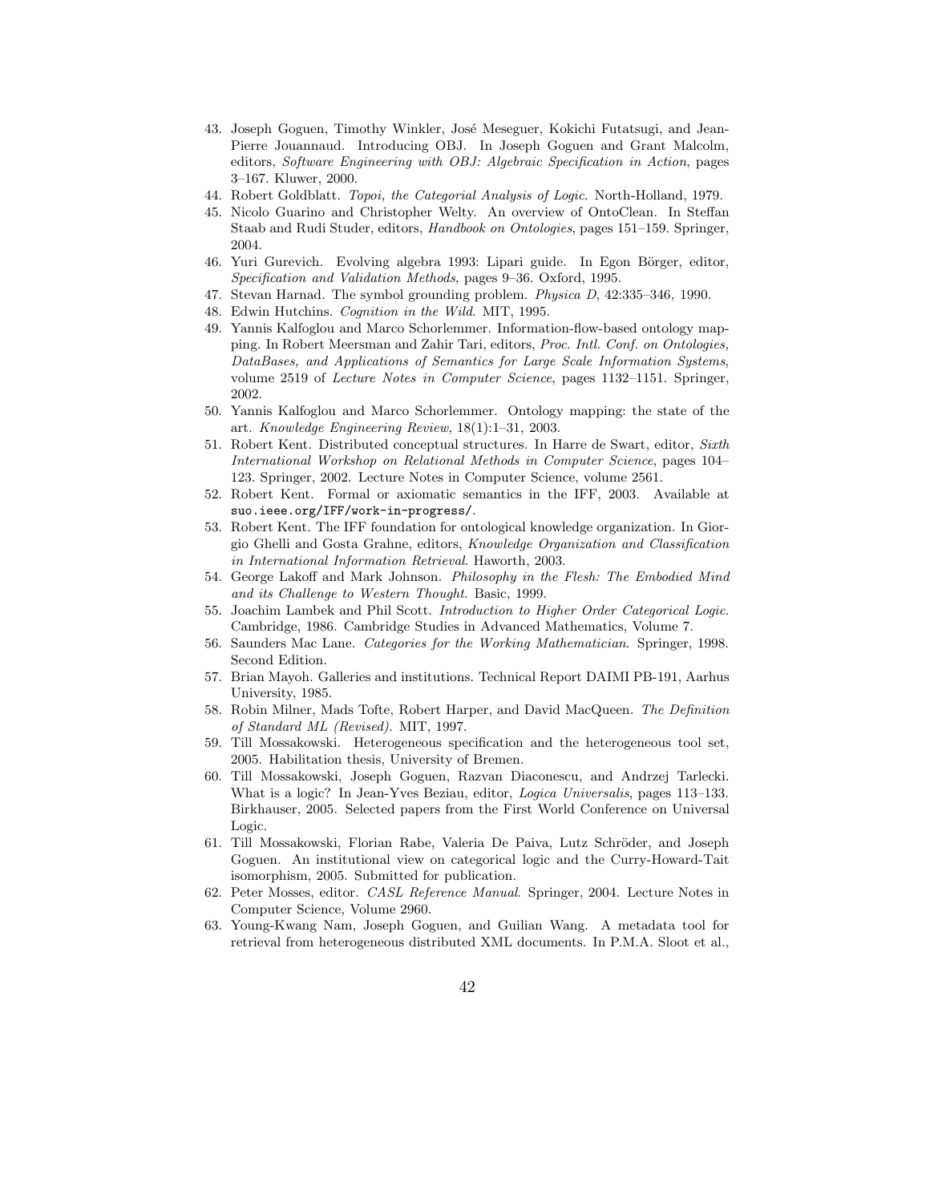43. Joseph Goguen, Timothy Winkler, José Meseguer, Kokichi Futatsugi, and Jean-Pierre Jouannaud. Introducing OBJ. In Joseph Goguen and Grant Malcolm, editors, *Software Engineering with OBJ: Algebraic Specification in Action*, pages 3–167. Kluwer, 2000.
44. Robert Goldblatt. *Topoi, the Categorial Analysis of Logic*. North-Holland, 1979.
45. Nicolo Guarino and Christopher Welty. An overview of OntoClean. In Steffan Staab and Rudi Studer, editors, *Handbook on Ontologies*, pages 151–159. Springer, 2004.
46. Yuri Gurevich. Evolving algebra 1993: Lipari guide. In Egon Börger, editor, *Specification and Validation Methods*, pages 9–36. Oxford, 1995.
47. Stevan Harnad. The symbol grounding problem. *Physica D*, 42:335–346, 1990.
48. Edwin Hutchins. *Cognition in the Wild*. MIT, 1995.
49. Yannis Kalfoglou and Marco Schorlemmer. Information-flow-based ontology mapping. In Robert Meersman and Zahir Tari, editors, *Proc. Intl. Conf. on Ontologies, DataBases, and Applications of Semantics for Large Scale Information Systems*, volume 2519 of *Lecture Notes in Computer Science*, pages 1132–1151. Springer, 2002.
50. Yannis Kalfoglou and Marco Schorlemmer. Ontology mapping: the state of the art. *Knowledge Engineering Review*, 18(1):1–31, 2003.
51. Robert Kent. Distributed conceptual structures. In Harre de Swart, editor, *Sixth International Workshop on Relational Methods in Computer Science*, pages 104–123. Springer, 2002. Lecture Notes in Computer Science, volume 2561.
52. Robert Kent. Formal or axiomatic semantics in the IFF, 2003. Available at `suo.ieee.org/IFF/work-in-progress/`.
53. Robert Kent. The IFF foundation for ontological knowledge organization. In Giorgio Ghelli and Gosta Grahne, editors, *Knowledge Organization and Classification in International Information Retrieval*. Haworth, 2003.
54. George Lakoff and Mark Johnson. *Philosophy in the Flesh: The Embodied Mind and its Challenge to Western Thought*. Basic, 1999.
55. Joachim Lambek and Phil Scott. *Introduction to Higher Order Categorical Logic*. Cambridge, 1986. Cambridge Studies in Advanced Mathematics, Volume 7.
56. Saunders Mac Lane. *Categories for the Working Mathematician*. Springer, 1998. Second Edition.
57. Brian Mayoh. Galleries and institutions. Technical Report DAIMI PB-191, Aarhus University, 1985.
58. Robin Milner, Mads Tofte, Robert Harper, and David MacQueen. *The Definition of Standard ML (Revised)*. MIT, 1997.
59. Till Mossakowski. Heterogeneous specification and the heterogeneous tool set, 2005. Habilitation thesis, University of Bremen.
60. Till Mossakowski, Joseph Goguen, Razvan Diaconescu, and Andrzej Tarlecki. What is a logic? In Jean-Yves Beziau, editor, *Logica Universalis*, pages 113–133. Birkhauser, 2005. Selected papers from the First World Conference on Universal Logic.
61. Till Mossakowski, Florian Rabe, Valeria De Paiva, Lutz Schröder, and Joseph Goguen. An institutional view on categorical logic and the Curry-Howard-Tait isomorphism, 2005. Submitted for publication.
62. Peter Mosses, editor. *CASL Reference Manual*. Springer, 2004. Lecture Notes in Computer Science, Volume 2960.
63. Young-Kwang Nam, Joseph Goguen, and Guilian Wang. A metadata tool for retrieval from heterogeneous distributed XML documents. In P.M.A. Sloot et al.,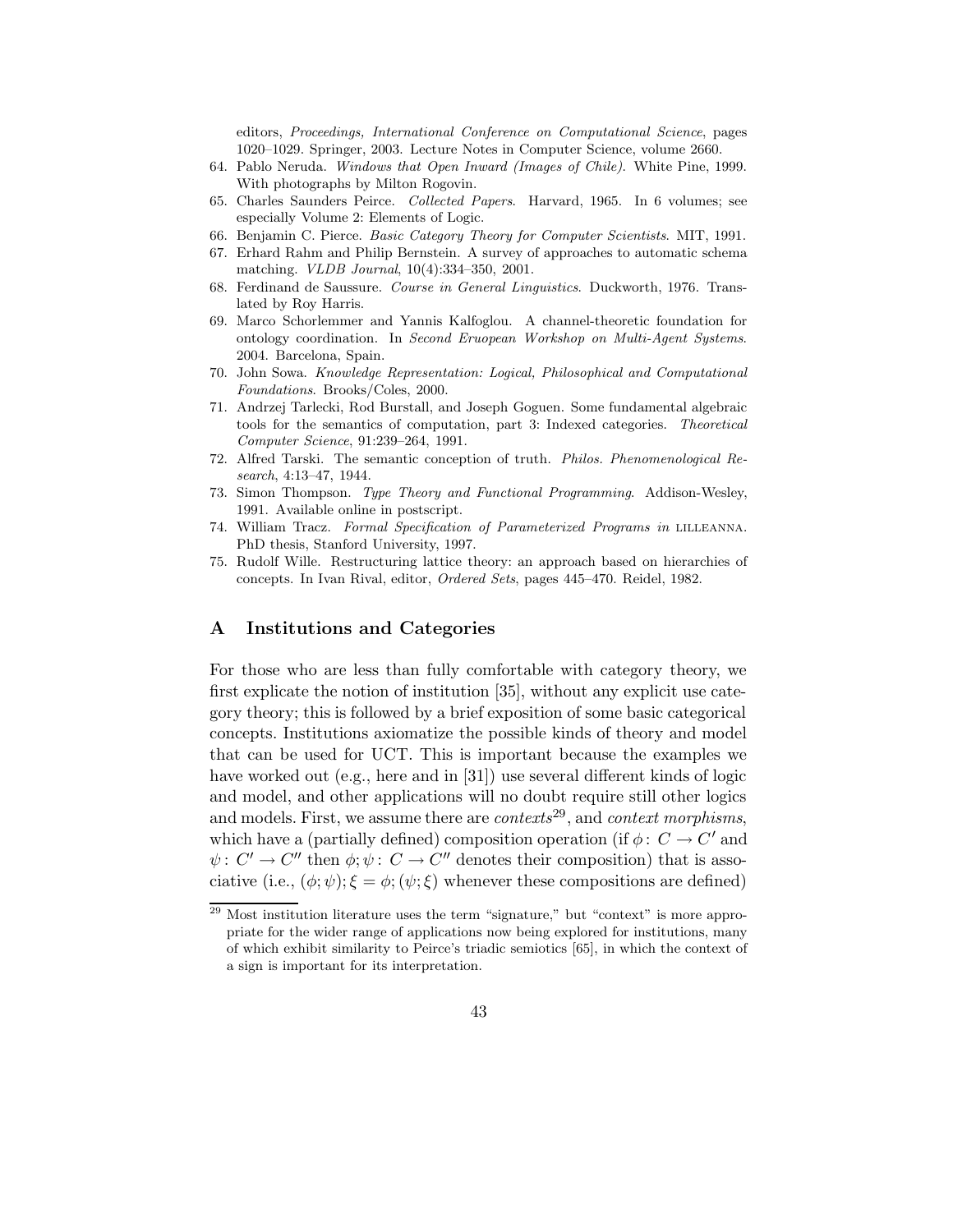editors, *Proceedings, International Conference on Computational Science*, pages 1020–1029. Springer, 2003. Lecture Notes in Computer Science, volume 2660.

64. Pablo Neruda. *Windows that Open Inward (Images of Chile)*. White Pine, 1999. With photographs by Milton Rogovin.
65. Charles Saunders Peirce. *Collected Papers*. Harvard, 1965. In 6 volumes; see especially Volume 2: Elements of Logic.
66. Benjamin C. Pierce. *Basic Category Theory for Computer Scientists*. MIT, 1991.
67. Erhard Rahm and Philip Bernstein. A survey of approaches to automatic schema matching. *VLDB Journal*, 10(4):334–350, 2001.
68. Ferdinand de Saussure. *Course in General Linguistics*. Duckworth, 1976. Translated by Roy Harris.
69. Marco Schorlemmer and Yannis Kalfoglou. A channel-theoretic foundation for ontology coordination. In *Second Eruopean Workshop on Multi-Agent Systems*. 2004. Barcelona, Spain.
70. John Sowa. *Knowledge Representation: Logical, Philosophical and Computational Foundations*. Brooks/Coles, 2000.
71. Andrzej Tarlecki, Rod Burstall, and Joseph Goguen. Some fundamental algebraic tools for the semantics of computation, part 3: Indexed categories. *Theoretical Computer Science*, 91:239–264, 1991.
72. Alfred Tarski. The semantic conception of truth. *Philos. Phenomenological Research*, 4:13–47, 1944.
73. Simon Thompson. *Type Theory and Functional Programming*. Addison-Wesley, 1991. Available online in postscript.
74. William Tracz. *Formal Specification of Parameterized Programs in* LILLEANNA. PhD thesis, Stanford University, 1997.
75. Rudolf Wille. Restructuring lattice theory: an approach based on hierarchies of concepts. In Ivan Rival, editor, *Ordered Sets*, pages 445–470. Reidel, 1982.

## A Institutions and Categories

For those who are less than fully comfortable with category theory, we first explicate the notion of institution [35], without any explicit use category theory; this is followed by a brief exposition of some basic categorical concepts. Institutions axiomatize the possible kinds of theory and model that can be used for UCT. This is important because the examples we have worked out (e.g., here and in [31]) use several different kinds of logic and model, and other applications will no doubt require still other logics and models. First, we assume there are *contexts*[29], and *context morphisms*, which have a (partially defined) composition operation (if $\phi\colon C \to C'$ and $\psi\colon C' \to C''$ then $\phi;\psi\colon C \to C''$ denotes their composition) that is associative (i.e., $(\phi;\psi);\xi = \phi;(\psi;\xi)$ whenever these compositions are defined)

[29] Most institution literature uses the term "signature," but "context" is more appropriate for the wider range of applications now being explored for institutions, many of which exhibit similarity to Peirce's triadic semiotics [65], in which the context of a sign is important for its interpretation.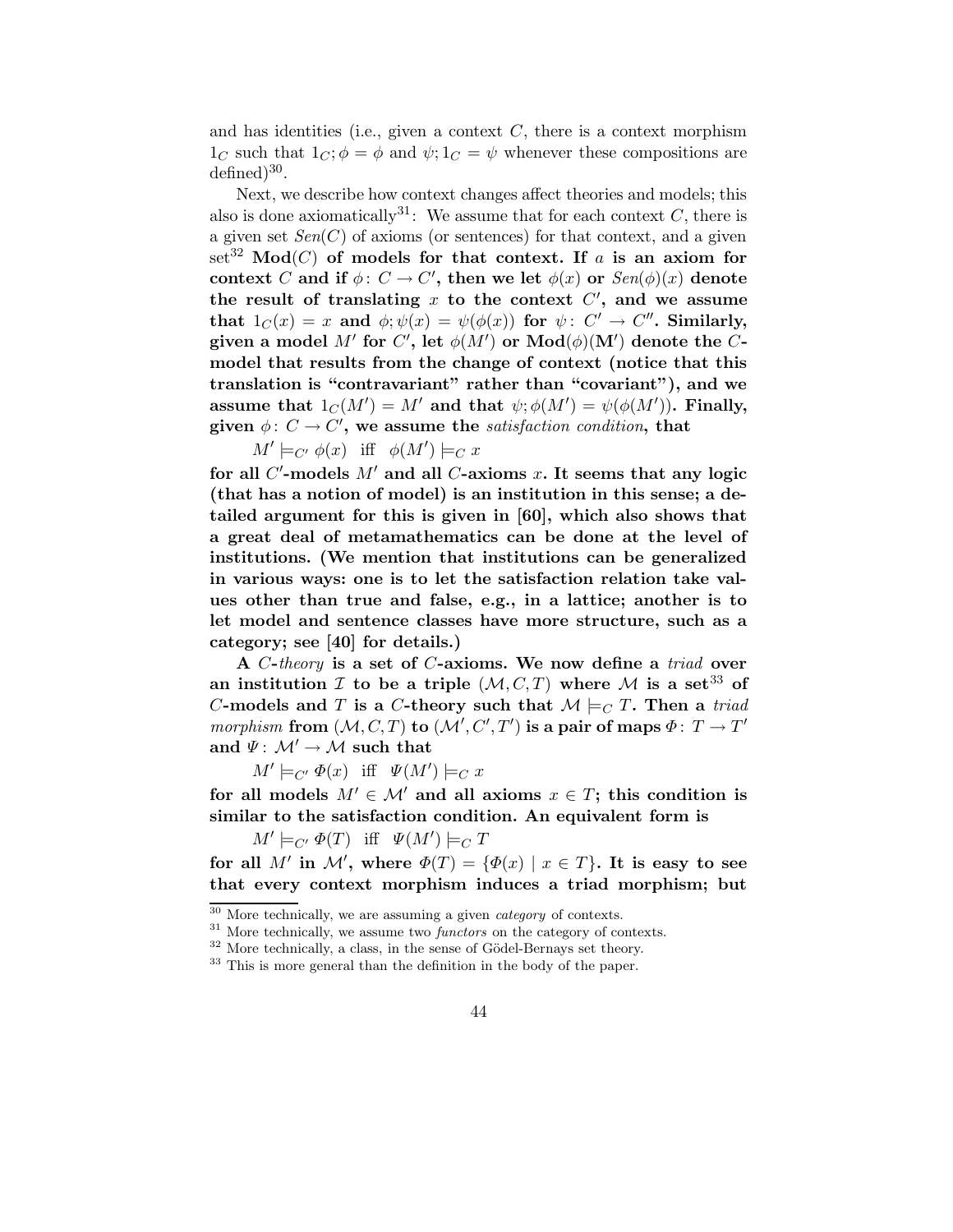and has identities (i.e., given a context $C$, there is a context morphism $1_C$ such that $1_C; \phi = \phi$ and $\psi; 1_C = \psi$ whenever these compositions are defined)[30].

Next, we describe how context changes affect theories and models; this also is done axiomatically[31]: We assume that for each context $C$, there is a given set $Sen(C)$ of axioms (or sentences) for that context, and a given set[32] **Mod**$(C)$ **of models for that context. If $a$ is an axiom for context $C$ and if $\phi\colon C \to C'$, then we let $\phi(x)$ or $Sen(\phi)(x)$ denote the result of translating $x$ to the context $C'$, and we assume that $1_C(x) = x$ and $\phi; \psi(x) = \psi(\phi(x))$ for $\psi\colon C' \to C''$. Similarly, given a model $M'$ for $C'$, let $\phi(M')$ or $\mathbf{Mod}(\phi)(\mathbf{M}')$ denote the $C$-model that results from the change of context (notice that this translation is "contravariant" rather than "covariant"), and we assume that $1_C(M') = M'$ and that $\psi; \phi(M') = \psi(\phi(M'))$. Finally, given $\phi\colon C \to C'$, we assume the *satisfaction condition*, that**

$$M' \models_{C'} \phi(x) \quad \text{iff} \quad \phi(M') \models_C x$$

**for all $C'$-models $M'$ and all $C$-axioms $x$. It seems that any logic (that has a notion of model) is an institution in this sense; a detailed argument for this is given in [60], which also shows that a great deal of metamathematics can be done at the level of institutions. (We mention that institutions can be generalized in various ways: one is to let the satisfaction relation take values other than true and false, e.g., in a lattice; another is to let model and sentence classes have more structure, such as a category; see [40] for details.)**

**A $C$-*theory* is a set of $C$-axioms. We now define a *triad* over an institution $\mathcal{I}$ to be a triple $(\mathcal{M}, C, T)$ where $\mathcal{M}$ is a set[33] of $C$-models and $T$ is a $C$-theory such that $\mathcal{M} \models_C T$. Then a *triad morphism* from $(\mathcal{M}, C, T)$ to $(\mathcal{M}', C', T')$ is a pair of maps $\Phi\colon T \to T'$ and $\Psi\colon \mathcal{M}' \to \mathcal{M}$ such that**

$$M' \models_{C'} \Phi(x) \quad \text{iff} \quad \Psi(M') \models_C x$$

**for all models $M' \in \mathcal{M}'$ and all axioms $x \in T$; this condition is similar to the satisfaction condition. An equivalent form is**

$$M' \models_{C'} \Phi(T) \quad \text{iff} \quad \Psi(M') \models_C T$$

**for all $M'$ in $\mathcal{M}'$, where $\Phi(T) = \{\Phi(x) \mid x \in T\}$. It is easy to see that every context morphism induces a triad morphism; but**

[30] More technically, we are assuming a given *category* of contexts.

[31] More technically, we assume two *functors* on the category of contexts.

[32] More technically, a class, in the sense of Gödel-Bernays set theory.

[33] This is more general than the definition in the body of the paper.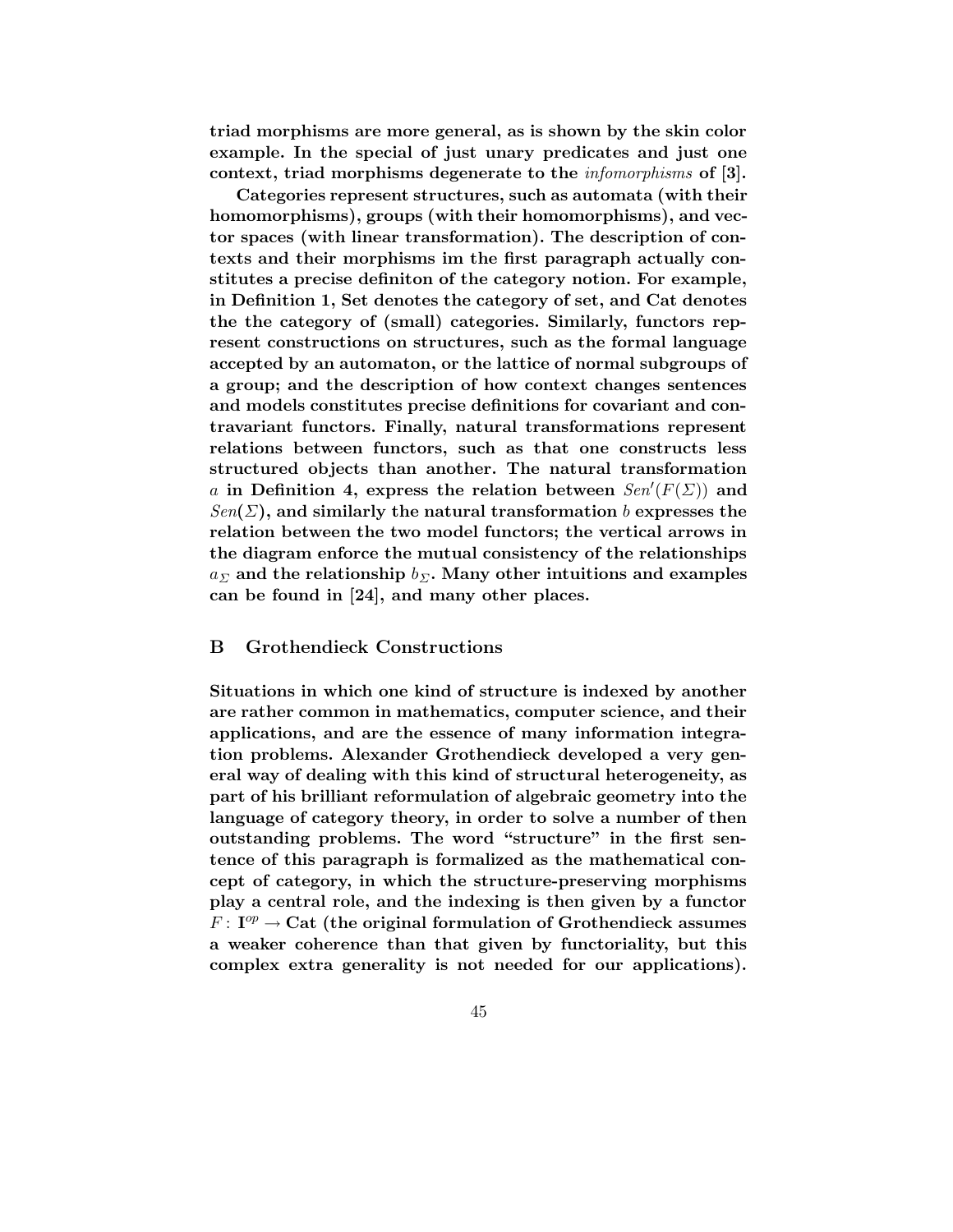triad morphisms are more general, as is shown by the skin color example. In the special of just unary predicates and just one context, triad morphisms degenerate to the *infomorphisms* of [**3**].

Categories represent structures, such as automata (with their homomorphisms), groups (with their homomorphisms), and vector spaces (with linear transformation). The description of contexts and their morphisms im the first paragraph actually constitutes a precise definiton of the category notion. For example, in Definition 1, Set denotes the category of set, and Cat denotes the the category of (small) categories. Similarly, functors represent constructions on structures, such as the formal language accepted by an automaton, or the lattice of normal subgroups of a group; and the description of how context changes sentences and models constitutes precise definitions for covariant and contravariant functors. Finally, natural transformations represent relations between functors, such as that one constructs less structured objects than another. The natural transformation $a$ in Definition 4, express the relation between $Sen'(F(\Sigma))$ and $Sen(\Sigma)$, and similarly the natural transformation $b$ expresses the relation between the two model functors; the vertical arrows in the diagram enforce the mutual consistency of the relationships $a_\Sigma$ and the relationship $b_\Sigma$. Many other intuitions and examples can be found in [**24**], and many other places.

## B Grothendieck Constructions

Situations in which one kind of structure is indexed by another are rather common in mathematics, computer science, and their applications, and are the essence of many information integration problems. Alexander Grothendieck developed a very general way of dealing with this kind of structural heterogeneity, as part of his brilliant reformulation of algebraic geometry into the language of category theory, in order to solve a number of then outstanding problems. The word "structure" in the first sentence of this paragraph is formalized as the mathematical concept of category, in which the structure-preserving morphisms play a central role, and the indexing is then given by a functor $F\colon \mathbf{I}^{op} \to \mathbf{Cat}$ (the original formulation of Grothendieck assumes a weaker coherence than that given by functoriality, but this complex extra generality is not needed for our applications).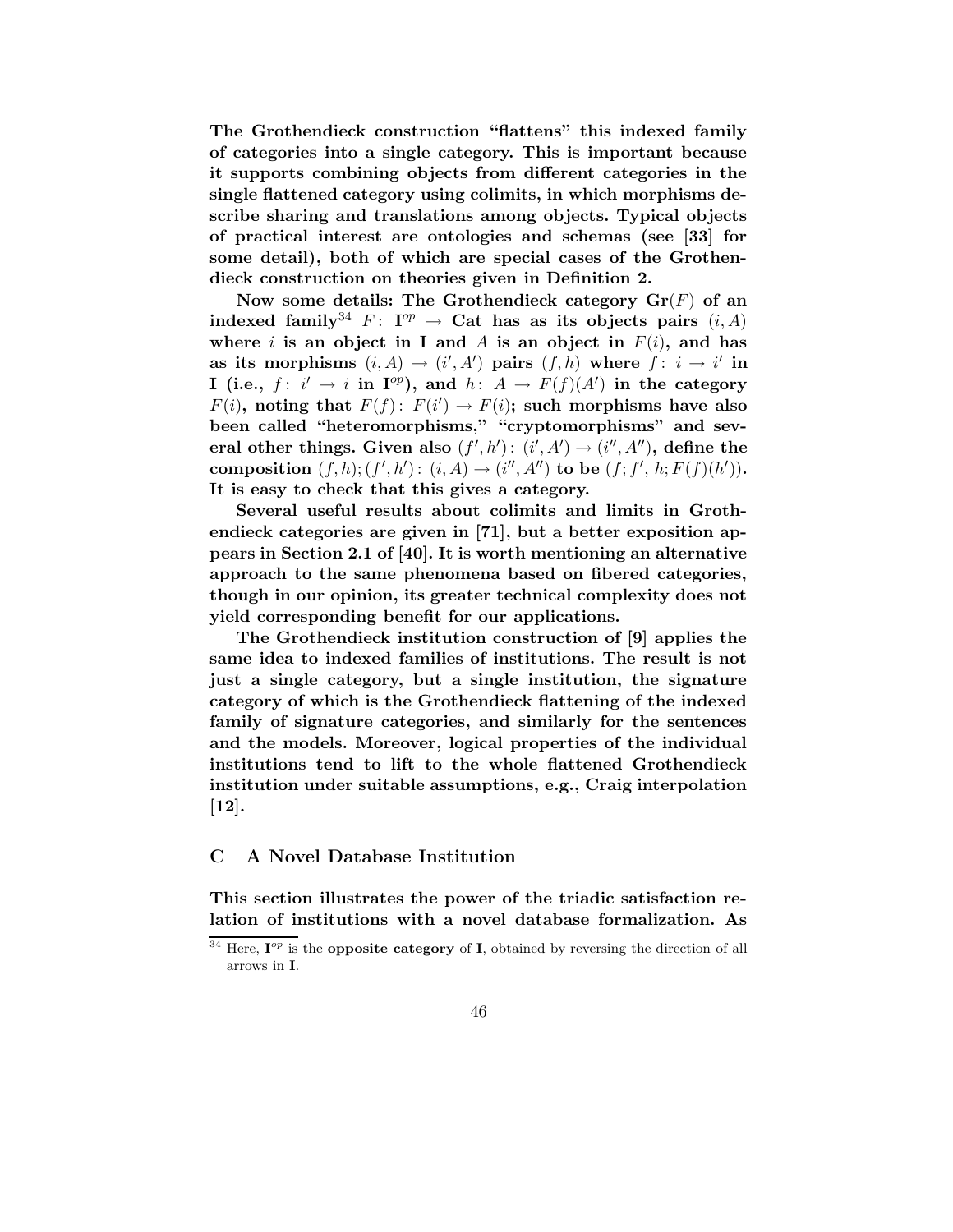The Grothendieck construction "flattens" this indexed family of categories into a single category. This is important because it supports combining objects from different categories in the single flattened category using colimits, in which morphisms describe sharing and translations among objects. Typical objects of practical interest are ontologies and schemas (see [33] for some detail), both of which are special cases of the Grothendieck construction on theories given in Definition 2.

Now some details: The Grothendieck category $\mathbf{Gr}(F)$ of an indexed family[34] $F\colon \mathbf{I}^{op} \to \mathbf{Cat}$ has as its objects pairs $(i, A)$ where $i$ is an object in $\mathbf{I}$ and $A$ is an object in $F(i)$, and has as its morphisms $(i, A) \to (i', A')$ pairs $(f, h)$ where $f\colon i \to i'$ in $\mathbf{I}$ (i.e., $f\colon i' \to i$ in $\mathbf{I}^{op}$), and $h\colon A \to F(f)(A')$ in the category $F(i)$, noting that $F(f)\colon F(i') \to F(i)$; such morphisms have also been called "heteromorphisms," "cryptomorphisms" and several other things. Given also $(f', h')\colon (i', A') \to (i'', A'')$, define the composition $(f, h); (f', h')\colon (i, A) \to (i'', A'')$ to be $(f; f',\, h; F(f)(h'))$. It is easy to check that this gives a category.

Several useful results about colimits and limits in Grothendieck categories are given in [71], but a better exposition appears in Section 2.1 of [40]. It is worth mentioning an alternative approach to the same phenomena based on fibered categories, though in our opinion, its greater technical complexity does not yield corresponding benefit for our applications.

The Grothendieck institution construction of [9] applies the same idea to indexed families of institutions. The result is not just a single category, but a single institution, the signature category of which is the Grothendieck flattening of the indexed family of signature categories, and similarly for the sentences and the models. Moreover, logical properties of the individual institutions tend to lift to the whole flattened Grothendieck institution under suitable assumptions, e.g., Craig interpolation [12].

## C A Novel Database Institution

This section illustrates the power of the triadic satisfaction relation of institutions with a novel database formalization. As

[34] Here, $\mathbf{I}^{op}$ is the **opposite category** of $\mathbf{I}$, obtained by reversing the direction of all arrows in $\mathbf{I}$.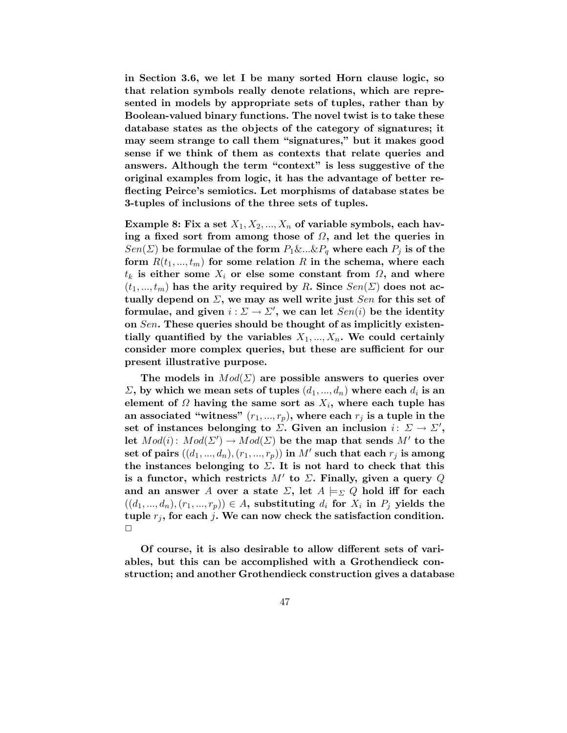in Section 3.6, we let I be many sorted Horn clause logic, so that relation symbols really denote relations, which are represented in models by appropriate sets of tuples, rather than by Boolean-valued binary functions. The novel twist is to take these database states as the objects of the category of signatures; it may seem strange to call them "signatures," but it makes good sense if we think of them as contexts that relate queries and answers. Although the term "context" is less suggestive of the original examples from logic, it has the advantage of better reflecting Peirce's semiotics. Let morphisms of database states be 3-tuples of inclusions of the three sets of tuples.

Example 8: Fix a set $X_1, X_2, ..., X_n$ of variable symbols, each having a fixed sort from among those of $\Omega$, and let the queries in $Sen(\Sigma)$ be formulae of the form $P_1\&...\&P_q$ where each $P_j$ is of the form $R(t_1, ..., t_m)$ for some relation $R$ in the schema, where each $t_k$ is either some $X_i$ or else some constant from $\Omega$, and where $(t_1, ..., t_m)$ has the arity required by $R$. Since $Sen(\Sigma)$ does not actually depend on $\Sigma$, we may as well write just $Sen$ for this set of formulae, and given $i : \Sigma \rightarrow \Sigma'$, we can let $Sen(i)$ be the identity on $Sen$. These queries should be thought of as implicitly existentially quantified by the variables $X_1, ..., X_n$. We could certainly consider more complex queries, but these are sufficient for our present illustrative purpose.

The models in $Mod(\Sigma)$ are possible answers to queries over $\Sigma$, by which we mean sets of tuples $(d_1, ..., d_n)$ where each $d_i$ is an element of $\Omega$ having the same sort as $X_i$, where each tuple has an associated "witness" $(r_1, ..., r_p)$, where each $r_j$ is a tuple in the set of instances belonging to $\Sigma$. Given an inclusion $i\colon \Sigma \rightarrow \Sigma'$, let $Mod(i)\colon Mod(\Sigma') \rightarrow Mod(\Sigma)$ be the map that sends $M'$ to the set of pairs $((d_1, ..., d_n), (r_1, ..., r_p))$ in $M'$ such that each $r_j$ is among the instances belonging to $\Sigma$. It is not hard to check that this is a functor, which restricts $M'$ to $\Sigma$. Finally, given a query $Q$ and an answer $A$ over a state $\Sigma$, let $A \models_\Sigma Q$ hold iff for each $((d_1, ..., d_n), (r_1, ..., r_p)) \in A$, substituting $d_i$ for $X_i$ in $P_j$ yields the tuple $r_j$, for each $j$. We can now check the satisfaction condition. $\Box$

Of course, it is also desirable to allow different sets of variables, but this can be accomplished with a Grothendieck construction; and another Grothendieck construction gives a database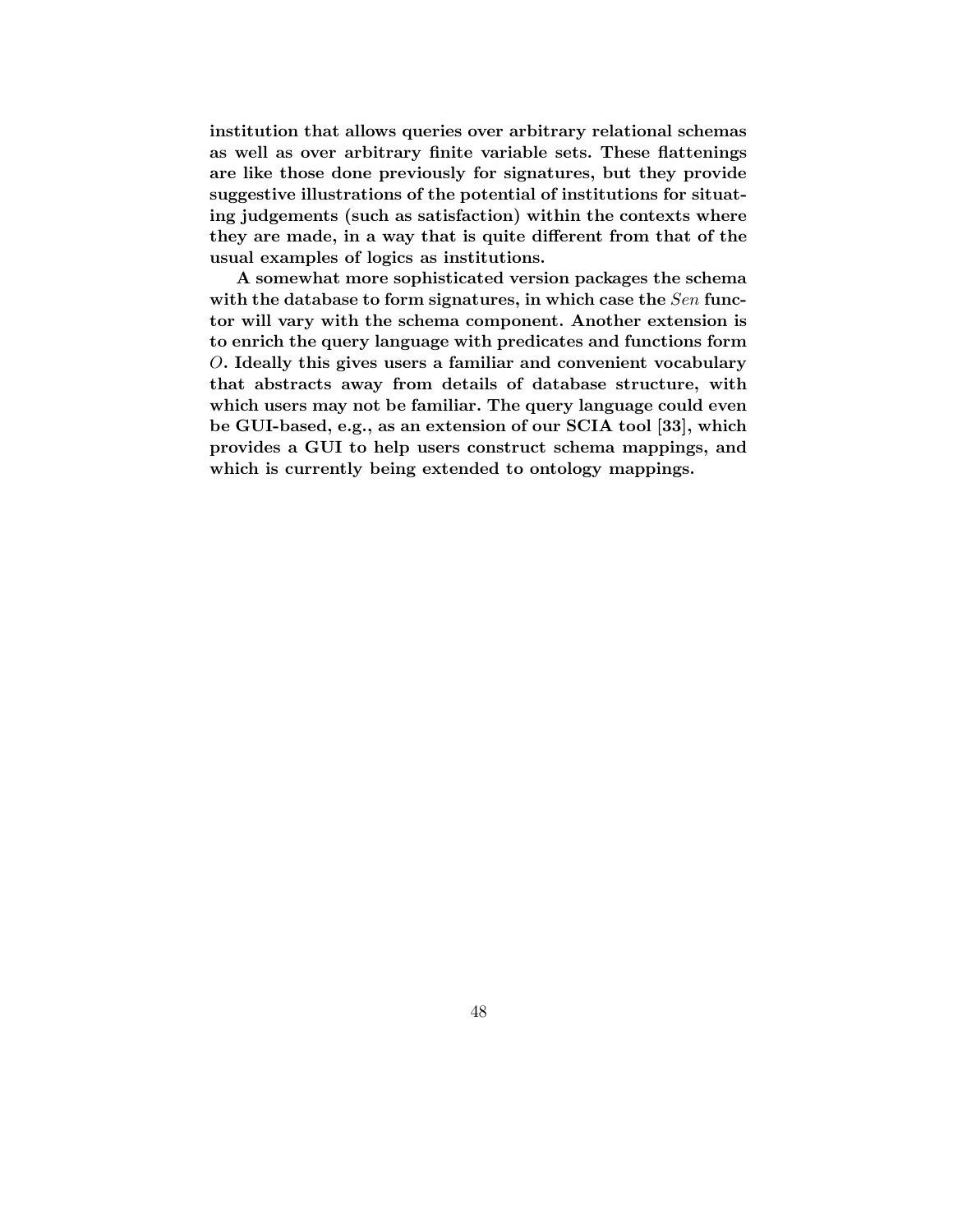**institution that allows queries over arbitrary relational schemas as well as over arbitrary finite variable sets. These flattenings are like those done previously for signatures, but they provide suggestive illustrations of the potential of institutions for situating judgements (such as satisfaction) within the contexts where they are made, in a way that is quite different from that of the usual examples of logics as institutions.**

**A somewhat more sophisticated version packages the schema with the database to form signatures, in which case the** $Sen$ **functor will vary with the schema component. Another extension is to enrich the query language with predicates and functions form** $O$**. Ideally this gives users a familiar and convenient vocabulary that abstracts away from details of database structure, with which users may not be familiar. The query language could even be GUI-based, e.g., as an extension of our SCIA tool [33], which provides a GUI to help users construct schema mappings, and which is currently being extended to ontology mappings.**